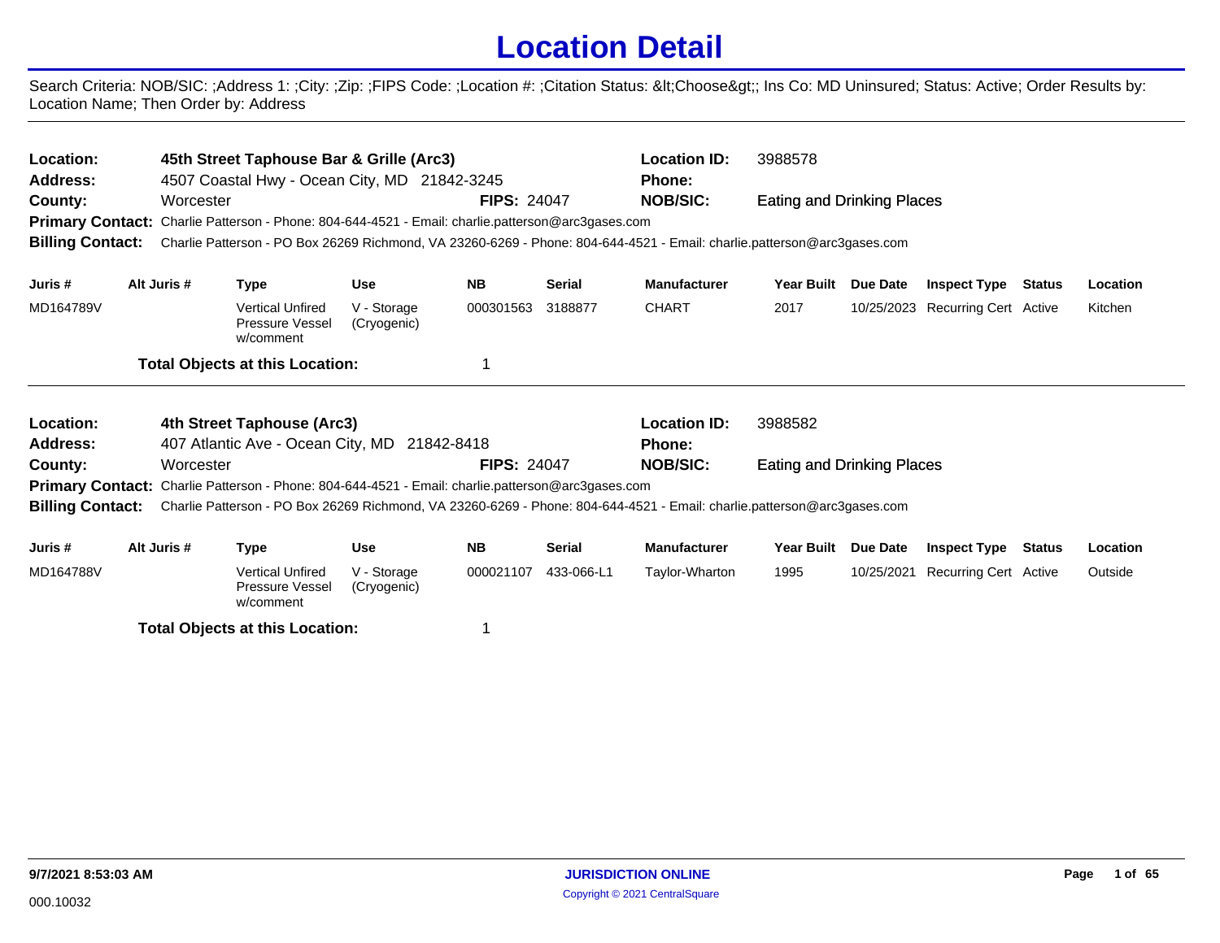# Location Detail

Search Criteria: NOB/SIC: ;Address 1: ;City: ;Zip: ;FIPS Code: ;Location #: ;Citation Status: &lt;Choose&gt;; Ins Co: MD Uninsured; Status: Active; Order Results by: Location Name; Then Order by: Address

---

**Location:** 45th Street Taphouse Bar & Grille (Arc3) **Location ID:** 3988578
**Address:** 4507 Coastal Hwy - Ocean City, MD 21842-3245 **Phone:**
**County:** Worcester **FIPS:** 24047 **NOB/SIC:** Eating and Drinking Places
**Primary Contact:** Charlie Patterson - Phone: 804-644-4521 - Email: charlie.patterson@arc3gases.com
**Billing Contact:** Charlie Patterson - PO Box 26269 Richmond, VA 23260-6269 - Phone: 804-644-4521 - Email: charlie.patterson@arc3gases.com

| Juris # | Alt Juris # | Type | Use | NB | Serial | Manufacturer | Year Built | Due Date | Inspect Type | Status | Location |
|---|---|---|---|---|---|---|---|---|---|---|---|
| MD164789V | | Vertical Unfired Pressure Vessel w/comment | V - Storage (Cryogenic) | 000301563 | 3188877 | CHART | 2017 | 10/25/2023 | Recurring Cert | Active | Kitchen |

**Total Objects at this Location:** 1

---

**Location:** 4th Street Taphouse (Arc3) **Location ID:** 3988582
**Address:** 407 Atlantic Ave - Ocean City, MD 21842-8418 **Phone:**
**County:** Worcester **FIPS:** 24047 **NOB/SIC:** Eating and Drinking Places
**Primary Contact:** Charlie Patterson - Phone: 804-644-4521 - Email: charlie.patterson@arc3gases.com
**Billing Contact:** Charlie Patterson - PO Box 26269 Richmond, VA 23260-6269 - Phone: 804-644-4521 - Email: charlie.patterson@arc3gases.com

| Juris # | Alt Juris # | Type | Use | NB | Serial | Manufacturer | Year Built | Due Date | Inspect Type | Status | Location |
|---|---|---|---|---|---|---|---|---|---|---|---|
| MD164788V | | Vertical Unfired Pressure Vessel w/comment | V - Storage (Cryogenic) | 000021107 | 433-066-L1 | Taylor-Wharton | 1995 | 10/25/2021 | Recurring Cert | Active | Outside |

**Total Objects at this Location:** 1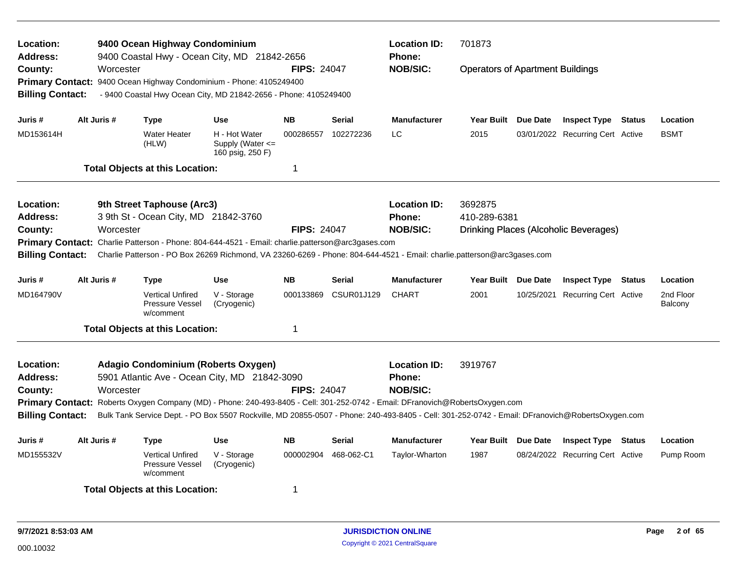**Location:** 9400 Ocean Highway Condominium
**Address:** 9400 Coastal Hwy - Ocean City, MD 21842-2656
**County:** Worcester
**FIPS:** 24047
**Location ID:** 701873
**Phone:**
**NOB/SIC:** Operators of Apartment Buildings
**Primary Contact:** 9400 Ocean Highway Condominium - Phone: 4105249400
**Billing Contact:** - 9400 Coastal Hwy Ocean City, MD 21842-2656 - Phone: 4105249400

| Juris # | Alt Juris # | Type | Use | NB | Serial | Manufacturer | Year Built | Due Date | Inspect Type | Status | Location |
|---|---|---|---|---|---|---|---|---|---|---|---|
| MD153614H | | Water Heater (HLW) | H - Hot Water Supply (Water <= 160 psig, 250 F) | 000286557 | 102272236 | LC | 2015 | 03/01/2022 | Recurring Cert | Active | BSMT |

**Total Objects at this Location:** 1

---

**Location:** 9th Street Taphouse (Arc3)
**Address:** 3 9th St - Ocean City, MD 21842-3760
**County:** Worcester
**FIPS:** 24047
**Location ID:** 3692875
**Phone:** 410-289-6381
**NOB/SIC:** Drinking Places (Alcoholic Beverages)
**Primary Contact:** Charlie Patterson - Phone: 804-644-4521 - Email: charlie.patterson@arc3gases.com
**Billing Contact:** Charlie Patterson - PO Box 26269 Richmond, VA 23260-6269 - Phone: 804-644-4521 - Email: charlie.patterson@arc3gases.com

| Juris # | Alt Juris # | Type | Use | NB | Serial | Manufacturer | Year Built | Due Date | Inspect Type | Status | Location |
|---|---|---|---|---|---|---|---|---|---|---|---|
| MD164790V | | Vertical Unfired Pressure Vessel w/comment | V - Storage (Cryogenic) | 000133869 | CSUR01J129 | CHART | 2001 | 10/25/2021 | Recurring Cert | Active | 2nd Floor Balcony |

**Total Objects at this Location:** 1

---

**Location:** Adagio Condominium (Roberts Oxygen)
**Address:** 5901 Atlantic Ave - Ocean City, MD 21842-3090
**County:** Worcester
**FIPS:** 24047
**Location ID:** 3919767
**Phone:**
**NOB/SIC:**
**Primary Contact:** Roberts Oxygen Company (MD) - Phone: 240-493-8405 - Cell: 301-252-0742 - Email: DFranovich@RobertsOxygen.com
**Billing Contact:** Bulk Tank Service Dept. - PO Box 5507 Rockville, MD 20855-0507 - Phone: 240-493-8405 - Cell: 301-252-0742 - Email: DFranovich@RobertsOxygen.com

| Juris # | Alt Juris # | Type | Use | NB | Serial | Manufacturer | Year Built | Due Date | Inspect Type | Status | Location |
|---|---|---|---|---|---|---|---|---|---|---|---|
| MD155532V | | Vertical Unfired Pressure Vessel w/comment | V - Storage (Cryogenic) | 000002904 | 468-062-C1 | Taylor-Wharton | 1987 | 08/24/2022 | Recurring Cert | Active | Pump Room |

**Total Objects at this Location:** 1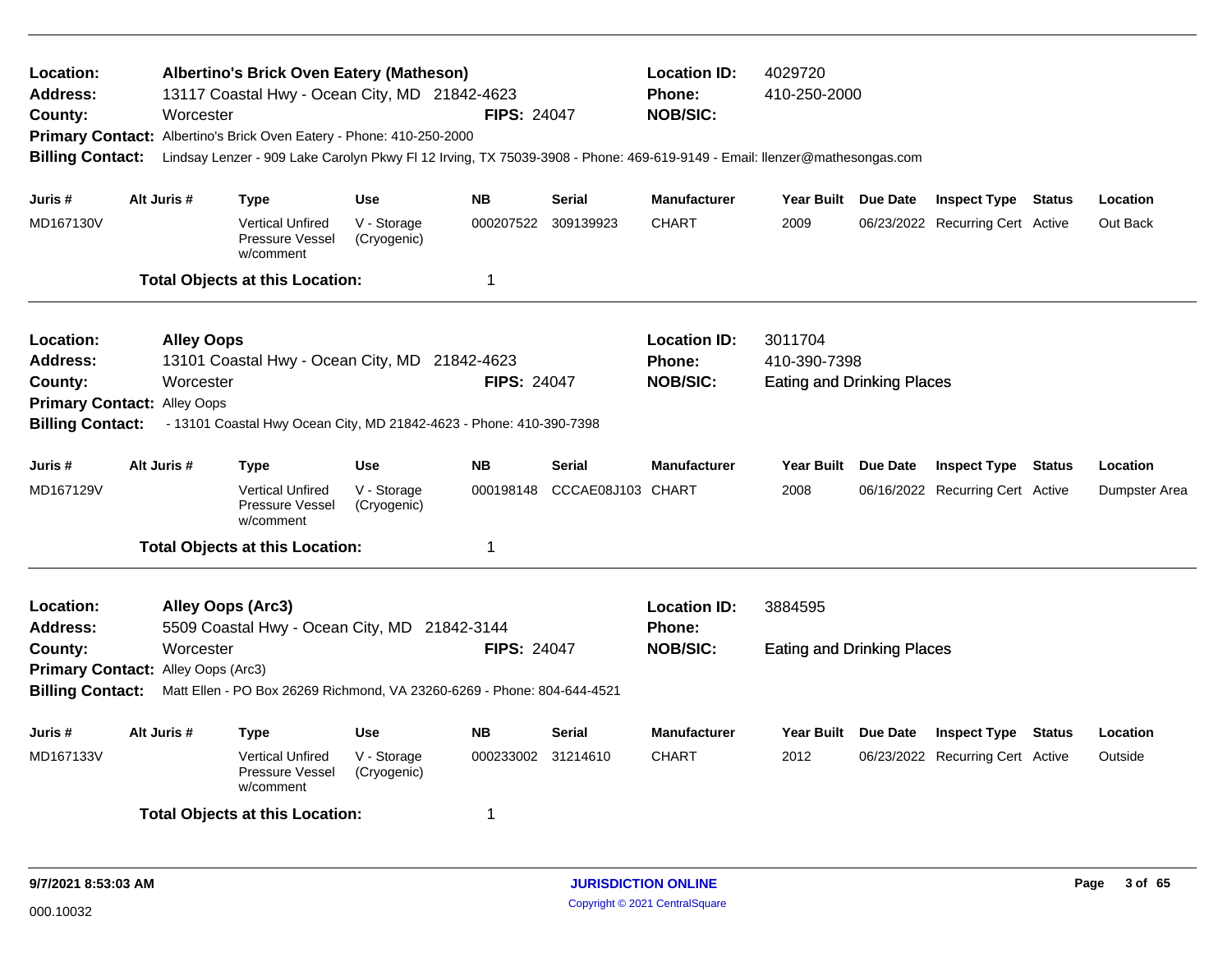**Location:** **Albertino's Brick Oven Eatery (Matheson)**
**Location ID:** 4029720
**Address:** 13117 Coastal Hwy - Ocean City, MD 21842-4623
**Phone:** 410-250-2000
**County:** Worcester
**FIPS:** 24047
**NOB/SIC:**
**Primary Contact:** Albertino's Brick Oven Eatery - Phone: 410-250-2000
**Billing Contact:** Lindsay Lenzer - 909 Lake Carolyn Pkwy Fl 12 Irving, TX 75039-3908 - Phone: 469-619-9149 - Email: llenzer@mathesongas.com

| Juris # | Alt Juris # | Type | Use | NB | Serial | Manufacturer | Year Built | Due Date | Inspect Type | Status | Location |
|---|---|---|---|---|---|---|---|---|---|---|---|
| MD167130V | | Vertical Unfired Pressure Vessel w/comment | V - Storage (Cryogenic) | 000207522 | 309139923 | CHART | 2009 | 06/23/2022 | Recurring Cert | Active | Out Back |

**Total Objects at this Location:** 1

---

**Location:** **Alley Oops**
**Location ID:** 3011704
**Address:** 13101 Coastal Hwy - Ocean City, MD 21842-4623
**Phone:** 410-390-7398
**County:** Worcester
**FIPS:** 24047
**NOB/SIC:** Eating and Drinking Places
**Primary Contact:** Alley Oops
**Billing Contact:** - 13101 Coastal Hwy Ocean City, MD 21842-4623 - Phone: 410-390-7398

| Juris # | Alt Juris # | Type | Use | NB | Serial | Manufacturer | Year Built | Due Date | Inspect Type | Status | Location |
|---|---|---|---|---|---|---|---|---|---|---|---|
| MD167129V | | Vertical Unfired Pressure Vessel w/comment | V - Storage (Cryogenic) | 000198148 | CCCAE08J103 | CHART | 2008 | 06/16/2022 | Recurring Cert | Active | Dumpster Area |

**Total Objects at this Location:** 1

---

**Location:** **Alley Oops (Arc3)**
**Location ID:** 3884595
**Address:** 5509 Coastal Hwy - Ocean City, MD 21842-3144
**Phone:**
**County:** Worcester
**FIPS:** 24047
**NOB/SIC:** Eating and Drinking Places
**Primary Contact:** Alley Oops (Arc3)
**Billing Contact:** Matt Ellen - PO Box 26269 Richmond, VA 23260-6269 - Phone: 804-644-4521

| Juris # | Alt Juris # | Type | Use | NB | Serial | Manufacturer | Year Built | Due Date | Inspect Type | Status | Location |
|---|---|---|---|---|---|---|---|---|---|---|---|
| MD167133V | | Vertical Unfired Pressure Vessel w/comment | V - Storage (Cryogenic) | 000233002 | 31214610 | CHART | 2012 | 06/23/2022 | Recurring Cert | Active | Outside |

**Total Objects at this Location:** 1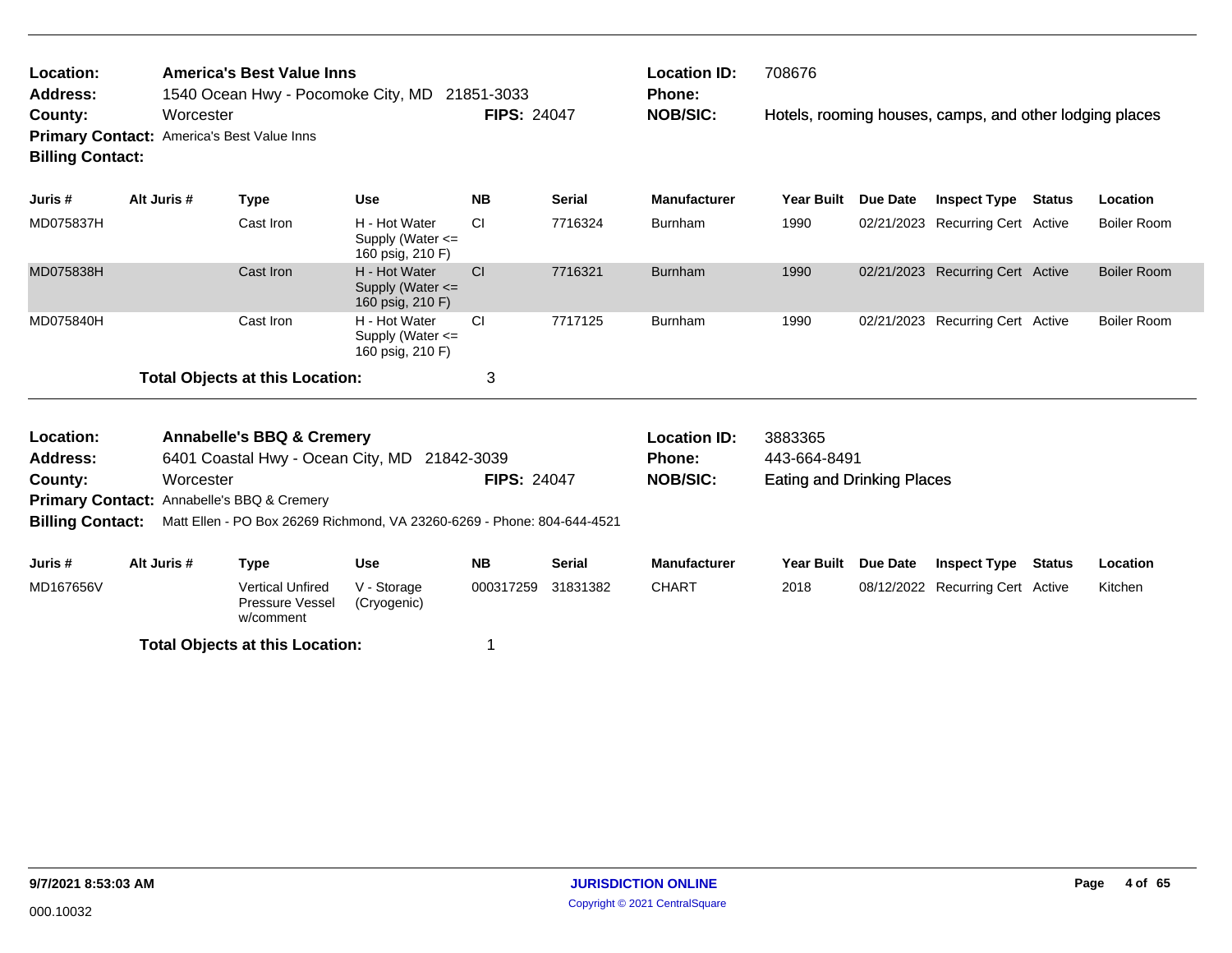**Location:** **America's Best Value Inns**
**Address:** 1540 Ocean Hwy - Pocomoke City, MD 21851-3033
**County:** Worcester
**FIPS:** 24047
**Primary Contact:** America's Best Value Inns
**Billing Contact:**

**Location ID:** 708676
**Phone:**
**NOB/SIC:** Hotels, rooming houses, camps, and other lodging places

| Juris # | Alt Juris # | Type | Use | NB | Serial | Manufacturer | Year Built | Due Date | Inspect Type | Status | Location |
|---|---|---|---|---|---|---|---|---|---|---|---|
| MD075837H | | Cast Iron | H - Hot Water Supply (Water <= 160 psig, 210 F) | CI | 7716324 | Burnham | 1990 | 02/21/2023 | Recurring Cert | Active | Boiler Room |
| MD075838H | | Cast Iron | H - Hot Water Supply (Water <= 160 psig, 210 F) | CI | 7716321 | Burnham | 1990 | 02/21/2023 | Recurring Cert | Active | Boiler Room |
| MD075840H | | Cast Iron | H - Hot Water Supply (Water <= 160 psig, 210 F) | CI | 7717125 | Burnham | 1990 | 02/21/2023 | Recurring Cert | Active | Boiler Room |

**Total Objects at this Location:** 3

---

**Location:** **Annabelle's BBQ & Cremery**
**Address:** 6401 Coastal Hwy - Ocean City, MD 21842-3039
**County:** Worcester
**FIPS:** 24047
**Primary Contact:** Annabelle's BBQ & Cremery
**Billing Contact:** Matt Ellen - PO Box 26269 Richmond, VA 23260-6269 - Phone: 804-644-4521

**Location ID:** 3883365
**Phone:** 443-664-8491
**NOB/SIC:** Eating and Drinking Places

| Juris # | Alt Juris # | Type | Use | NB | Serial | Manufacturer | Year Built | Due Date | Inspect Type | Status | Location |
|---|---|---|---|---|---|---|---|---|---|---|---|
| MD167656V | | Vertical Unfired Pressure Vessel w/comment | V - Storage (Cryogenic) | 000317259 | 31831382 | CHART | 2018 | 08/12/2022 | Recurring Cert | Active | Kitchen |

**Total Objects at this Location:** 1

9/7/2021 8:53:03 AM

000.10032

JURISDICTION ONLINE
Copyright © 2021 CentralSquare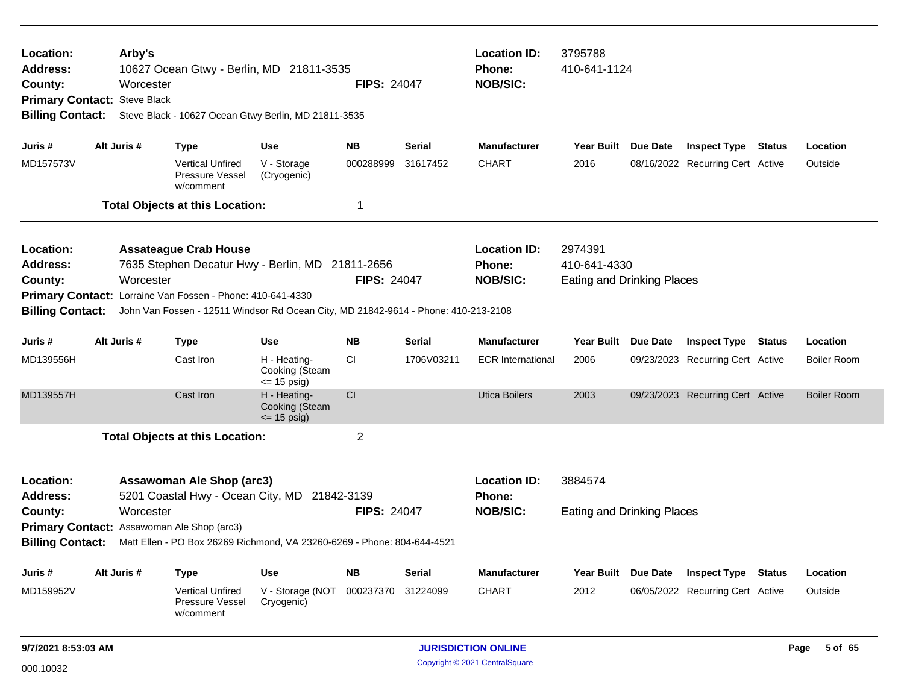**Location:** Arby's
**Address:** 10627 Ocean Gtwy - Berlin, MD 21811-3535
**County:** Worcester
**FIPS:** 24047
**Location ID:** 3795788
**Phone:** 410-641-1124
**NOB/SIC:**
**Primary Contact:** Steve Black
**Billing Contact:** Steve Black - 10627 Ocean Gtwy Berlin, MD 21811-3535

| Juris # | Alt Juris # | Type | Use | NB | Serial | Manufacturer | Year Built | Due Date | Inspect Type | Status | Location |
|---|---|---|---|---|---|---|---|---|---|---|---|
| MD157573V | | Vertical Unfired Pressure Vessel w/comment | V - Storage (Cryogenic) | 000288999 | 31617452 | CHART | 2016 | 08/16/2022 | Recurring Cert | Active | Outside |

**Total Objects at this Location:** 1

---

**Location:** Assateague Crab House
**Address:** 7635 Stephen Decatur Hwy - Berlin, MD 21811-2656
**County:** Worcester
**FIPS:** 24047
**Location ID:** 2974391
**Phone:** 410-641-4330
**NOB/SIC:** Eating and Drinking Places
**Primary Contact:** Lorraine Van Fossen - Phone: 410-641-4330
**Billing Contact:** John Van Fossen - 12511 Windsor Rd Ocean City, MD 21842-9614 - Phone: 410-213-2108

| Juris # | Alt Juris # | Type | Use | NB | Serial | Manufacturer | Year Built | Due Date | Inspect Type | Status | Location |
|---|---|---|---|---|---|---|---|---|---|---|---|
| MD139556H | | Cast Iron | H - Heating-Cooking (Steam <= 15 psig) | CI | 1706V03211 | ECR International | 2006 | 09/23/2023 | Recurring Cert | Active | Boiler Room |
| MD139557H | | Cast Iron | H - Heating-Cooking (Steam <= 15 psig) | CI | | Utica Boilers | 2003 | 09/23/2023 | Recurring Cert | Active | Boiler Room |

**Total Objects at this Location:** 2

---

**Location:** Assawoman Ale Shop (arc3)
**Address:** 5201 Coastal Hwy - Ocean City, MD 21842-3139
**County:** Worcester
**FIPS:** 24047
**Location ID:** 3884574
**Phone:**
**NOB/SIC:** Eating and Drinking Places
**Primary Contact:** Assawoman Ale Shop (arc3)
**Billing Contact:** Matt Ellen - PO Box 26269 Richmond, VA 23260-6269 - Phone: 804-644-4521

| Juris # | Alt Juris # | Type | Use | NB | Serial | Manufacturer | Year Built | Due Date | Inspect Type | Status | Location |
|---|---|---|---|---|---|---|---|---|---|---|---|
| MD159952V | | Vertical Unfired Pressure Vessel w/comment | V - Storage (NOT Cryogenic) | 000237370 | 31224099 | CHART | 2012 | 06/05/2022 | Recurring Cert | Active | Outside |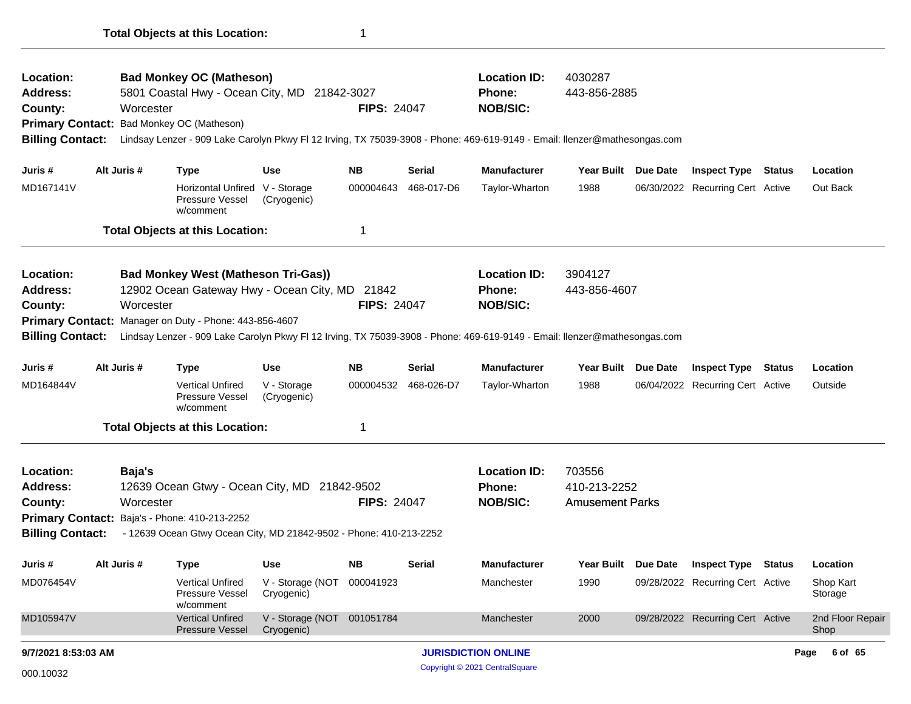**Total Objects at this Location:** 1

---

**Location:** **Bad Monkey OC (Matheson)** | **Location ID:** 4030287
**Address:** 5801 Coastal Hwy - Ocean City, MD 21842-3027 | **Phone:** 443-856-2885
**County:** Worcester | **FIPS:** 24047 | **NOB/SIC:**
**Primary Contact:** Bad Monkey OC (Matheson)
**Billing Contact:** Lindsay Lenzer - 909 Lake Carolyn Pkwy Fl 12 Irving, TX 75039-3908 - Phone: 469-619-9149 - Email: llenzer@mathesongas.com

| Juris # | Alt Juris # | Type | Use | NB | Serial | Manufacturer | Year Built | Due Date | Inspect Type | Status | Location |
|---|---|---|---|---|---|---|---|---|---|---|---|
| MD167141V | | Horizontal Unfired Pressure Vessel w/comment | V - Storage (Cryogenic) | 000004643 | 468-017-D6 | Taylor-Wharton | 1988 | 06/30/2022 | Recurring Cert | Active | Out Back |

**Total Objects at this Location:** 1

---

**Location:** **Bad Monkey West (Matheson Tri-Gas))** | **Location ID:** 3904127
**Address:** 12902 Ocean Gateway Hwy - Ocean City, MD 21842 | **Phone:** 443-856-4607
**County:** Worcester | **FIPS:** 24047 | **NOB/SIC:**
**Primary Contact:** Manager on Duty - Phone: 443-856-4607
**Billing Contact:** Lindsay Lenzer - 909 Lake Carolyn Pkwy Fl 12 Irving, TX 75039-3908 - Phone: 469-619-9149 - Email: llenzer@mathesongas.com

| Juris # | Alt Juris # | Type | Use | NB | Serial | Manufacturer | Year Built | Due Date | Inspect Type | Status | Location |
|---|---|---|---|---|---|---|---|---|---|---|---|
| MD164844V | | Vertical Unfired Pressure Vessel w/comment | V - Storage (Cryogenic) | 000004532 | 468-026-D7 | Taylor-Wharton | 1988 | 06/04/2022 | Recurring Cert | Active | Outside |

**Total Objects at this Location:** 1

---

**Location:** **Baja's** | **Location ID:** 703556
**Address:** 12639 Ocean Gtwy - Ocean City, MD 21842-9502 | **Phone:** 410-213-2252
**County:** Worcester | **FIPS:** 24047 | **NOB/SIC:** Amusement Parks
**Primary Contact:** Baja's - Phone: 410-213-2252
**Billing Contact:** - 12639 Ocean Gtwy Ocean City, MD 21842-9502 - Phone: 410-213-2252

| Juris # | Alt Juris # | Type | Use | NB | Serial | Manufacturer | Year Built | Due Date | Inspect Type | Status | Location |
|---|---|---|---|---|---|---|---|---|---|---|---|
| MD076454V | | Vertical Unfired Pressure Vessel w/comment | V - Storage (NOT Cryogenic) | 000041923 | | Manchester | 1990 | 09/28/2022 | Recurring Cert | Active | Shop Kart Storage |
| MD105947V | | Vertical Unfired Pressure Vessel | V - Storage (NOT Cryogenic) | 001051784 | | Manchester | 2000 | 09/28/2022 | Recurring Cert | Active | 2nd Floor Repair Shop |

9/7/2021 8:53:03 AM

000.10032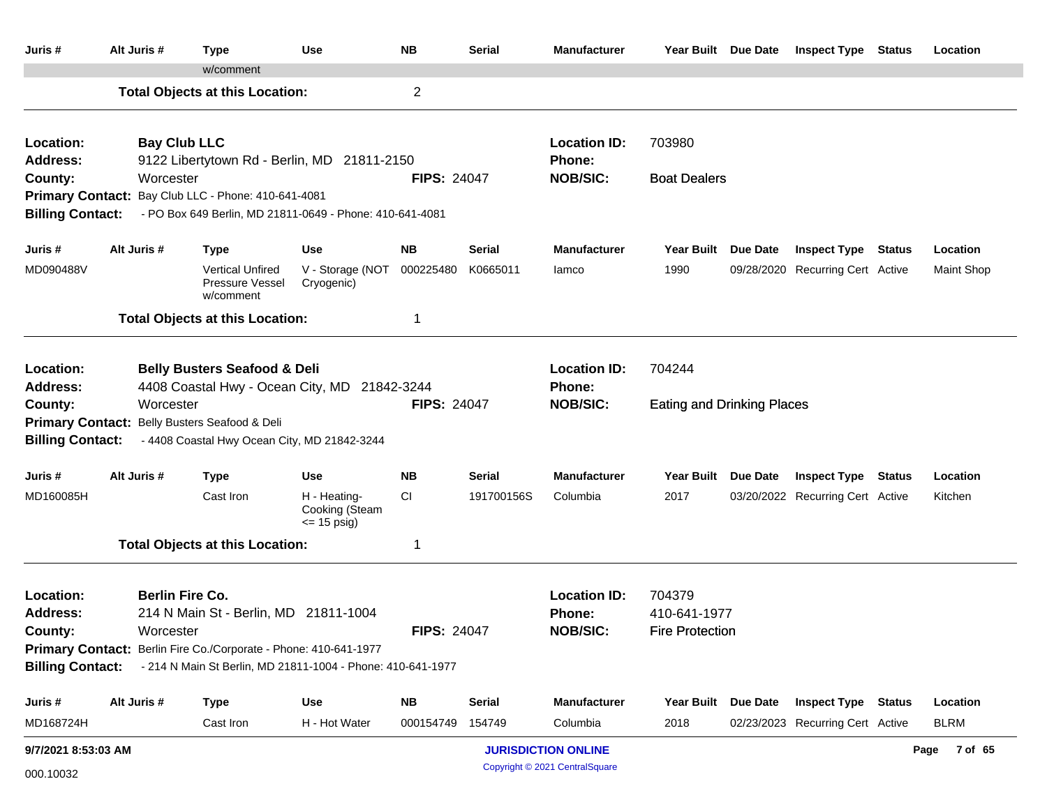| Juris # | Alt Juris # | Type | Use | NB | Serial | Manufacturer | Year Built | Due Date | Inspect Type | Status | Location |
|---|---|---|---|---|---|---|---|---|---|---|---|
| | | w/comment | | | | | | | | | |

**Total Objects at this Location:** 2

---

**Location:** Bay Club LLC
**Address:** 9122 Libertytown Rd - Berlin, MD 21811-2150
**County:** Worcester
**FIPS:** 24047
**Location ID:** 703980
**Phone:**
**NOB/SIC:** Boat Dealers
**Primary Contact:** Bay Club LLC - Phone: 410-641-4081
**Billing Contact:** - PO Box 649 Berlin, MD 21811-0649 - Phone: 410-641-4081

| Juris # | Alt Juris # | Type | Use | NB | Serial | Manufacturer | Year Built | Due Date | Inspect Type | Status | Location |
|---|---|---|---|---|---|---|---|---|---|---|---|
| MD090488V | | Vertical Unfired Pressure Vessel w/comment | V - Storage (NOT Cryogenic) | 000225480 | K0665011 | Iamco | 1990 | 09/28/2020 | Recurring Cert | Active | Maint Shop |

**Total Objects at this Location:** 1

---

**Location:** Belly Busters Seafood & Deli
**Address:** 4408 Coastal Hwy - Ocean City, MD 21842-3244
**County:** Worcester
**FIPS:** 24047
**Location ID:** 704244
**Phone:**
**NOB/SIC:** Eating and Drinking Places
**Primary Contact:** Belly Busters Seafood & Deli
**Billing Contact:** - 4408 Coastal Hwy Ocean City, MD 21842-3244

| Juris # | Alt Juris # | Type | Use | NB | Serial | Manufacturer | Year Built | Due Date | Inspect Type | Status | Location |
|---|---|---|---|---|---|---|---|---|---|---|---|
| MD160085H | | Cast Iron | H - Heating-Cooking (Steam <= 15 psig) | CI | 191700156S | Columbia | 2017 | 03/20/2022 | Recurring Cert | Active | Kitchen |

**Total Objects at this Location:** 1

---

**Location:** Berlin Fire Co.
**Address:** 214 N Main St - Berlin, MD 21811-1004
**County:** Worcester
**FIPS:** 24047
**Location ID:** 704379
**Phone:** 410-641-1977
**NOB/SIC:** Fire Protection
**Primary Contact:** Berlin Fire Co./Corporate - Phone: 410-641-1977
**Billing Contact:** - 214 N Main St Berlin, MD 21811-1004 - Phone: 410-641-1977

| Juris # | Alt Juris # | Type | Use | NB | Serial | Manufacturer | Year Built | Due Date | Inspect Type | Status | Location |
|---|---|---|---|---|---|---|---|---|---|---|---|
| MD168724H | | Cast Iron | H - Hot Water | 000154749 | 154749 | Columbia | 2018 | 02/23/2023 | Recurring Cert | Active | BLRM |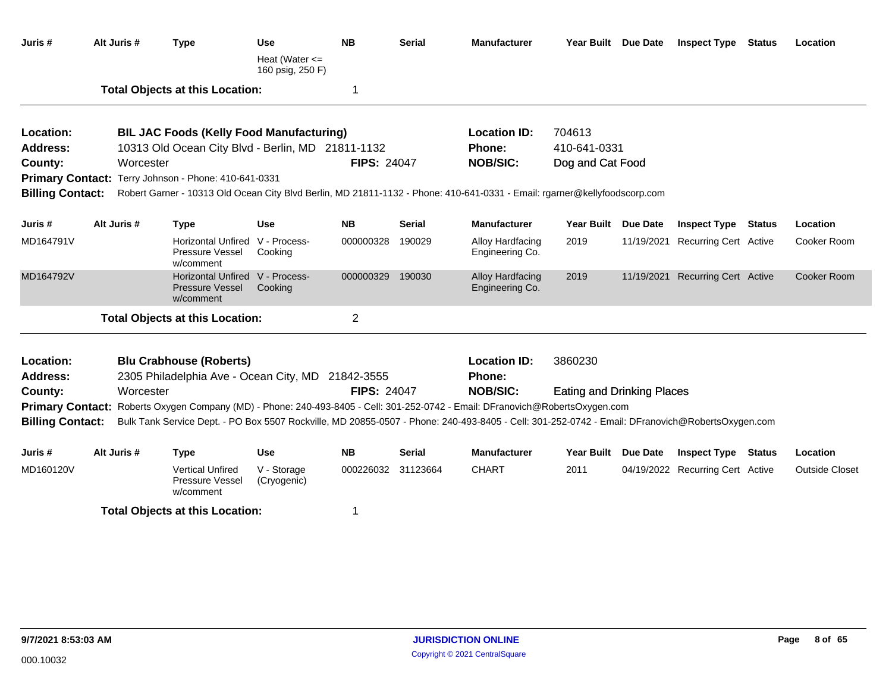| Juris # | Alt Juris # | Type | Use | NB | Serial | Manufacturer | Year Built | Due Date | Inspect Type | Status | Location |
|---|---|---|---|---|---|---|---|---|---|---|---|
| | | | Heat (Water <= 160 psig, 250 F) | | | | | | | | |

**Total Objects at this Location:** 1

---

**Location:** BIL JAC Foods (Kelly Food Manufacturing)
**Location ID:** 704613
**Address:** 10313 Old Ocean City Blvd - Berlin, MD 21811-1132
**Phone:** 410-641-0331
**County:** Worcester
**FIPS:** 24047
**NOB/SIC:** Dog and Cat Food
**Primary Contact:** Terry Johnson - Phone: 410-641-0331
**Billing Contact:** Robert Garner - 10313 Old Ocean City Blvd Berlin, MD 21811-1132 - Phone: 410-641-0331 - Email: rgarner@kellyfoodscorp.com

| Juris # | Alt Juris # | Type | Use | NB | Serial | Manufacturer | Year Built | Due Date | Inspect Type | Status | Location |
|---|---|---|---|---|---|---|---|---|---|---|---|
| MD164791V | | Horizontal Unfired Pressure Vessel w/comment | V - Process-Cooking | 000000328 | 190029 | Alloy Hardfacing Engineering Co. | 2019 | 11/19/2021 | Recurring Cert | Active | Cooker Room |
| MD164792V | | Horizontal Unfired Pressure Vessel w/comment | V - Process-Cooking | 000000329 | 190030 | Alloy Hardfacing Engineering Co. | 2019 | 11/19/2021 | Recurring Cert | Active | Cooker Room |

**Total Objects at this Location:** 2

---

**Location:** Blu Crabhouse (Roberts)
**Location ID:** 3860230
**Address:** 2305 Philadelphia Ave - Ocean City, MD 21842-3555
**Phone:**
**County:** Worcester
**FIPS:** 24047
**NOB/SIC:** Eating and Drinking Places
**Primary Contact:** Roberts Oxygen Company (MD) - Phone: 240-493-8405 - Cell: 301-252-0742 - Email: DFranovich@RobertsOxygen.com
**Billing Contact:** Bulk Tank Service Dept. - PO Box 5507 Rockville, MD 20855-0507 - Phone: 240-493-8405 - Cell: 301-252-0742 - Email: DFranovich@RobertsOxygen.com

| Juris # | Alt Juris # | Type | Use | NB | Serial | Manufacturer | Year Built | Due Date | Inspect Type | Status | Location |
|---|---|---|---|---|---|---|---|---|---|---|---|
| MD160120V | | Vertical Unfired Pressure Vessel w/comment | V - Storage (Cryogenic) | 000226032 | 31123664 | CHART | 2011 | 04/19/2022 | Recurring Cert | Active | Outside Closet |

**Total Objects at this Location:** 1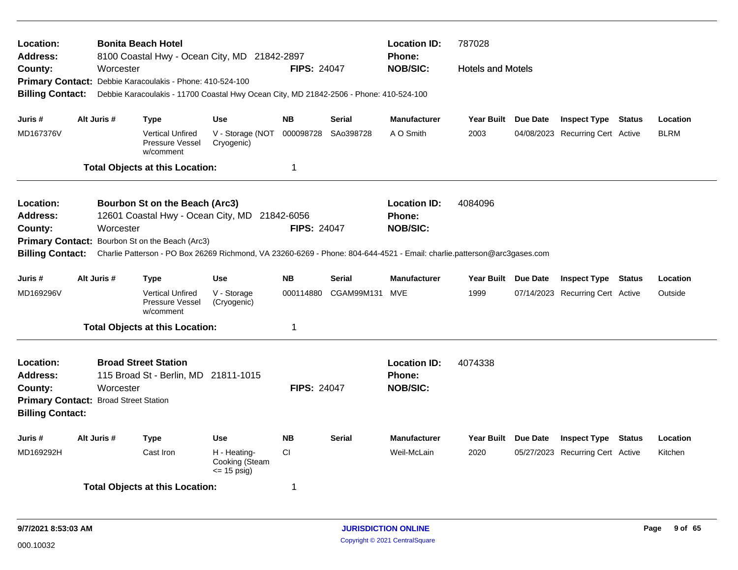**Location:** **Bonita Beach Hotel**
**Address:** 8100 Coastal Hwy - Ocean City, MD 21842-2897
**County:** Worcester
**FIPS:** 24047
**Location ID:** 787028
**Phone:**
**NOB/SIC:** Hotels and Motels
**Primary Contact:** Debbie Karacoulakis - Phone: 410-524-100
**Billing Contact:** Debbie Karacoulakis - 11700 Coastal Hwy Ocean City, MD 21842-2506 - Phone: 410-524-100

| Juris # | Alt Juris # | Type | Use | NB | Serial | Manufacturer | Year Built | Due Date | Inspect Type | Status | Location |
|---|---|---|---|---|---|---|---|---|---|---|---|
| MD167376V | | Vertical Unfired Pressure Vessel w/comment | V - Storage (NOT Cryogenic) | 000098728 | SAo398728 | A O Smith | 2003 | 04/08/2023 | Recurring Cert | Active | BLRM |

**Total Objects at this Location:** 1

---

**Location:** **Bourbon St on the Beach (Arc3)**
**Address:** 12601 Coastal Hwy - Ocean City, MD 21842-6056
**County:** Worcester
**FIPS:** 24047
**Location ID:** 4084096
**Phone:**
**NOB/SIC:**
**Primary Contact:** Bourbon St on the Beach (Arc3)
**Billing Contact:** Charlie Patterson - PO Box 26269 Richmond, VA 23260-6269 - Phone: 804-644-4521 - Email: charlie.patterson@arc3gases.com

| Juris # | Alt Juris # | Type | Use | NB | Serial | Manufacturer | Year Built | Due Date | Inspect Type | Status | Location |
|---|---|---|---|---|---|---|---|---|---|---|---|
| MD169296V | | Vertical Unfired Pressure Vessel w/comment | V - Storage (Cryogenic) | 000114880 | CGAM99M131 | MVE | 1999 | 07/14/2023 | Recurring Cert | Active | Outside |

**Total Objects at this Location:** 1

---

**Location:** **Broad Street Station**
**Address:** 115 Broad St - Berlin, MD 21811-1015
**County:** Worcester
**FIPS:** 24047
**Location ID:** 4074338
**Phone:**
**NOB/SIC:**
**Primary Contact:** Broad Street Station
**Billing Contact:**

| Juris # | Alt Juris # | Type | Use | NB | Serial | Manufacturer | Year Built | Due Date | Inspect Type | Status | Location |
|---|---|---|---|---|---|---|---|---|---|---|---|
| MD169292H | | Cast Iron | H - Heating-Cooking (Steam <= 15 psig) | CI | | Weil-McLain | 2020 | 05/27/2023 | Recurring Cert | Active | Kitchen |

**Total Objects at this Location:** 1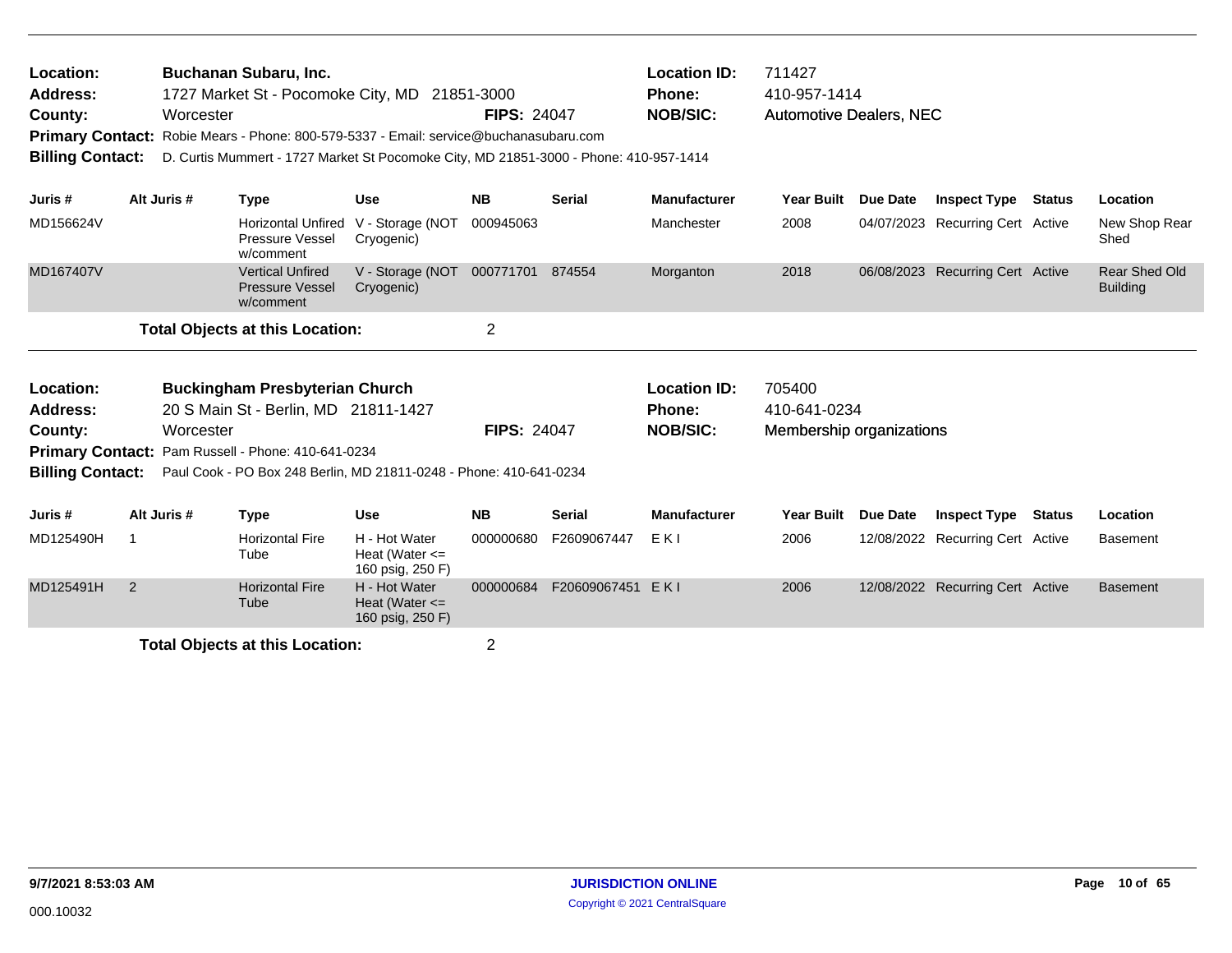**Location:** Buchanan Subaru, Inc.
**Address:** 1727 Market St - Pocomoke City, MD 21851-3000
**County:** Worcester **FIPS:** 24047
**Location ID:** 711427
**Phone:** 410-957-1414
**NOB/SIC:** Automotive Dealers, NEC
**Primary Contact:** Robie Mears - Phone: 800-579-5337 - Email: service@buchanasubaru.com
**Billing Contact:** D. Curtis Mummert - 1727 Market St Pocomoke City, MD 21851-3000 - Phone: 410-957-1414

| Juris # | Alt Juris # | Type | Use | NB | Serial | Manufacturer | Year Built | Due Date | Inspect Type | Status | Location |
|---|---|---|---|---|---|---|---|---|---|---|---|
| MD156624V | | Horizontal Unfired Pressure Vessel w/comment | V - Storage (NOT Cryogenic) | 000945063 | | Manchester | 2008 | 04/07/2023 | Recurring Cert | Active | New Shop Rear Shed |
| MD167407V | | Vertical Unfired Pressure Vessel w/comment | V - Storage (NOT Cryogenic) | 000771701 | 874554 | Morganton | 2018 | 06/08/2023 | Recurring Cert | Active | Rear Shed Old Building |

**Total Objects at this Location:** 2

**Location:** Buckingham Presbyterian Church
**Address:** 20 S Main St - Berlin, MD 21811-1427
**County:** Worcester **FIPS:** 24047
**Location ID:** 705400
**Phone:** 410-641-0234
**NOB/SIC:** Membership organizations
**Primary Contact:** Pam Russell - Phone: 410-641-0234
**Billing Contact:** Paul Cook - PO Box 248 Berlin, MD 21811-0248 - Phone: 410-641-0234

| Juris # | Alt Juris # | Type | Use | NB | Serial | Manufacturer | Year Built | Due Date | Inspect Type | Status | Location |
|---|---|---|---|---|---|---|---|---|---|---|---|
| MD125490H | 1 | Horizontal Fire Tube | H - Hot Water Heat (Water <= 160 psig, 250 F) | 000000680 | F2609067447 | E K I | 2006 | 12/08/2022 | Recurring Cert | Active | Basement |
| MD125491H | 2 | Horizontal Fire Tube | H - Hot Water Heat (Water <= 160 psig, 250 F) | 000000684 | F20609067451 | E K I | 2006 | 12/08/2022 | Recurring Cert | Active | Basement |

**Total Objects at this Location:** 2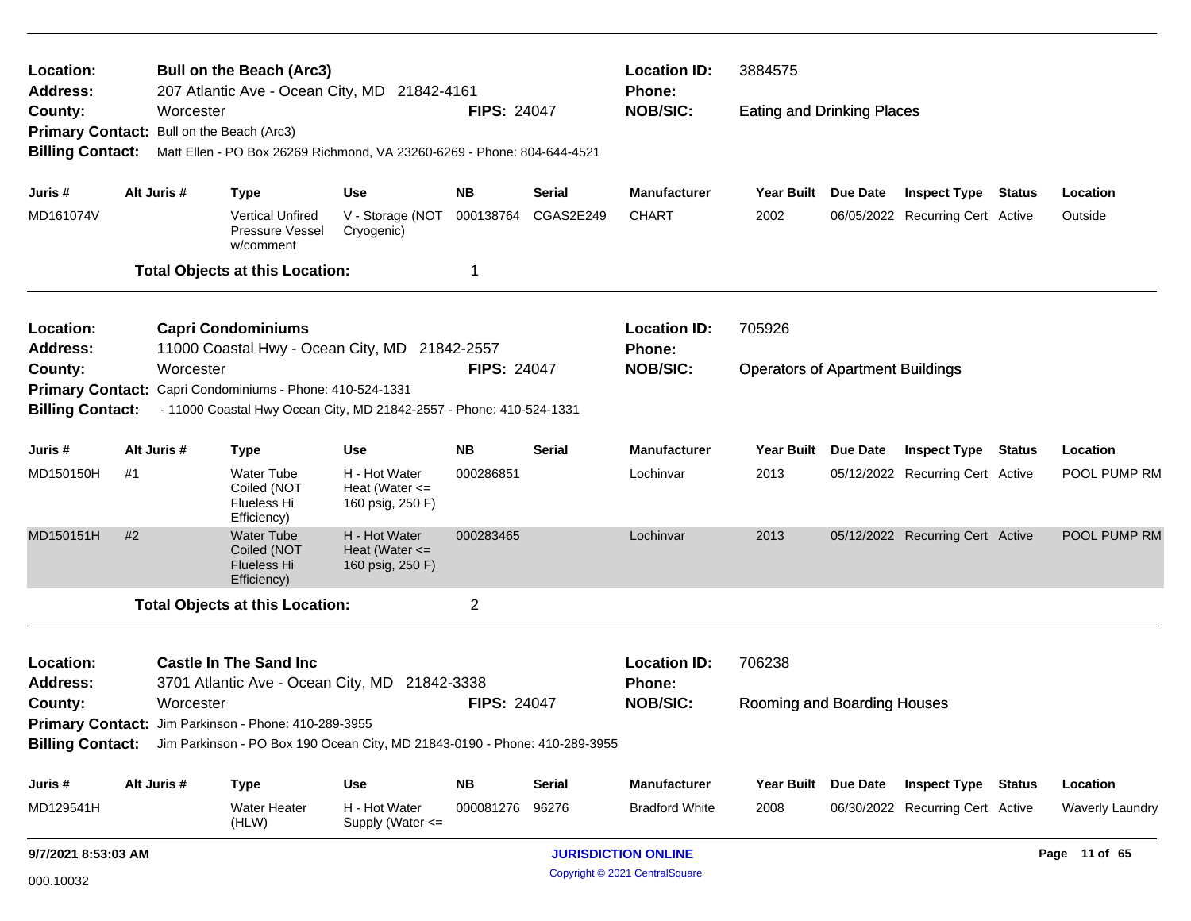**Location:** Bull on the Beach (Arc3)
**Address:** 207 Atlantic Ave - Ocean City, MD 21842-4161
**County:** Worcester
**FIPS:** 24047
**Location ID:** 3884575
**Phone:**
**NOB/SIC:** Eating and Drinking Places
**Primary Contact:** Bull on the Beach (Arc3)
**Billing Contact:** Matt Ellen - PO Box 26269 Richmond, VA 23260-6269 - Phone: 804-644-4521

| Juris # | Alt Juris # | Type | Use | NB | Serial | Manufacturer | Year Built | Due Date | Inspect Type | Status | Location |
|---|---|---|---|---|---|---|---|---|---|---|---|
| MD161074V | | Vertical Unfired Pressure Vessel w/comment | V - Storage (NOT Cryogenic) | 000138764 | CGAS2E249 | CHART | 2002 | 06/05/2022 | Recurring Cert | Active | Outside |

**Total Objects at this Location:** 1

---

**Location:** Capri Condominiums
**Address:** 11000 Coastal Hwy - Ocean City, MD 21842-2557
**County:** Worcester
**FIPS:** 24047
**Location ID:** 705926
**Phone:**
**NOB/SIC:** Operators of Apartment Buildings
**Primary Contact:** Capri Condominiums - Phone: 410-524-1331
**Billing Contact:** - 11000 Coastal Hwy Ocean City, MD 21842-2557 - Phone: 410-524-1331

| Juris # | Alt Juris # | Type | Use | NB | Serial | Manufacturer | Year Built | Due Date | Inspect Type | Status | Location |
|---|---|---|---|---|---|---|---|---|---|---|---|
| MD150150H | #1 | Water Tube Coiled (NOT Flueless Hi Efficiency) | H - Hot Water Heat (Water <= 160 psig, 250 F) | 000286851 | | Lochinvar | 2013 | 05/12/2022 | Recurring Cert | Active | POOL PUMP RM |
| MD150151H | #2 | Water Tube Coiled (NOT Flueless Hi Efficiency) | H - Hot Water Heat (Water <= 160 psig, 250 F) | 000283465 | | Lochinvar | 2013 | 05/12/2022 | Recurring Cert | Active | POOL PUMP RM |

**Total Objects at this Location:** 2

---

**Location:** Castle In The Sand Inc
**Address:** 3701 Atlantic Ave - Ocean City, MD 21842-3338
**County:** Worcester
**FIPS:** 24047
**Location ID:** 706238
**Phone:**
**NOB/SIC:** Rooming and Boarding Houses
**Primary Contact:** Jim Parkinson - Phone: 410-289-3955
**Billing Contact:** Jim Parkinson - PO Box 190 Ocean City, MD 21843-0190 - Phone: 410-289-3955

| Juris # | Alt Juris # | Type | Use | NB | Serial | Manufacturer | Year Built | Due Date | Inspect Type | Status | Location |
|---|---|---|---|---|---|---|---|---|---|---|---|
| MD129541H | | Water Heater (HLW) | H - Hot Water Supply (Water <= | 000081276 | 96276 | Bradford White | 2008 | 06/30/2022 | Recurring Cert | Active | Waverly Laundry |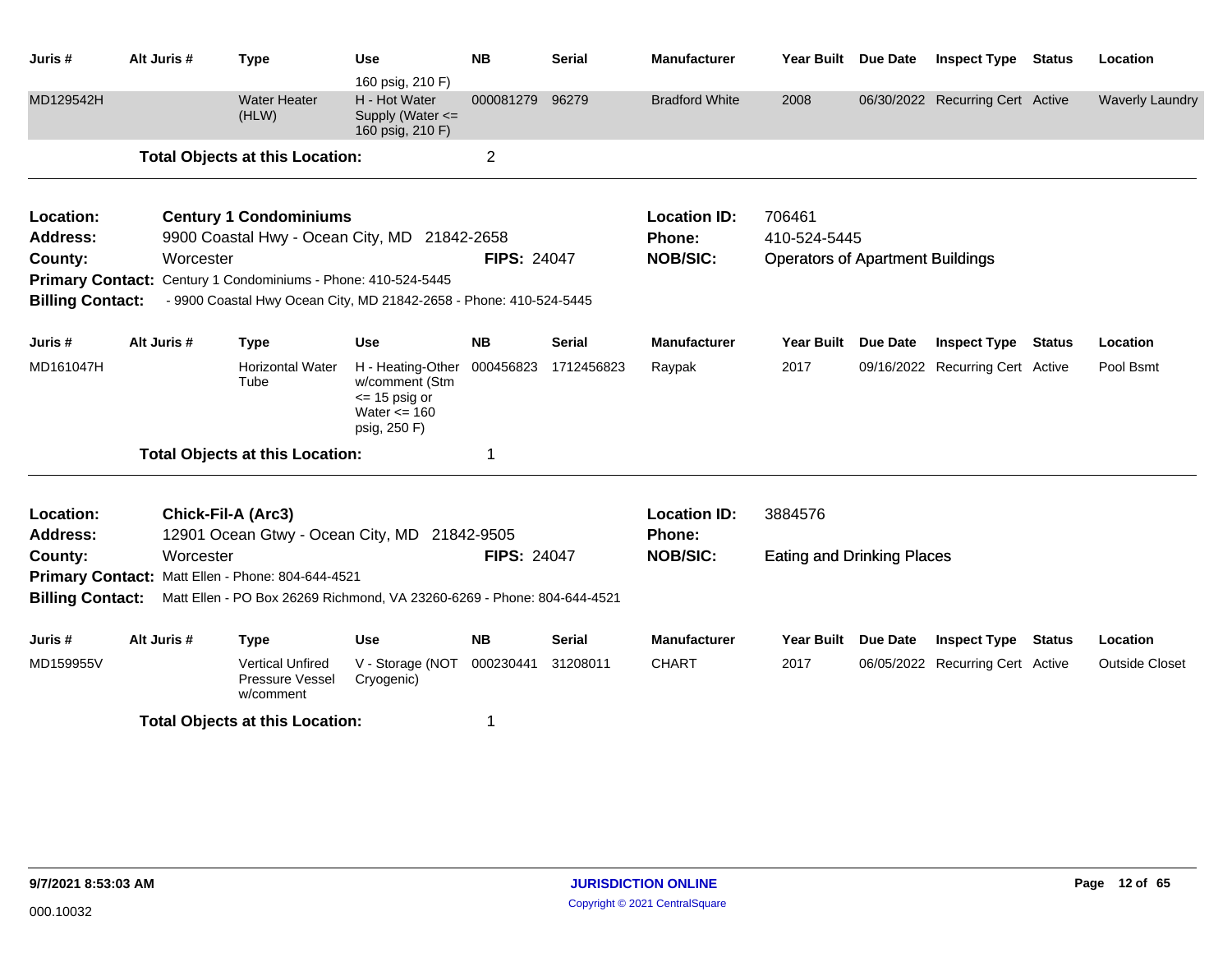| Juris # | Alt Juris # | Type | Use | NB | Serial | Manufacturer | Year Built | Due Date | Inspect Type | Status | Location |
|---|---|---|---|---|---|---|---|---|---|---|---|
| | | | 160 psig, 210 F) | | | | | | | | |
| MD129542H | | Water Heater (HLW) | H - Hot Water Supply (Water <= 160 psig, 210 F) | 000081279 | 96279 | Bradford White | 2008 | 06/30/2022 | Recurring Cert | Active | Waverly Laundry |

**Total Objects at this Location:** 2

---

**Location:** Century 1 Condominiums
**Address:** 9900 Coastal Hwy - Ocean City, MD 21842-2658
**County:** Worcester
**FIPS:** 24047
**Location ID:** 706461
**Phone:** 410-524-5445
**NOB/SIC:** Operators of Apartment Buildings
**Primary Contact:** Century 1 Condominiums - Phone: 410-524-5445
**Billing Contact:** - 9900 Coastal Hwy Ocean City, MD 21842-2658 - Phone: 410-524-5445

| Juris # | Alt Juris # | Type | Use | NB | Serial | Manufacturer | Year Built | Due Date | Inspect Type | Status | Location |
|---|---|---|---|---|---|---|---|---|---|---|---|
| MD161047H | | Horizontal Water Tube | H - Heating-Other w/comment (Stm <= 15 psig or Water <= 160 psig, 250 F) | 000456823 | 1712456823 | Raypak | 2017 | 09/16/2022 | Recurring Cert | Active | Pool Bsmt |

**Total Objects at this Location:** 1

---

**Location:** Chick-Fil-A (Arc3)
**Address:** 12901 Ocean Gtwy - Ocean City, MD 21842-9505
**County:** Worcester
**FIPS:** 24047
**Location ID:** 3884576
**Phone:**
**NOB/SIC:** Eating and Drinking Places
**Primary Contact:** Matt Ellen - Phone: 804-644-4521
**Billing Contact:** Matt Ellen - PO Box 26269 Richmond, VA 23260-6269 - Phone: 804-644-4521

| Juris # | Alt Juris # | Type | Use | NB | Serial | Manufacturer | Year Built | Due Date | Inspect Type | Status | Location |
|---|---|---|---|---|---|---|---|---|---|---|---|
| MD159955V | | Vertical Unfired Pressure Vessel w/comment | V - Storage (NOT Cryogenic) | 000230441 | 31208011 | CHART | 2017 | 06/05/2022 | Recurring Cert | Active | Outside Closet |

**Total Objects at this Location:** 1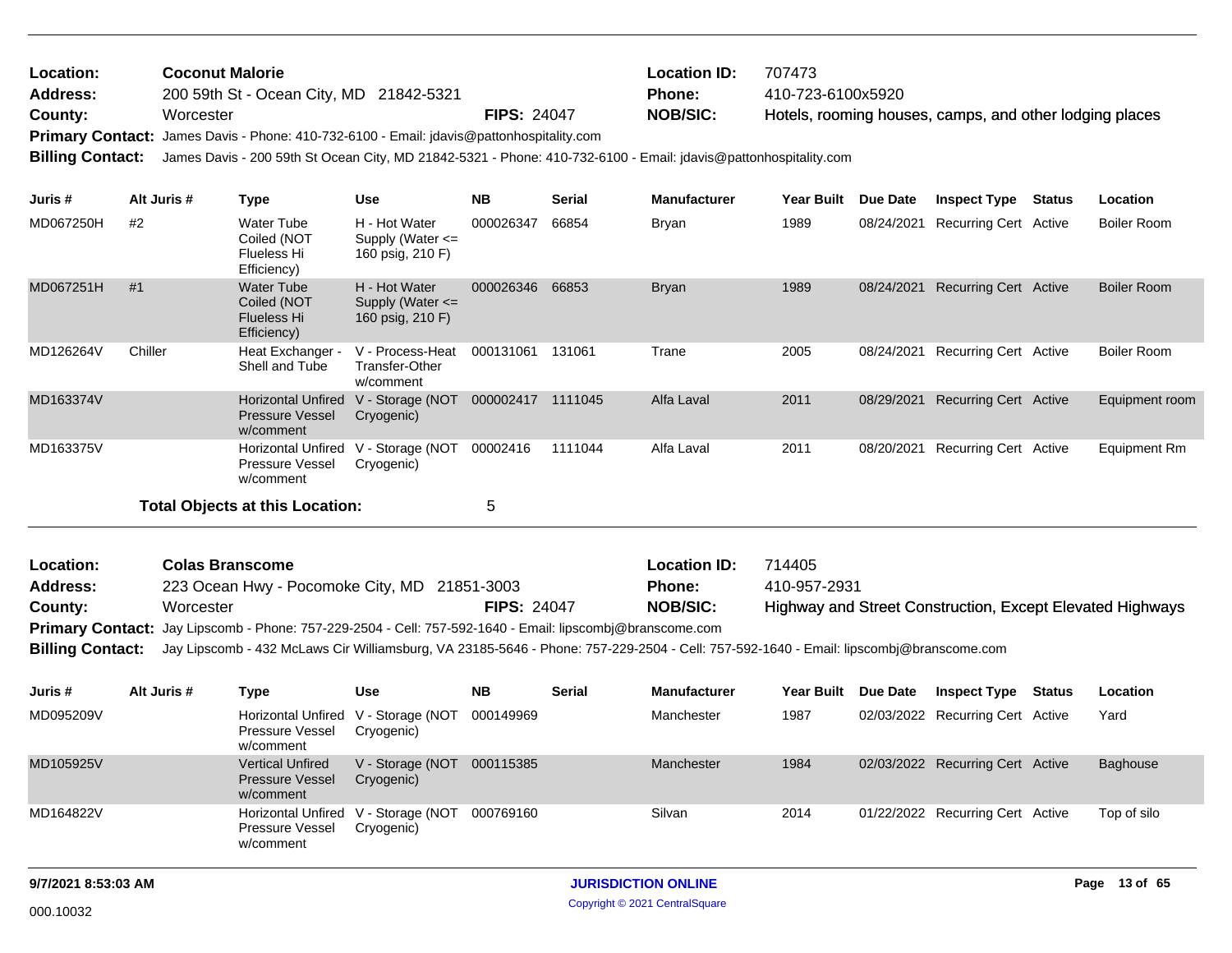**Location:** Coconut Malorie | **Location ID:** 707473
**Address:** 200 59th St - Ocean City, MD 21842-5321 | **Phone:** 410-723-6100x5920
**County:** Worcester | **FIPS:** 24047 | **NOB/SIC:** Hotels, rooming houses, camps, and other lodging places
**Primary Contact:** James Davis - Phone: 410-732-6100 - Email: jdavis@pattonhospitality.com
**Billing Contact:** James Davis - 200 59th St Ocean City, MD 21842-5321 - Phone: 410-732-6100 - Email: jdavis@pattonhospitality.com

| Juris # | Alt Juris # | Type | Use | NB | Serial | Manufacturer | Year Built | Due Date | Inspect Type | Status | Location |
|---|---|---|---|---|---|---|---|---|---|---|---|
| MD067250H | #2 | Water Tube Coiled (NOT Flueless Hi Efficiency) | H - Hot Water Supply (Water <= 160 psig, 210 F) | 000026347 | 66854 | Bryan | 1989 | 08/24/2021 | Recurring Cert | Active | Boiler Room |
| MD067251H | #1 | Water Tube Coiled (NOT Flueless Hi Efficiency) | H - Hot Water Supply (Water <= 160 psig, 210 F) | 000026346 | 66853 | Bryan | 1989 | 08/24/2021 | Recurring Cert | Active | Boiler Room |
| MD126264V | Chiller | Heat Exchanger - Shell and Tube | V - Process-Heat Transfer-Other w/comment | 000131061 | 131061 | Trane | 2005 | 08/24/2021 | Recurring Cert | Active | Boiler Room |
| MD163374V | | Horizontal Unfired Pressure Vessel w/comment | V - Storage (NOT Cryogenic) | 000002417 | 1111045 | Alfa Laval | 2011 | 08/29/2021 | Recurring Cert | Active | Equipment room |
| MD163375V | | Horizontal Unfired Pressure Vessel w/comment | V - Storage (NOT Cryogenic) | 00002416 | 1111044 | Alfa Laval | 2011 | 08/20/2021 | Recurring Cert | Active | Equipment Rm |

**Total Objects at this Location:** 5

**Location:** Colas Branscome | **Location ID:** 714405
**Address:** 223 Ocean Hwy - Pocomoke City, MD 21851-3003 | **Phone:** 410-957-2931
**County:** Worcester | **FIPS:** 24047 | **NOB/SIC:** Highway and Street Construction, Except Elevated Highways
**Primary Contact:** Jay Lipscomb - Phone: 757-229-2504 - Cell: 757-592-1640 - Email: lipscombj@branscome.com
**Billing Contact:** Jay Lipscomb - 432 McLaws Cir Williamsburg, VA 23185-5646 - Phone: 757-229-2504 - Cell: 757-592-1640 - Email: lipscombj@branscome.com

| Juris # | Alt Juris # | Type | Use | NB | Serial | Manufacturer | Year Built | Due Date | Inspect Type | Status | Location |
|---|---|---|---|---|---|---|---|---|---|---|---|
| MD095209V | | Horizontal Unfired Pressure Vessel w/comment | V - Storage (NOT Cryogenic) | 000149969 | | Manchester | 1987 | 02/03/2022 | Recurring Cert | Active | Yard |
| MD105925V | | Vertical Unfired Pressure Vessel w/comment | V - Storage (NOT Cryogenic) | 000115385 | | Manchester | 1984 | 02/03/2022 | Recurring Cert | Active | Baghouse |
| MD164822V | | Horizontal Unfired Pressure Vessel w/comment | V - Storage (NOT Cryogenic) | 000769160 | | Silvan | 2014 | 01/22/2022 | Recurring Cert | Active | Top of silo |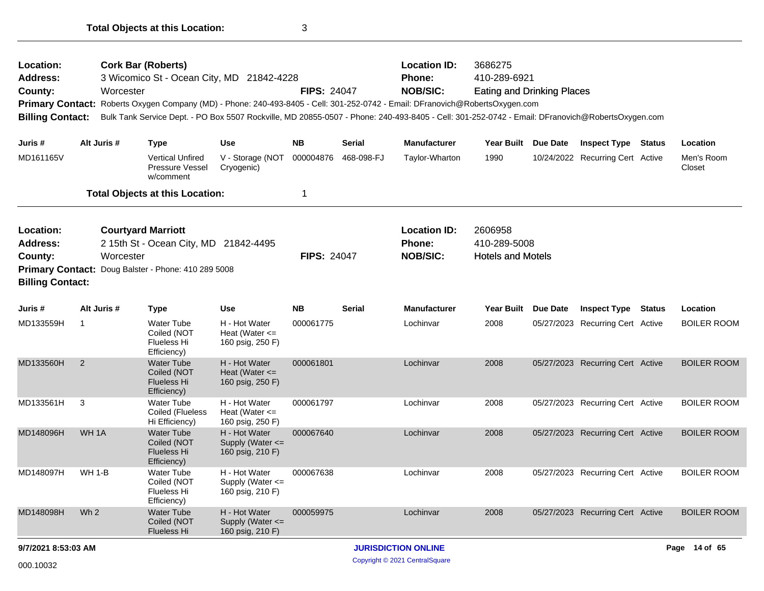**Total Objects at this Location:** 3

---

**Location:** Cork Bar (Roberts)
**Address:** 3 Wicomico St - Ocean City, MD 21842-4228
**County:** Worcester
**FIPS:** 24047
**Location ID:** 3686275
**Phone:** 410-289-6921
**NOB/SIC:** Eating and Drinking Places
**Primary Contact:** Roberts Oxygen Company (MD) - Phone: 240-493-8405 - Cell: 301-252-0742 - Email: DFranovich@RobertsOxygen.com
**Billing Contact:** Bulk Tank Service Dept. - PO Box 5507 Rockville, MD 20855-0507 - Phone: 240-493-8405 - Cell: 301-252-0742 - Email: DFranovich@RobertsOxygen.com

| Juris # | Alt Juris # | Type | Use | NB | Serial | Manufacturer | Year Built | Due Date | Inspect Type | Status | Location |
|---|---|---|---|---|---|---|---|---|---|---|---|
| MD161165V | | Vertical Unfired Pressure Vessel w/comment | V - Storage (NOT Cryogenic) | 000004876 | 468-098-FJ | Taylor-Wharton | 1990 | 10/24/2022 | Recurring Cert | Active | Men's Room Closet |

**Total Objects at this Location:** 1

---

**Location:** Courtyard Marriott
**Address:** 2 15th St - Ocean City, MD 21842-4495
**County:** Worcester
**FIPS:** 24047
**Location ID:** 2606958
**Phone:** 410-289-5008
**NOB/SIC:** Hotels and Motels
**Primary Contact:** Doug Balster - Phone: 410 289 5008
**Billing Contact:**

| Juris # | Alt Juris # | Type | Use | NB | Serial | Manufacturer | Year Built | Due Date | Inspect Type | Status | Location |
|---|---|---|---|---|---|---|---|---|---|---|---|
| MD133559H | 1 | Water Tube Coiled (NOT Flueless Hi Efficiency) | H - Hot Water Heat (Water <= 160 psig, 250 F) | 000061775 | | Lochinvar | 2008 | 05/27/2023 | Recurring Cert | Active | BOILER ROOM |
| MD133560H | 2 | Water Tube Coiled (NOT Flueless Hi Efficiency) | H - Hot Water Heat (Water <= 160 psig, 250 F) | 000061801 | | Lochinvar | 2008 | 05/27/2023 | Recurring Cert | Active | BOILER ROOM |
| MD133561H | 3 | Water Tube Coiled (Flueless Hi Efficiency) | H - Hot Water Heat (Water <= 160 psig, 250 F) | 000061797 | | Lochinvar | 2008 | 05/27/2023 | Recurring Cert | Active | BOILER ROOM |
| MD148096H | WH 1A | Water Tube Coiled (NOT Flueless Hi Efficiency) | H - Hot Water Supply (Water <= 160 psig, 210 F) | 000067640 | | Lochinvar | 2008 | 05/27/2023 | Recurring Cert | Active | BOILER ROOM |
| MD148097H | WH 1-B | Water Tube Coiled (NOT Flueless Hi Efficiency) | H - Hot Water Supply (Water <= 160 psig, 210 F) | 000067638 | | Lochinvar | 2008 | 05/27/2023 | Recurring Cert | Active | BOILER ROOM |
| MD148098H | Wh 2 | Water Tube Coiled (NOT Flueless Hi | H - Hot Water Supply (Water <= 160 psig, 210 F) | 000059975 | | Lochinvar | 2008 | 05/27/2023 | Recurring Cert | Active | BOILER ROOM |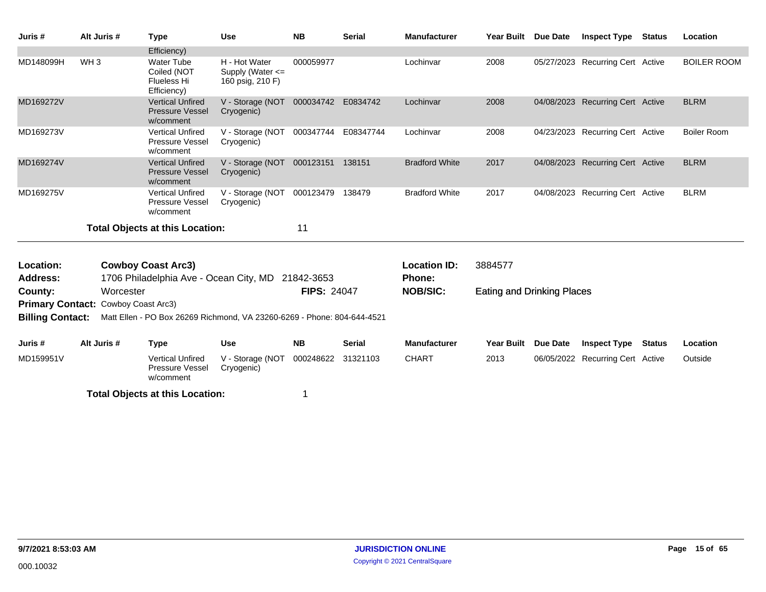| Juris # | Alt Juris # | Type | Use | NB | Serial | Manufacturer | Year Built | Due Date | Inspect Type | Status | Location |
|---|---|---|---|---|---|---|---|---|---|---|---|
| | | Efficiency) | | | | | | | | | |
| MD148099H | WH 3 | Water Tube Coiled (NOT Flueless Hi Efficiency) | H - Hot Water Supply (Water <= 160 psig, 210 F) | 000059977 | | Lochinvar | 2008 | 05/27/2023 | Recurring Cert | Active | BOILER ROOM |
| MD169272V | | Vertical Unfired Pressure Vessel w/comment | V - Storage (NOT Cryogenic) | 000034742 | E0834742 | Lochinvar | 2008 | 04/08/2023 | Recurring Cert | Active | BLRM |
| MD169273V | | Vertical Unfired Pressure Vessel w/comment | V - Storage (NOT Cryogenic) | 000347744 | E08347744 | Lochinvar | 2008 | 04/23/2023 | Recurring Cert | Active | Boiler Room |
| MD169274V | | Vertical Unfired Pressure Vessel w/comment | V - Storage (NOT Cryogenic) | 000123151 | 138151 | Bradford White | 2017 | 04/08/2023 | Recurring Cert | Active | BLRM |
| MD169275V | | Vertical Unfired Pressure Vessel w/comment | V - Storage (NOT Cryogenic) | 000123479 | 138479 | Bradford White | 2017 | 04/08/2023 | Recurring Cert | Active | BLRM |

**Total Objects at this Location:** 11

**Location:** Cowboy Coast Arc3)
**Location ID:** 3884577
**Address:** 1706 Philadelphia Ave - Ocean City, MD 21842-3653
**Phone:**
**County:** Worcester
**FIPS:** 24047
**NOB/SIC:** Eating and Drinking Places
**Primary Contact:** Cowboy Coast Arc3)
**Billing Contact:** Matt Ellen - PO Box 26269 Richmond, VA 23260-6269 - Phone: 804-644-4521

| Juris # | Alt Juris # | Type | Use | NB | Serial | Manufacturer | Year Built | Due Date | Inspect Type | Status | Location |
|---|---|---|---|---|---|---|---|---|---|---|---|
| MD159951V | | Vertical Unfired Pressure Vessel w/comment | V - Storage (NOT Cryogenic) | 000248622 | 31321103 | CHART | 2013 | 06/05/2022 | Recurring Cert | Active | Outside |

**Total Objects at this Location:** 1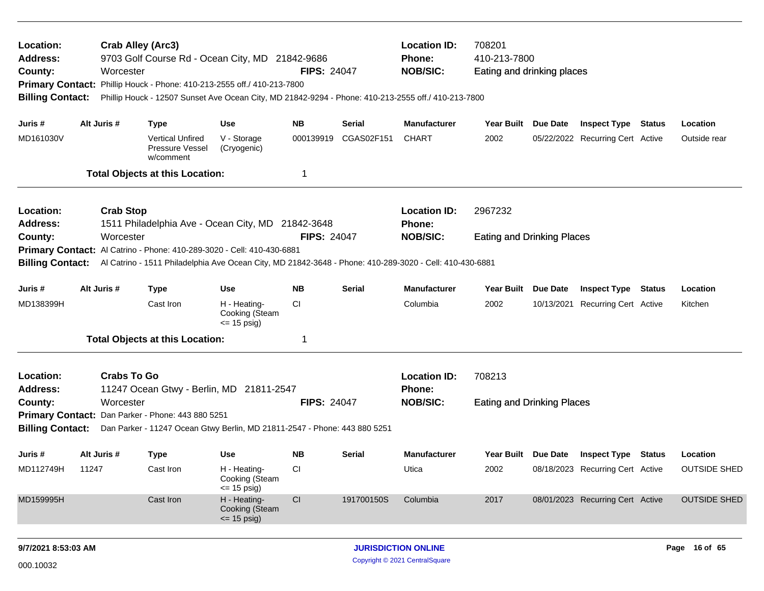**Location:** Crab Alley (Arc3)
**Address:** 9703 Golf Course Rd - Ocean City, MD 21842-9686
**County:** Worcester
**FIPS:** 24047
**Location ID:** 708201
**Phone:** 410-213-7800
**NOB/SIC:** Eating and drinking places
**Primary Contact:** Phillip Houck - Phone: 410-213-2555 off./ 410-213-7800
**Billing Contact:** Phillip Houck - 12507 Sunset Ave Ocean City, MD 21842-9294 - Phone: 410-213-2555 off./ 410-213-7800

| Juris # | Alt Juris # | Type | Use | NB | Serial | Manufacturer | Year Built | Due Date | Inspect Type | Status | Location |
|---|---|---|---|---|---|---|---|---|---|---|---|
| MD161030V | | Vertical Unfired Pressure Vessel w/comment | V - Storage (Cryogenic) | 000139919 | CGAS02F151 | CHART | 2002 | 05/22/2022 | Recurring Cert | Active | Outside rear |

**Total Objects at this Location:** 1

---

**Location:** Crab Stop
**Address:** 1511 Philadelphia Ave - Ocean City, MD 21842-3648
**County:** Worcester
**FIPS:** 24047
**Location ID:** 2967232
**Phone:**
**NOB/SIC:** Eating and Drinking Places
**Primary Contact:** Al Catrino - Phone: 410-289-3020 - Cell: 410-430-6881
**Billing Contact:** Al Catrino - 1511 Philadelphia Ave Ocean City, MD 21842-3648 - Phone: 410-289-3020 - Cell: 410-430-6881

| Juris # | Alt Juris # | Type | Use | NB | Serial | Manufacturer | Year Built | Due Date | Inspect Type | Status | Location |
|---|---|---|---|---|---|---|---|---|---|---|---|
| MD138399H | | Cast Iron | H - Heating-Cooking (Steam <= 15 psig) | CI | | Columbia | 2002 | 10/13/2021 | Recurring Cert | Active | Kitchen |

**Total Objects at this Location:** 1

---

**Location:** Crabs To Go
**Address:** 11247 Ocean Gtwy - Berlin, MD 21811-2547
**County:** Worcester
**FIPS:** 24047
**Location ID:** 708213
**Phone:**
**NOB/SIC:** Eating and Drinking Places
**Primary Contact:** Dan Parker - Phone: 443 880 5251
**Billing Contact:** Dan Parker - 11247 Ocean Gtwy Berlin, MD 21811-2547 - Phone: 443 880 5251

| Juris # | Alt Juris # | Type | Use | NB | Serial | Manufacturer | Year Built | Due Date | Inspect Type | Status | Location |
|---|---|---|---|---|---|---|---|---|---|---|---|
| MD112749H | 11247 | Cast Iron | H - Heating-Cooking (Steam <= 15 psig) | CI | | Utica | 2002 | 08/18/2023 | Recurring Cert | Active | OUTSIDE SHED |
| MD159995H | | Cast Iron | H - Heating-Cooking (Steam <= 15 psig) | CI | 191700150S | Columbia | 2017 | 08/01/2023 | Recurring Cert | Active | OUTSIDE SHED |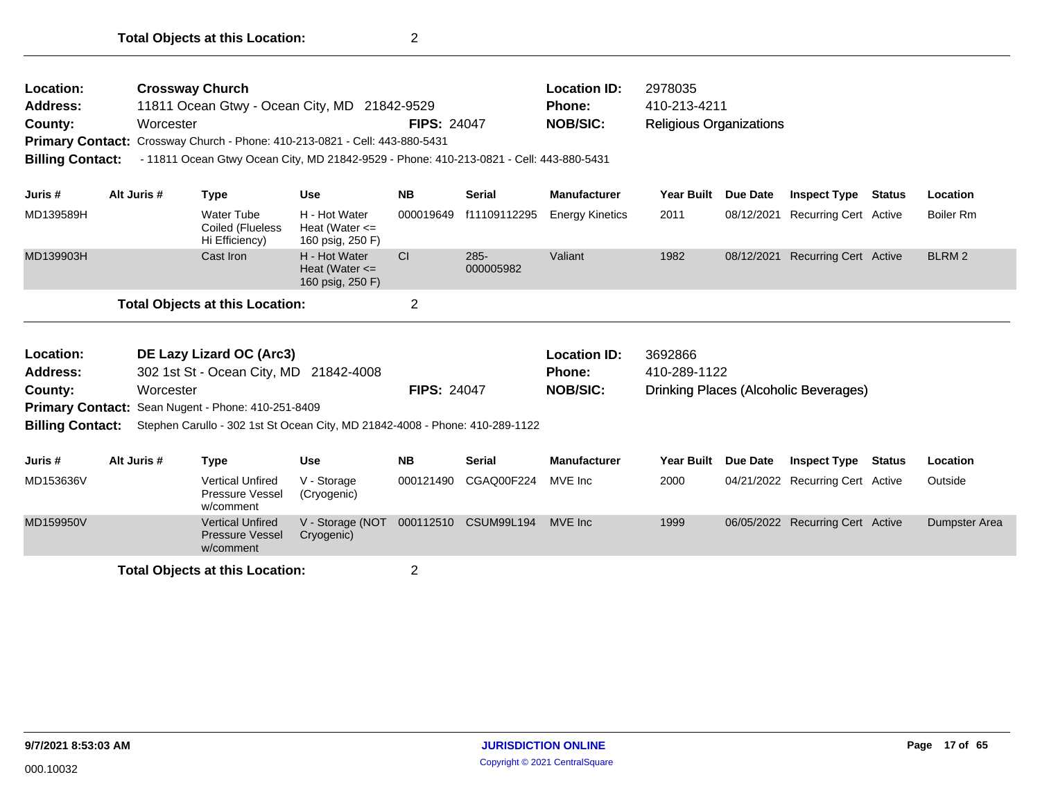**Total Objects at this Location:** 2

---

**Location:** Crossway Church
**Address:** 11811 Ocean Gtwy - Ocean City, MD 21842-9529
**County:** Worcester
**FIPS:** 24047
**Location ID:** 2978035
**Phone:** 410-213-4211
**NOB/SIC:** Religious Organizations
**Primary Contact:** Crossway Church - Phone: 410-213-0821 - Cell: 443-880-5431
**Billing Contact:** - 11811 Ocean Gtwy Ocean City, MD 21842-9529 - Phone: 410-213-0821 - Cell: 443-880-5431

| Juris # | Alt Juris # | Type | Use | NB | Serial | Manufacturer | Year Built | Due Date | Inspect Type | Status | Location |
|---|---|---|---|---|---|---|---|---|---|---|---|
| MD139589H | | Water Tube Coiled (Flueless Hi Efficiency) | H - Hot Water Heat (Water <= 160 psig, 250 F) | 000019649 | f11109112295 | Energy Kinetics | 2011 | 08/12/2021 | Recurring Cert | Active | Boiler Rm |
| MD139903H | | Cast Iron | H - Hot Water Heat (Water <= 160 psig, 250 F) | CI | 285-000005982 | Valiant | 1982 | 08/12/2021 | Recurring Cert | Active | BLRM 2 |

**Total Objects at this Location:** 2

---

**Location:** DE Lazy Lizard OC (Arc3)
**Address:** 302 1st St - Ocean City, MD 21842-4008
**County:** Worcester
**FIPS:** 24047
**Location ID:** 3692866
**Phone:** 410-289-1122
**NOB/SIC:** Drinking Places (Alcoholic Beverages)
**Primary Contact:** Sean Nugent - Phone: 410-251-8409
**Billing Contact:** Stephen Carullo - 302 1st St Ocean City, MD 21842-4008 - Phone: 410-289-1122

| Juris # | Alt Juris # | Type | Use | NB | Serial | Manufacturer | Year Built | Due Date | Inspect Type | Status | Location |
|---|---|---|---|---|---|---|---|---|---|---|---|
| MD153636V | | Vertical Unfired Pressure Vessel w/comment | V - Storage (Cryogenic) | 000121490 | CGAQ00F224 | MVE Inc | 2000 | 04/21/2022 | Recurring Cert | Active | Outside |
| MD159950V | | Vertical Unfired Pressure Vessel w/comment | V - Storage (NOT Cryogenic) | 000112510 | CSUM99L194 | MVE Inc | 1999 | 06/05/2022 | Recurring Cert | Active | Dumpster Area |

**Total Objects at this Location:** 2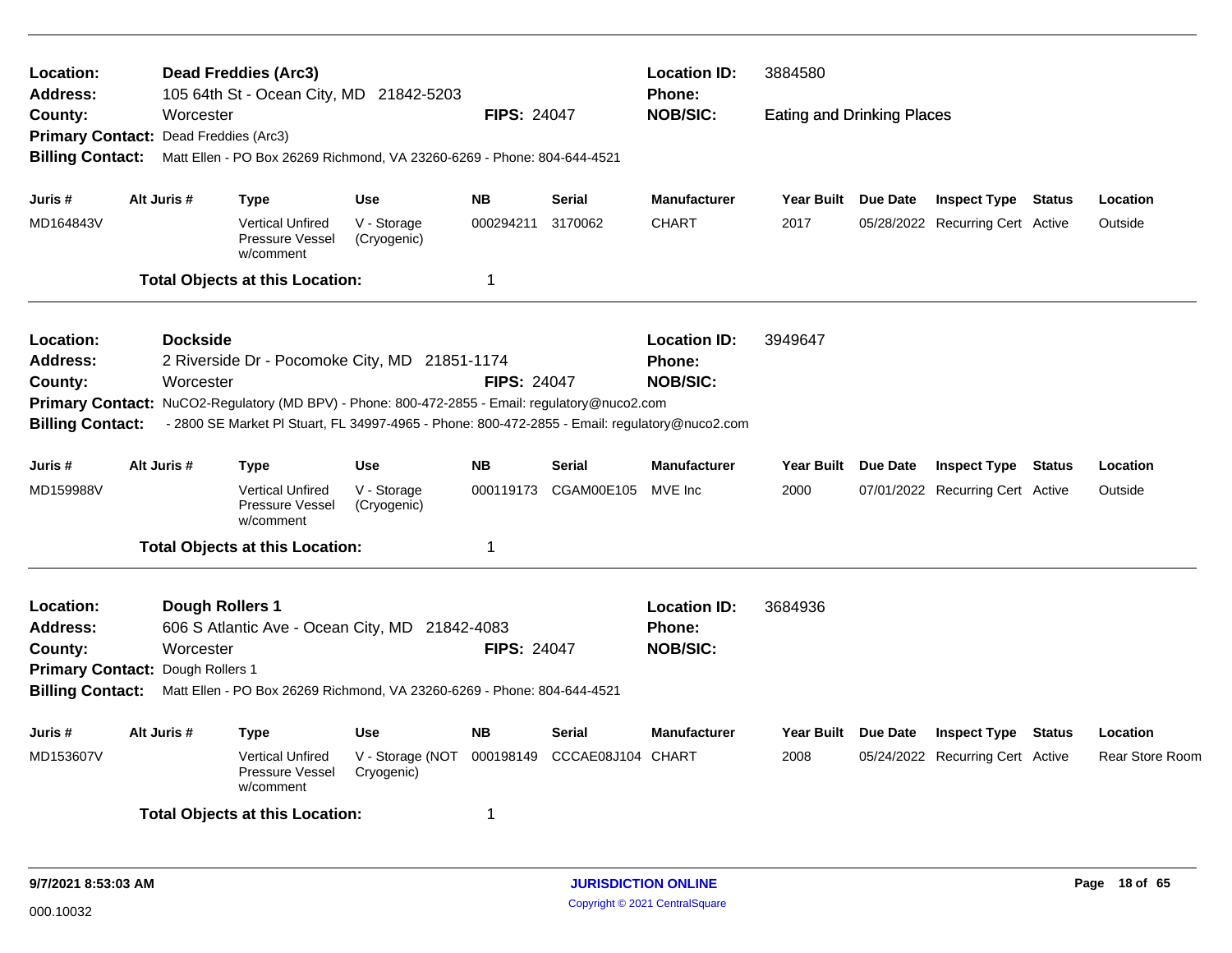**Location:** Dead Freddies (Arc3)
**Address:** 105 64th St - Ocean City, MD 21842-5203
**County:** Worcester
**FIPS:** 24047
**Location ID:** 3884580
**Phone:**
**NOB/SIC:** Eating and Drinking Places
**Primary Contact:** Dead Freddies (Arc3)
**Billing Contact:** Matt Ellen - PO Box 26269 Richmond, VA 23260-6269 - Phone: 804-644-4521

| Juris # | Alt Juris # | Type | Use | NB | Serial | Manufacturer | Year Built | Due Date | Inspect Type | Status | Location |
|---|---|---|---|---|---|---|---|---|---|---|---|
| MD164843V | | Vertical Unfired Pressure Vessel w/comment | V - Storage (Cryogenic) | 000294211 | 3170062 | CHART | 2017 | 05/28/2022 | Recurring Cert | Active | Outside |

**Total Objects at this Location:** 1

---

**Location:** Dockside
**Address:** 2 Riverside Dr - Pocomoke City, MD 21851-1174
**County:** Worcester
**FIPS:** 24047
**Location ID:** 3949647
**Phone:**
**NOB/SIC:**
**Primary Contact:** NuCO2-Regulatory (MD BPV) - Phone: 800-472-2855 - Email: regulatory@nuco2.com
**Billing Contact:** - 2800 SE Market Pl Stuart, FL 34997-4965 - Phone: 800-472-2855 - Email: regulatory@nuco2.com

| Juris # | Alt Juris # | Type | Use | NB | Serial | Manufacturer | Year Built | Due Date | Inspect Type | Status | Location |
|---|---|---|---|---|---|---|---|---|---|---|---|
| MD159988V | | Vertical Unfired Pressure Vessel w/comment | V - Storage (Cryogenic) | 000119173 | CGAM00E105 | MVE Inc | 2000 | 07/01/2022 | Recurring Cert | Active | Outside |

**Total Objects at this Location:** 1

---

**Location:** Dough Rollers 1
**Address:** 606 S Atlantic Ave - Ocean City, MD 21842-4083
**County:** Worcester
**FIPS:** 24047
**Location ID:** 3684936
**Phone:**
**NOB/SIC:**
**Primary Contact:** Dough Rollers 1
**Billing Contact:** Matt Ellen - PO Box 26269 Richmond, VA 23260-6269 - Phone: 804-644-4521

| Juris # | Alt Juris # | Type | Use | NB | Serial | Manufacturer | Year Built | Due Date | Inspect Type | Status | Location |
|---|---|---|---|---|---|---|---|---|---|---|---|
| MD153607V | | Vertical Unfired Pressure Vessel w/comment | V - Storage (NOT Cryogenic) | 000198149 | CCCAE08J104 | CHART | 2008 | 05/24/2022 | Recurring Cert | Active | Rear Store Room |

**Total Objects at this Location:** 1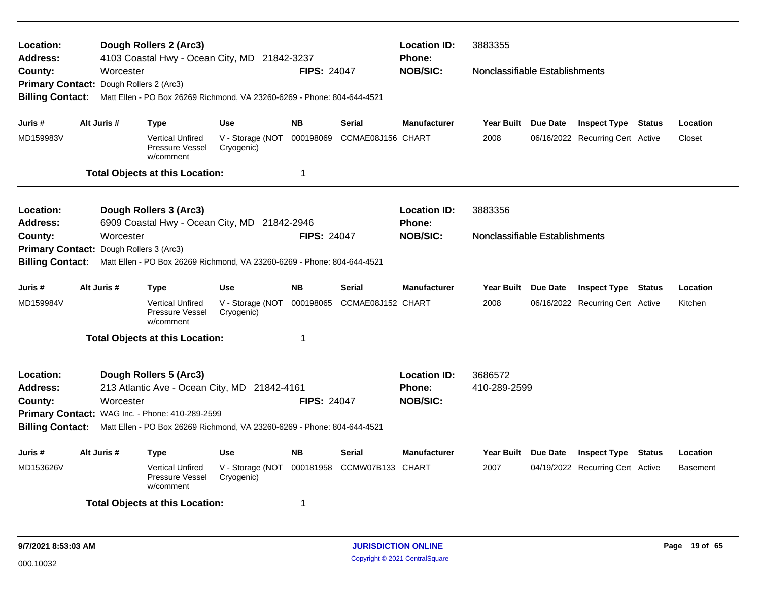**Location:** Dough Rollers 2 (Arc3) **Location ID:** 3883355
**Address:** 4103 Coastal Hwy - Ocean City, MD 21842-3237 **Phone:**
**County:** Worcester **FIPS:** 24047 **NOB/SIC:** Nonclassifiable Establishments
**Primary Contact:** Dough Rollers 2 (Arc3)
**Billing Contact:** Matt Ellen - PO Box 26269 Richmond, VA 23260-6269 - Phone: 804-644-4521

| Juris # | Alt Juris # | Type | Use | NB | Serial | Manufacturer | Year Built | Due Date | Inspect Type | Status | Location |
|---|---|---|---|---|---|---|---|---|---|---|---|
| MD159983V | | Vertical Unfired Pressure Vessel w/comment | V - Storage (NOT Cryogenic) | 000198069 | CCMAE08J156 | CHART | 2008 | 06/16/2022 | Recurring Cert | Active | Closet |

**Total Objects at this Location:** 1

---

**Location:** Dough Rollers 3 (Arc3) **Location ID:** 3883356
**Address:** 6909 Coastal Hwy - Ocean City, MD 21842-2946 **Phone:**
**County:** Worcester **FIPS:** 24047 **NOB/SIC:** Nonclassifiable Establishments
**Primary Contact:** Dough Rollers 3 (Arc3)
**Billing Contact:** Matt Ellen - PO Box 26269 Richmond, VA 23260-6269 - Phone: 804-644-4521

| Juris # | Alt Juris # | Type | Use | NB | Serial | Manufacturer | Year Built | Due Date | Inspect Type | Status | Location |
|---|---|---|---|---|---|---|---|---|---|---|---|
| MD159984V | | Vertical Unfired Pressure Vessel w/comment | V - Storage (NOT Cryogenic) | 000198065 | CCMAE08J152 | CHART | 2008 | 06/16/2022 | Recurring Cert | Active | Kitchen |

**Total Objects at this Location:** 1

---

**Location:** Dough Rollers 5 (Arc3) **Location ID:** 3686572
**Address:** 213 Atlantic Ave - Ocean City, MD 21842-4161 **Phone:** 410-289-2599
**County:** Worcester **FIPS:** 24047 **NOB/SIC:**
**Primary Contact:** WAG Inc. - Phone: 410-289-2599
**Billing Contact:** Matt Ellen - PO Box 26269 Richmond, VA 23260-6269 - Phone: 804-644-4521

| Juris # | Alt Juris # | Type | Use | NB | Serial | Manufacturer | Year Built | Due Date | Inspect Type | Status | Location |
|---|---|---|---|---|---|---|---|---|---|---|---|
| MD153626V | | Vertical Unfired Pressure Vessel w/comment | V - Storage (NOT Cryogenic) | 000181958 | CCMW07B133 | CHART | 2007 | 04/19/2022 | Recurring Cert | Active | Basement |

**Total Objects at this Location:** 1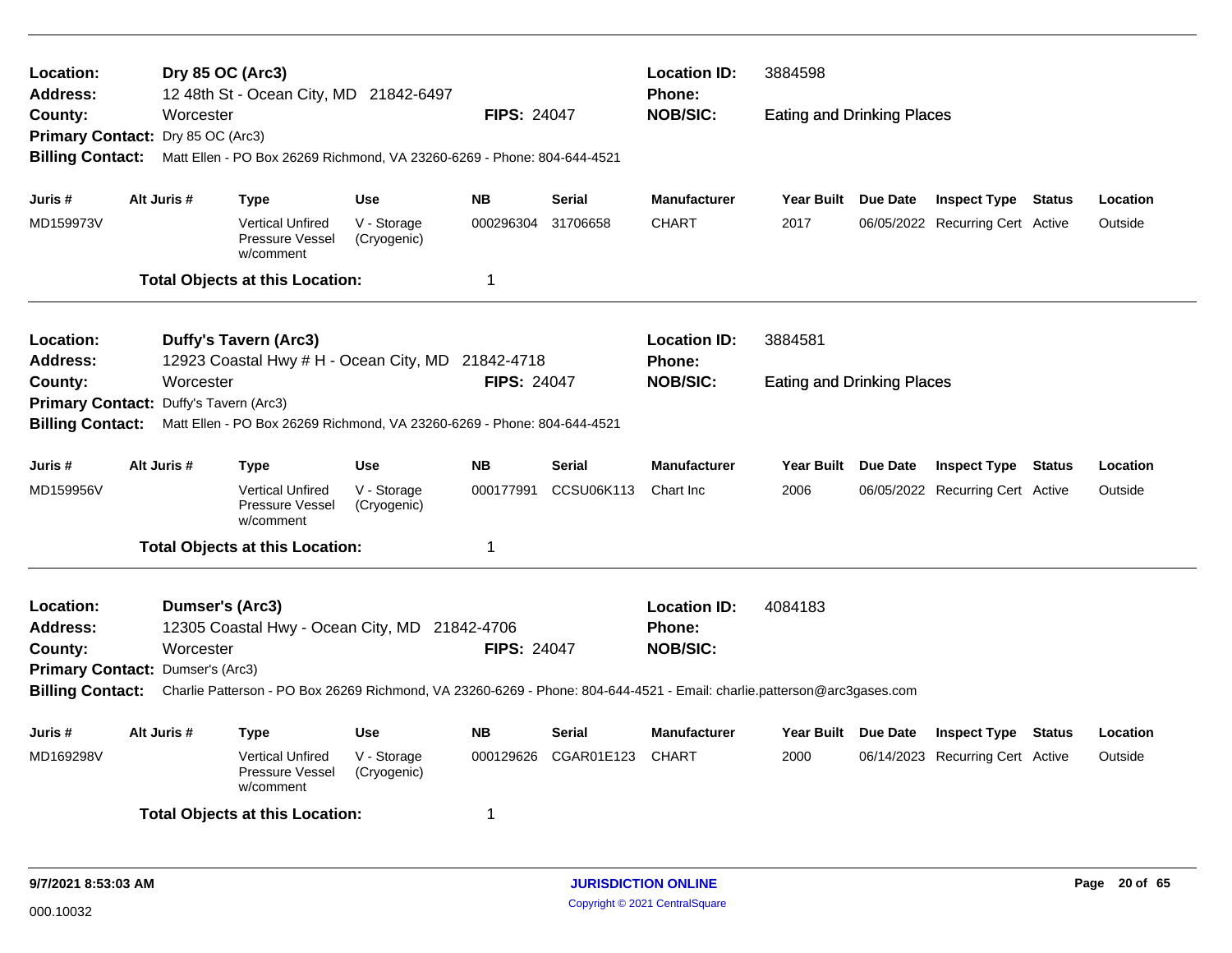**Location:** Dry 85 OC (Arc3) **Location ID:** 3884598
**Address:** 12 48th St - Ocean City, MD 21842-6497 **Phone:**
**County:** Worcester **FIPS:** 24047 **NOB/SIC:** Eating and Drinking Places
**Primary Contact:** Dry 85 OC (Arc3)
**Billing Contact:** Matt Ellen - PO Box 26269 Richmond, VA 23260-6269 - Phone: 804-644-4521

| Juris # | Alt Juris # | Type | Use | NB | Serial | Manufacturer | Year Built | Due Date | Inspect Type | Status | Location |
|---|---|---|---|---|---|---|---|---|---|---|---|
| MD159973V | | Vertical Unfired Pressure Vessel w/comment | V - Storage (Cryogenic) | 000296304 | 31706658 | CHART | 2017 | 06/05/2022 | Recurring Cert | Active | Outside |

**Total Objects at this Location:** 1

---

**Location:** Duffy's Tavern (Arc3) **Location ID:** 3884581
**Address:** 12923 Coastal Hwy # H - Ocean City, MD 21842-4718 **Phone:**
**County:** Worcester **FIPS:** 24047 **NOB/SIC:** Eating and Drinking Places
**Primary Contact:** Duffy's Tavern (Arc3)
**Billing Contact:** Matt Ellen - PO Box 26269 Richmond, VA 23260-6269 - Phone: 804-644-4521

| Juris # | Alt Juris # | Type | Use | NB | Serial | Manufacturer | Year Built | Due Date | Inspect Type | Status | Location |
|---|---|---|---|---|---|---|---|---|---|---|---|
| MD159956V | | Vertical Unfired Pressure Vessel w/comment | V - Storage (Cryogenic) | 000177991 | CCSU06K113 | Chart Inc | 2006 | 06/05/2022 | Recurring Cert | Active | Outside |

**Total Objects at this Location:** 1

---

**Location:** Dumser's (Arc3) **Location ID:** 4084183
**Address:** 12305 Coastal Hwy - Ocean City, MD 21842-4706 **Phone:**
**County:** Worcester **FIPS:** 24047 **NOB/SIC:**
**Primary Contact:** Dumser's (Arc3)
**Billing Contact:** Charlie Patterson - PO Box 26269 Richmond, VA 23260-6269 - Phone: 804-644-4521 - Email: charlie.patterson@arc3gases.com

| Juris # | Alt Juris # | Type | Use | NB | Serial | Manufacturer | Year Built | Due Date | Inspect Type | Status | Location |
|---|---|---|---|---|---|---|---|---|---|---|---|
| MD169298V | | Vertical Unfired Pressure Vessel w/comment | V - Storage (Cryogenic) | 000129626 | CGAR01E123 | CHART | 2000 | 06/14/2023 | Recurring Cert | Active | Outside |

**Total Objects at this Location:** 1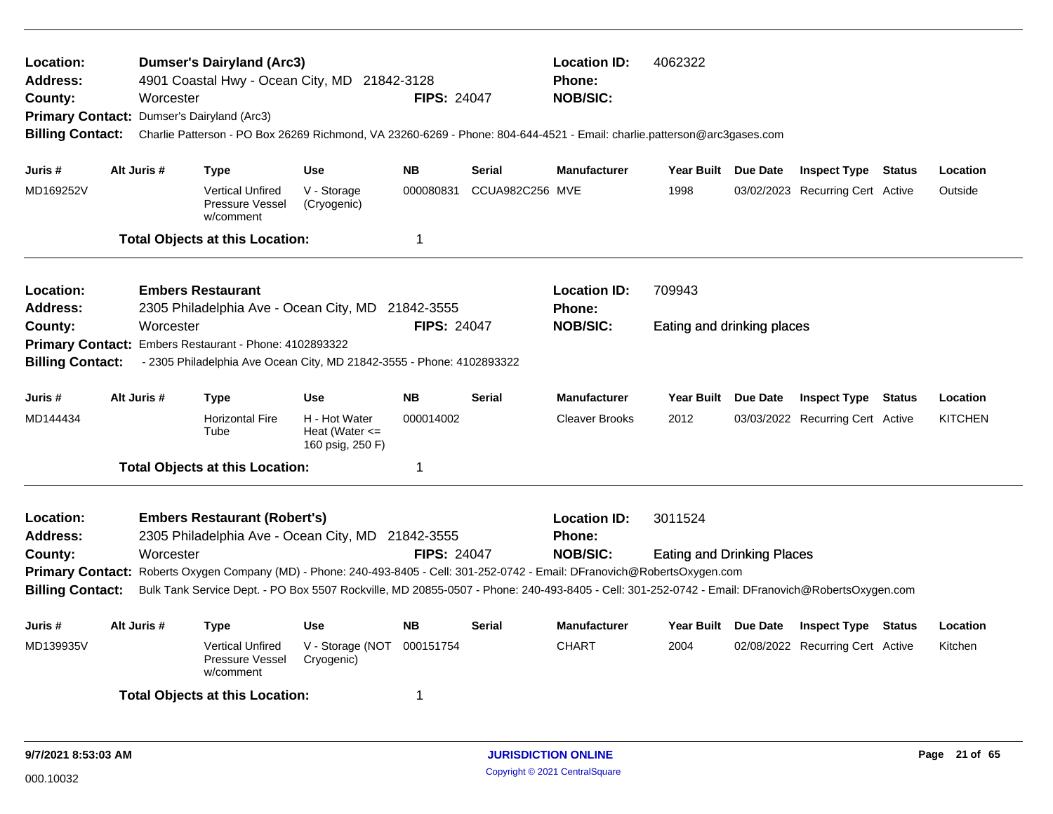**Location:** Dumser's Dairyland (Arc3)
**Location ID:** 4062322
**Address:** 4901 Coastal Hwy - Ocean City, MD 21842-3128
**Phone:**
**County:** Worcester
**FIPS:** 24047
**NOB/SIC:**
**Primary Contact:** Dumser's Dairyland (Arc3)
**Billing Contact:** Charlie Patterson - PO Box 26269 Richmond, VA 23260-6269 - Phone: 804-644-4521 - Email: charlie.patterson@arc3gases.com

| Juris # | Alt Juris # | Type | Use | NB | Serial | Manufacturer | Year Built | Due Date | Inspect Type | Status | Location |
|---|---|---|---|---|---|---|---|---|---|---|---|
| MD169252V | | Vertical Unfired Pressure Vessel w/comment | V - Storage (Cryogenic) | 000080831 | CCUA982C256 | MVE | 1998 | 03/02/2023 | Recurring Cert | Active | Outside |

**Total Objects at this Location:** 1

---

**Location:** Embers Restaurant
**Location ID:** 709943
**Address:** 2305 Philadelphia Ave - Ocean City, MD 21842-3555
**Phone:**
**County:** Worcester
**FIPS:** 24047
**NOB/SIC:** Eating and drinking places
**Primary Contact:** Embers Restaurant - Phone: 4102893322
**Billing Contact:** - 2305 Philadelphia Ave Ocean City, MD 21842-3555 - Phone: 4102893322

| Juris # | Alt Juris # | Type | Use | NB | Serial | Manufacturer | Year Built | Due Date | Inspect Type | Status | Location |
|---|---|---|---|---|---|---|---|---|---|---|---|
| MD144434 | | Horizontal Fire Tube | H - Hot Water Heat (Water <= 160 psig, 250 F) | 000014002 | | Cleaver Brooks | 2012 | 03/03/2022 | Recurring Cert | Active | KITCHEN |

**Total Objects at this Location:** 1

---

**Location:** Embers Restaurant (Robert's)
**Location ID:** 3011524
**Address:** 2305 Philadelphia Ave - Ocean City, MD 21842-3555
**Phone:**
**County:** Worcester
**FIPS:** 24047
**NOB/SIC:** Eating and Drinking Places
**Primary Contact:** Roberts Oxygen Company (MD) - Phone: 240-493-8405 - Cell: 301-252-0742 - Email: DFranovich@RobertsOxygen.com
**Billing Contact:** Bulk Tank Service Dept. - PO Box 5507 Rockville, MD 20855-0507 - Phone: 240-493-8405 - Cell: 301-252-0742 - Email: DFranovich@RobertsOxygen.com

| Juris # | Alt Juris # | Type | Use | NB | Serial | Manufacturer | Year Built | Due Date | Inspect Type | Status | Location |
|---|---|---|---|---|---|---|---|---|---|---|---|
| MD139935V | | Vertical Unfired Pressure Vessel w/comment | V - Storage (NOT Cryogenic) | 000151754 | | CHART | 2004 | 02/08/2022 | Recurring Cert | Active | Kitchen |

**Total Objects at this Location:** 1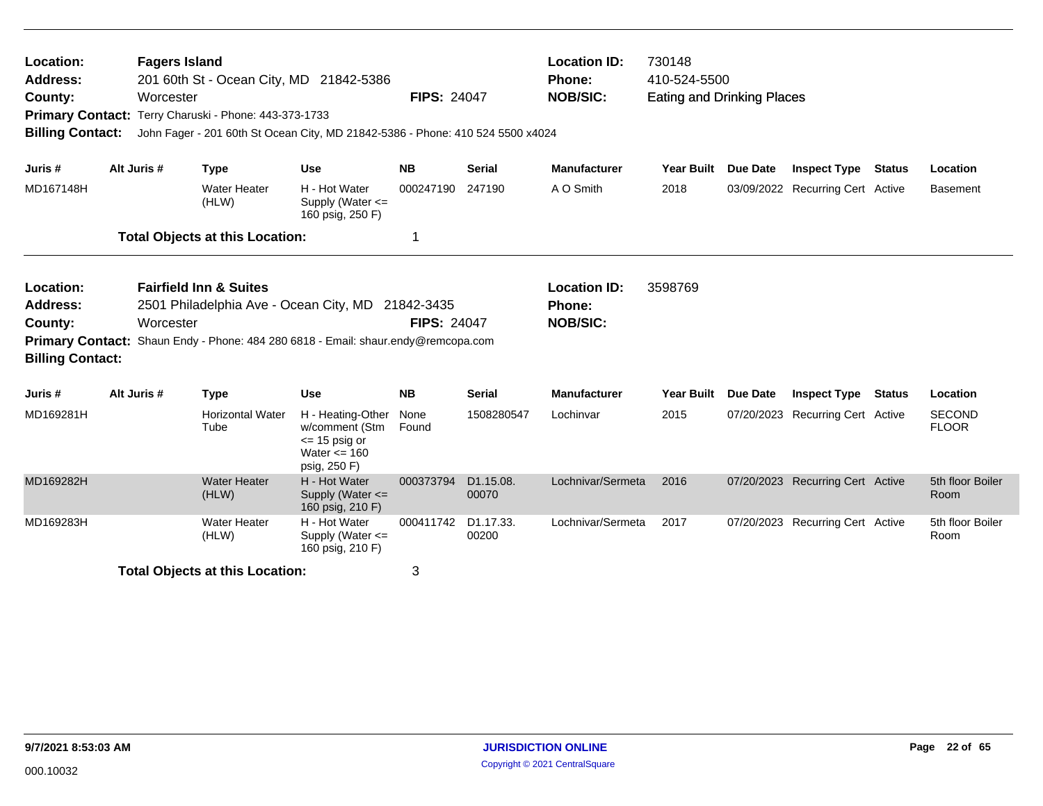**Location:** Fagers Island
**Address:** 201 60th St - Ocean City, MD 21842-5386
**County:** Worcester
**FIPS:** 24047
**Location ID:** 730148
**Phone:** 410-524-5500
**NOB/SIC:** Eating and Drinking Places
**Primary Contact:** Terry Charuski - Phone: 443-373-1733
**Billing Contact:** John Fager - 201 60th St Ocean City, MD 21842-5386 - Phone: 410 524 5500 x4024

| Juris # | Alt Juris # | Type | Use | NB | Serial | Manufacturer | Year Built | Due Date | Inspect Type | Status | Location |
|---|---|---|---|---|---|---|---|---|---|---|---|
| MD167148H | | Water Heater (HLW) | H - Hot Water Supply (Water <= 160 psig, 250 F) | 000247190 | 247190 | A O Smith | 2018 | 03/09/2022 | Recurring Cert | Active | Basement |

**Total Objects at this Location:** 1

---

**Location:** Fairfield Inn & Suites
**Address:** 2501 Philadelphia Ave - Ocean City, MD 21842-3435
**County:** Worcester
**FIPS:** 24047
**Location ID:** 3598769
**Phone:**
**NOB/SIC:**
**Primary Contact:** Shaun Endy - Phone: 484 280 6818 - Email: shaur.endy@remcopa.com
**Billing Contact:**

| Juris # | Alt Juris # | Type | Use | NB | Serial | Manufacturer | Year Built | Due Date | Inspect Type | Status | Location |
|---|---|---|---|---|---|---|---|---|---|---|---|
| MD169281H | | Horizontal Water Tube | H - Heating-Other w/comment (Stm <= 15 psig or Water <= 160 psig, 250 F) | None Found | 1508280547 | Lochinvar | 2015 | 07/20/2023 | Recurring Cert | Active | SECOND FLOOR |
| MD169282H | | Water Heater (HLW) | H - Hot Water Supply (Water <= 160 psig, 210 F) | 000373794 | D1.15.08.00070 | Lochnivar/Sermeta | 2016 | 07/20/2023 | Recurring Cert | Active | 5th floor Boiler Room |
| MD169283H | | Water Heater (HLW) | H - Hot Water Supply (Water <= 160 psig, 210 F) | 000411742 | D1.17.33.00200 | Lochnivar/Sermeta | 2017 | 07/20/2023 | Recurring Cert | Active | 5th floor Boiler Room |

**Total Objects at this Location:** 3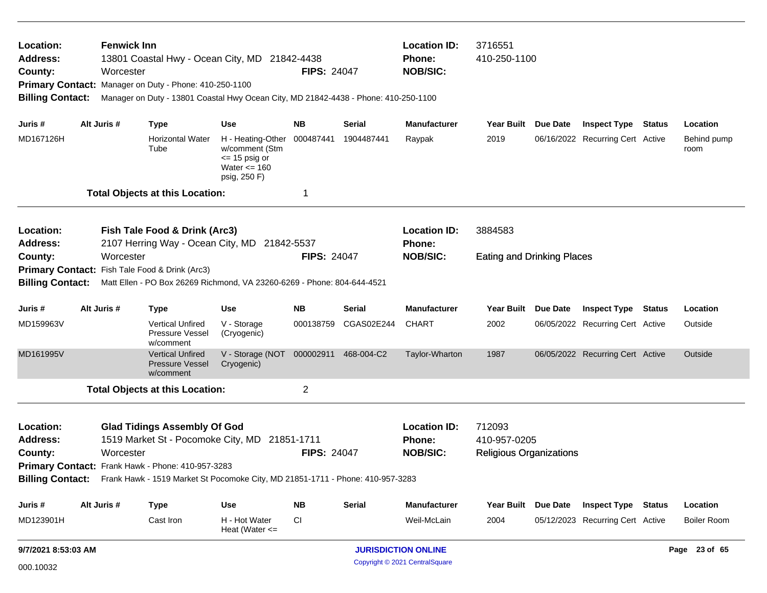**Location:** Fenwick Inn | **Location ID:** 3716551
**Address:** 13801 Coastal Hwy - Ocean City, MD 21842-4438 | **Phone:** 410-250-1100
**County:** Worcester | **FIPS:** 24047 | **NOB/SIC:**
**Primary Contact:** Manager on Duty - Phone: 410-250-1100
**Billing Contact:** Manager on Duty - 13801 Coastal Hwy Ocean City, MD 21842-4438 - Phone: 410-250-1100

| Juris # | Alt Juris # | Type | Use | NB | Serial | Manufacturer | Year Built | Due Date | Inspect Type | Status | Location |
|---|---|---|---|---|---|---|---|---|---|---|---|
| MD167126H | | Horizontal Water Tube | H - Heating-Other w/comment (Stm <= 15 psig or Water <= 160 psig, 250 F) | 000487441 | 1904487441 | Raypak | 2019 | 06/16/2022 | Recurring Cert | Active | Behind pump room |

**Total Objects at this Location:** 1

---

**Location:** Fish Tale Food & Drink (Arc3) | **Location ID:** 3884583
**Address:** 2107 Herring Way - Ocean City, MD 21842-5537 | **Phone:**
**County:** Worcester | **FIPS:** 24047 | **NOB/SIC:** Eating and Drinking Places
**Primary Contact:** Fish Tale Food & Drink (Arc3)
**Billing Contact:** Matt Ellen - PO Box 26269 Richmond, VA 23260-6269 - Phone: 804-644-4521

| Juris # | Alt Juris # | Type | Use | NB | Serial | Manufacturer | Year Built | Due Date | Inspect Type | Status | Location |
|---|---|---|---|---|---|---|---|---|---|---|---|
| MD159963V | | Vertical Unfired Pressure Vessel w/comment | V - Storage (Cryogenic) | 000138759 | CGAS02E244 | CHART | 2002 | 06/05/2022 | Recurring Cert | Active | Outside |
| MD161995V | | Vertical Unfired Pressure Vessel w/comment | V - Storage (NOT Cryogenic) | 000002911 | 468-004-C2 | Taylor-Wharton | 1987 | 06/05/2022 | Recurring Cert | Active | Outside |

**Total Objects at this Location:** 2

---

**Location:** Glad Tidings Assembly Of God | **Location ID:** 712093
**Address:** 1519 Market St - Pocomoke City, MD 21851-1711 | **Phone:** 410-957-0205
**County:** Worcester | **FIPS:** 24047 | **NOB/SIC:** Religious Organizations
**Primary Contact:** Frank Hawk - Phone: 410-957-3283
**Billing Contact:** Frank Hawk - 1519 Market St Pocomoke City, MD 21851-1711 - Phone: 410-957-3283

| Juris # | Alt Juris # | Type | Use | NB | Serial | Manufacturer | Year Built | Due Date | Inspect Type | Status | Location |
|---|---|---|---|---|---|---|---|---|---|---|---|
| MD123901H | | Cast Iron | H - Hot Water Heat (Water <= | CI | | Weil-McLain | 2004 | 05/12/2023 | Recurring Cert | Active | Boiler Room |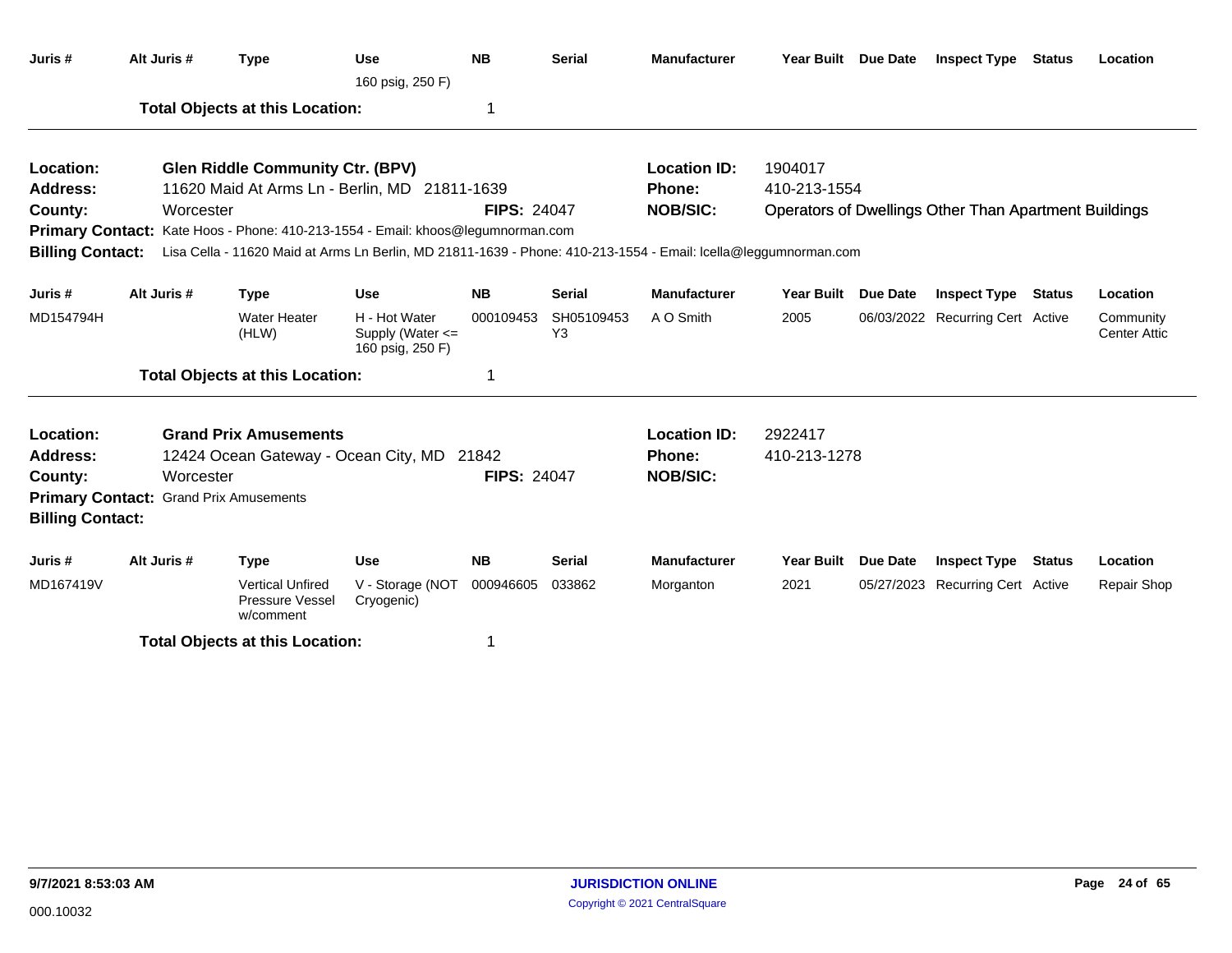| Juris # | Alt Juris # | Type | Use | NB | Serial | Manufacturer | Year Built | Due Date | Inspect Type | Status | Location |
|---|---|---|---|---|---|---|---|---|---|---|---|
| | | | 160 psig, 250 F) | | | | | | | | |

**Total Objects at this Location:** 1

---

**Location:** Glen Riddle Community Ctr. (BPV)
**Location ID:** 1904017
**Address:** 11620 Maid At Arms Ln - Berlin, MD 21811-1639
**Phone:** 410-213-1554
**County:** Worcester
**FIPS:** 24047
**NOB/SIC:** Operators of Dwellings Other Than Apartment Buildings
**Primary Contact:** Kate Hoos - Phone: 410-213-1554 - Email: khoos@legumnorman.com
**Billing Contact:** Lisa Cella - 11620 Maid at Arms Ln Berlin, MD 21811-1639 - Phone: 410-213-1554 - Email: lcella@leggumnorman.com

| Juris # | Alt Juris # | Type | Use | NB | Serial | Manufacturer | Year Built | Due Date | Inspect Type | Status | Location |
|---|---|---|---|---|---|---|---|---|---|---|---|
| MD154794H | | Water Heater (HLW) | H - Hot Water Supply (Water <= 160 psig, 250 F) | 000109453 | SH05109453Y3 | A O Smith | 2005 | 06/03/2022 | Recurring Cert | Active | Community Center Attic |

**Total Objects at this Location:** 1

---

**Location:** Grand Prix Amusements
**Location ID:** 2922417
**Address:** 12424 Ocean Gateway - Ocean City, MD 21842
**Phone:** 410-213-1278
**County:** Worcester
**FIPS:** 24047
**NOB/SIC:**
**Primary Contact:** Grand Prix Amusements
**Billing Contact:**

| Juris # | Alt Juris # | Type | Use | NB | Serial | Manufacturer | Year Built | Due Date | Inspect Type | Status | Location |
|---|---|---|---|---|---|---|---|---|---|---|---|
| MD167419V | | Vertical Unfired Pressure Vessel w/comment | V - Storage (NOT Cryogenic) | 000946605 | 033862 | Morganton | 2021 | 05/27/2023 | Recurring Cert | Active | Repair Shop |

**Total Objects at this Location:** 1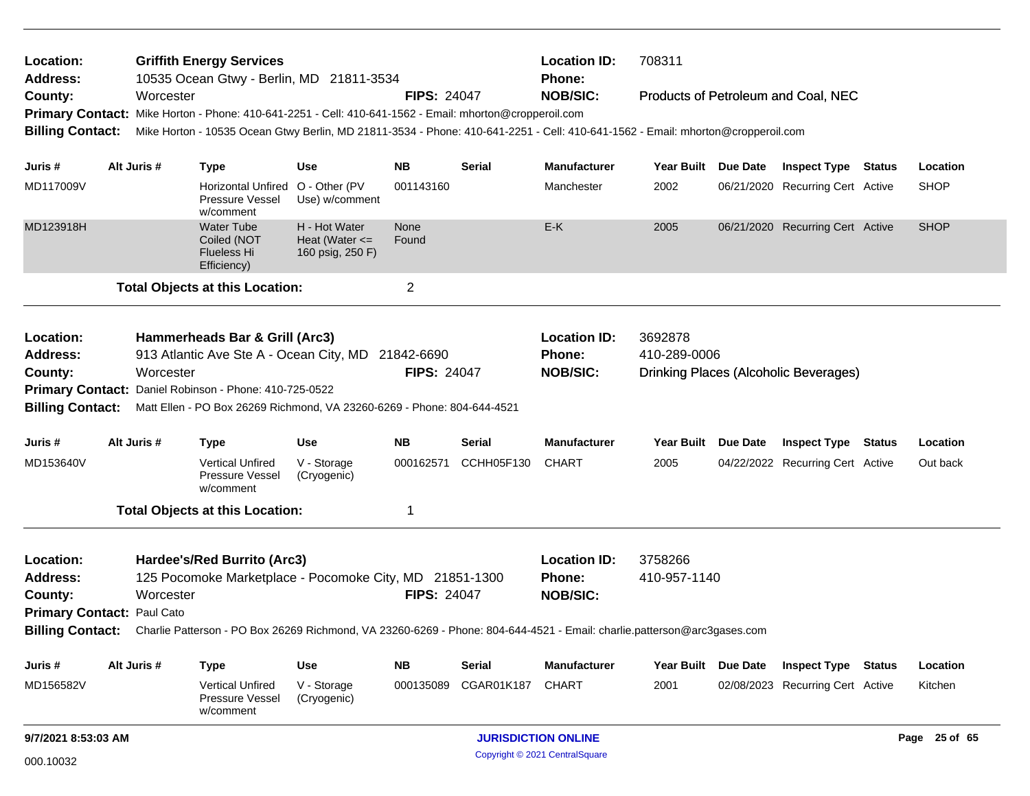**Location:** Griffith Energy Services **Location ID:** 708311
**Address:** 10535 Ocean Gtwy - Berlin, MD 21811-3534 **Phone:**
**County:** Worcester **FIPS:** 24047 **NOB/SIC:** Products of Petroleum and Coal, NEC
**Primary Contact:** Mike Horton - Phone: 410-641-2251 - Cell: 410-641-1562 - Email: mhorton@cropperoil.com
**Billing Contact:** Mike Horton - 10535 Ocean Gtwy Berlin, MD 21811-3534 - Phone: 410-641-2251 - Cell: 410-641-1562 - Email: mhorton@cropperoil.com

| Juris # | Alt Juris # | Type | Use | NB | Serial | Manufacturer | Year Built | Due Date | Inspect Type | Status | Location |
|---|---|---|---|---|---|---|---|---|---|---|---|
| MD117009V | | Horizontal Unfired Pressure Vessel w/comment | O - Other (PV Use) w/comment | 001143160 | | Manchester | 2002 | 06/21/2020 | Recurring Cert | Active | SHOP |
| MD123918H | | Water Tube Coiled (NOT Flueless Hi Efficiency) | H - Hot Water Heat (Water <= 160 psig, 250 F) | None Found | | E-K | 2005 | 06/21/2020 | Recurring Cert | Active | SHOP |

**Total Objects at this Location:** 2

---

**Location:** Hammerheads Bar & Grill (Arc3) **Location ID:** 3692878
**Address:** 913 Atlantic Ave Ste A - Ocean City, MD 21842-6690 **Phone:** 410-289-0006
**County:** Worcester **FIPS:** 24047 **NOB/SIC:** Drinking Places (Alcoholic Beverages)
**Primary Contact:** Daniel Robinson - Phone: 410-725-0522
**Billing Contact:** Matt Ellen - PO Box 26269 Richmond, VA 23260-6269 - Phone: 804-644-4521

| Juris # | Alt Juris # | Type | Use | NB | Serial | Manufacturer | Year Built | Due Date | Inspect Type | Status | Location |
|---|---|---|---|---|---|---|---|---|---|---|---|
| MD153640V | | Vertical Unfired Pressure Vessel w/comment | V - Storage (Cryogenic) | 000162571 | CCHH05F130 | CHART | 2005 | 04/22/2022 | Recurring Cert | Active | Out back |

**Total Objects at this Location:** 1

---

**Location:** Hardee's/Red Burrito (Arc3) **Location ID:** 3758266
**Address:** 125 Pocomoke Marketplace - Pocomoke City, MD 21851-1300 **Phone:** 410-957-1140
**County:** Worcester **FIPS:** 24047 **NOB/SIC:**
**Primary Contact:** Paul Cato
**Billing Contact:** Charlie Patterson - PO Box 26269 Richmond, VA 23260-6269 - Phone: 804-644-4521 - Email: charlie.patterson@arc3gases.com

| Juris # | Alt Juris # | Type | Use | NB | Serial | Manufacturer | Year Built | Due Date | Inspect Type | Status | Location |
|---|---|---|---|---|---|---|---|---|---|---|---|
| MD156582V | | Vertical Unfired Pressure Vessel w/comment | V - Storage (Cryogenic) | 000135089 | CGAR01K187 | CHART | 2001 | 02/08/2023 | Recurring Cert | Active | Kitchen |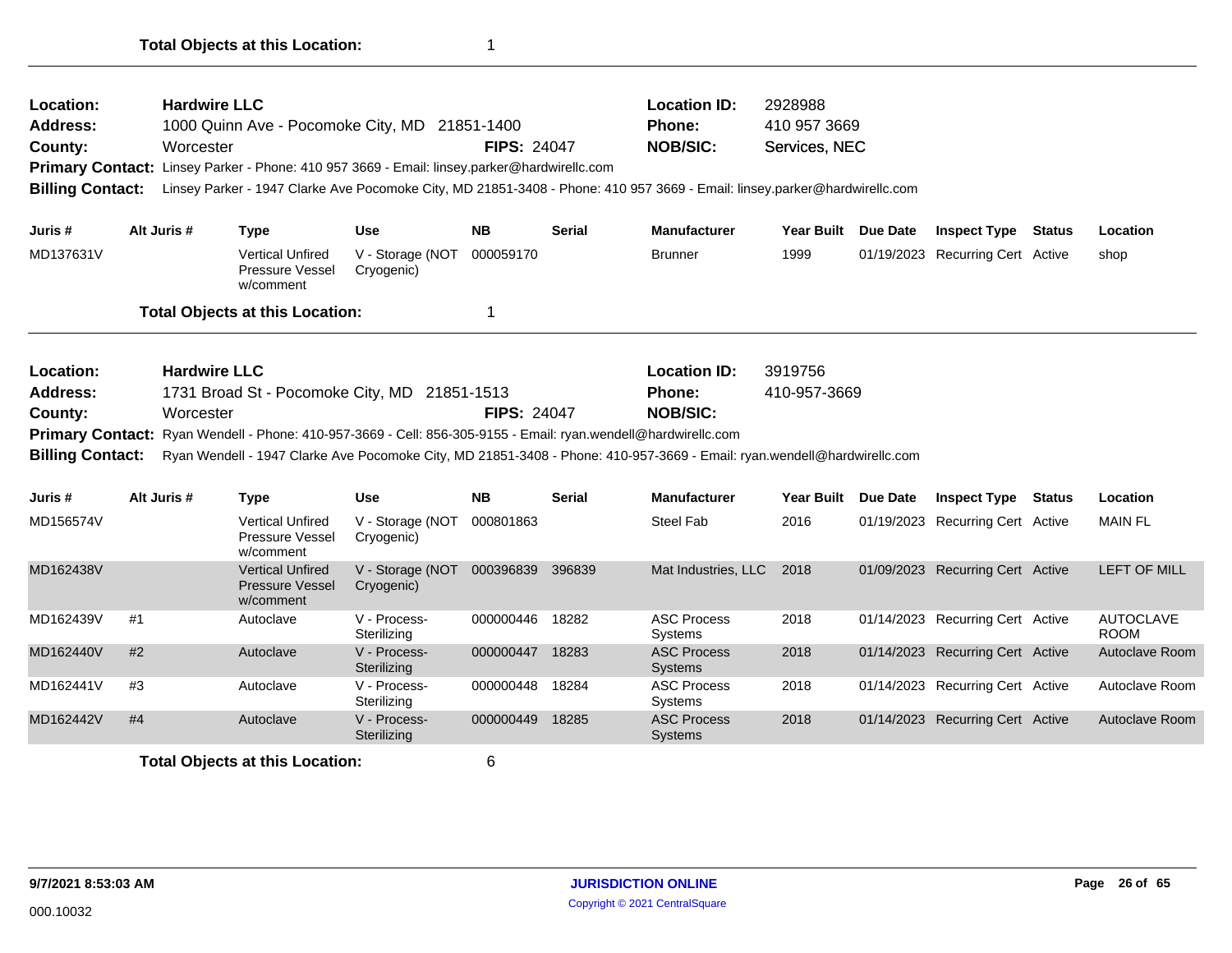**Total Objects at this Location:** 1

---

**Location:** Hardwire LLC
**Address:** 1000 Quinn Ave - Pocomoke City, MD 21851-1400
**County:** Worcester **FIPS:** 24047
**Location ID:** 2928988
**Phone:** 410 957 3669
**NOB/SIC:** Services, NEC
**Primary Contact:** Linsey Parker - Phone: 410 957 3669 - Email: linsey.parker@hardwirellc.com
**Billing Contact:** Linsey Parker - 1947 Clarke Ave Pocomoke City, MD 21851-3408 - Phone: 410 957 3669 - Email: linsey.parker@hardwirellc.com

| Juris # | Alt Juris # | Type | Use | NB | Serial | Manufacturer | Year Built | Due Date | Inspect Type | Status | Location |
|---|---|---|---|---|---|---|---|---|---|---|---|
| MD137631V | | Vertical Unfired Pressure Vessel w/comment | V - Storage (NOT Cryogenic) | 000059170 | | Brunner | 1999 | 01/19/2023 | Recurring Cert | Active | shop |

**Total Objects at this Location:** 1

---

**Location:** Hardwire LLC
**Address:** 1731 Broad St - Pocomoke City, MD 21851-1513
**County:** Worcester **FIPS:** 24047
**Location ID:** 3919756
**Phone:** 410-957-3669
**NOB/SIC:**
**Primary Contact:** Ryan Wendell - Phone: 410-957-3669 - Cell: 856-305-9155 - Email: ryan.wendell@hardwirellc.com
**Billing Contact:** Ryan Wendell - 1947 Clarke Ave Pocomoke City, MD 21851-3408 - Phone: 410-957-3669 - Email: ryan.wendell@hardwirellc.com

| Juris # | Alt Juris # | Type | Use | NB | Serial | Manufacturer | Year Built | Due Date | Inspect Type | Status | Location |
|---|---|---|---|---|---|---|---|---|---|---|---|
| MD156574V | | Vertical Unfired Pressure Vessel w/comment | V - Storage (NOT Cryogenic) | 000801863 | | Steel Fab | 2016 | 01/19/2023 | Recurring Cert | Active | MAIN FL |
| MD162438V | | Vertical Unfired Pressure Vessel w/comment | V - Storage (NOT Cryogenic) | 000396839 | 396839 | Mat Industries, LLC | 2018 | 01/09/2023 | Recurring Cert | Active | LEFT OF MILL |
| MD162439V | #1 | Autoclave | V - Process-Sterilizing | 000000446 | 18282 | ASC Process Systems | 2018 | 01/14/2023 | Recurring Cert | Active | AUTOCLAVE ROOM |
| MD162440V | #2 | Autoclave | V - Process-Sterilizing | 000000447 | 18283 | ASC Process Systems | 2018 | 01/14/2023 | Recurring Cert | Active | Autoclave Room |
| MD162441V | #3 | Autoclave | V - Process-Sterilizing | 000000448 | 18284 | ASC Process Systems | 2018 | 01/14/2023 | Recurring Cert | Active | Autoclave Room |
| MD162442V | #4 | Autoclave | V - Process-Sterilizing | 000000449 | 18285 | ASC Process Systems | 2018 | 01/14/2023 | Recurring Cert | Active | Autoclave Room |

**Total Objects at this Location:** 6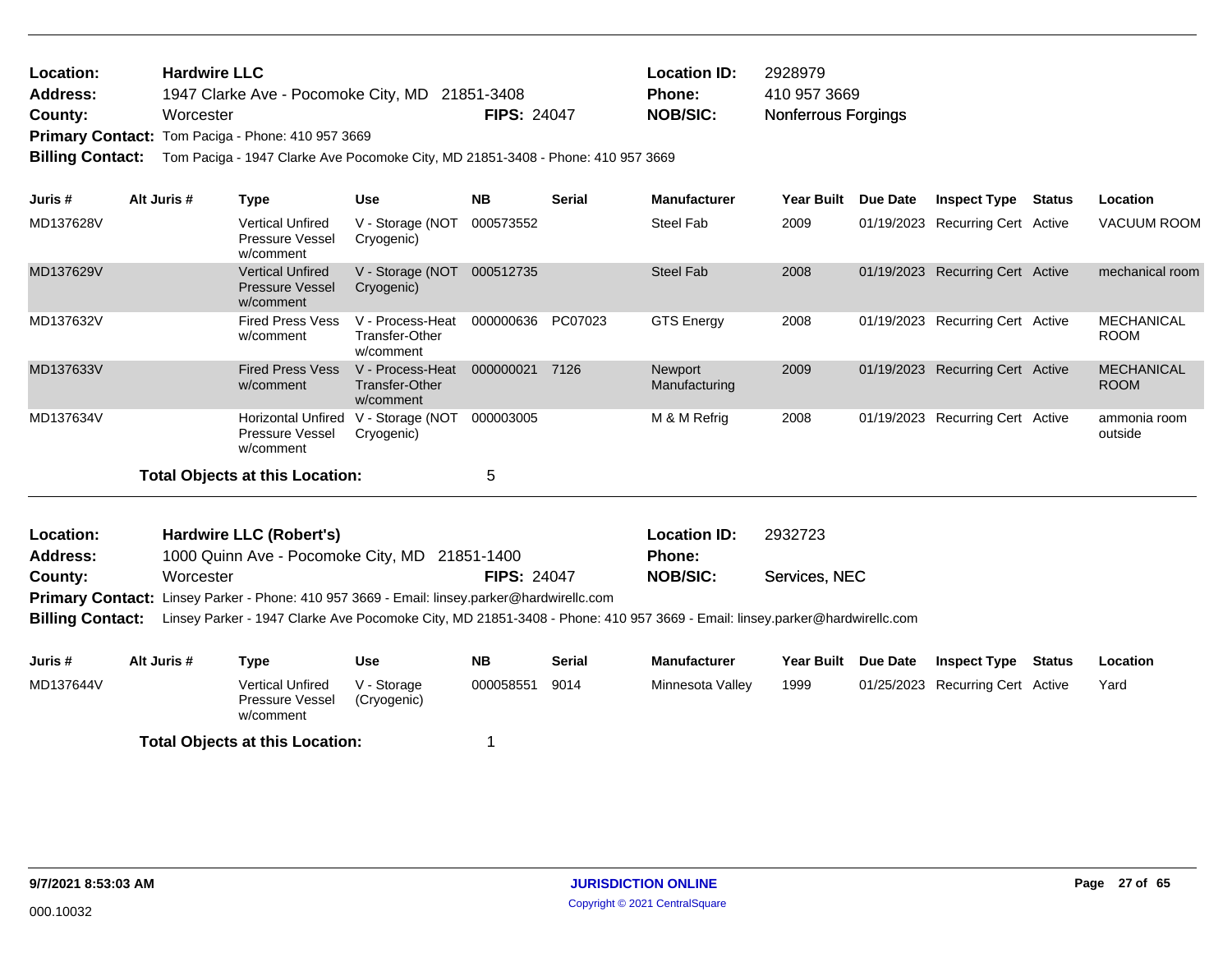**Location:** Hardwire LLC
**Address:** 1947 Clarke Ave - Pocomoke City, MD 21851-3408
**County:** Worcester **FIPS:** 24047
**Location ID:** 2928979
**Phone:** 410 957 3669
**NOB/SIC:** Nonferrous Forgings
**Primary Contact:** Tom Paciga - Phone: 410 957 3669
**Billing Contact:** Tom Paciga - 1947 Clarke Ave Pocomoke City, MD 21851-3408 - Phone: 410 957 3669

| Juris # | Alt Juris # | Type | Use | NB | Serial | Manufacturer | Year Built | Due Date | Inspect Type | Status | Location |
|---|---|---|---|---|---|---|---|---|---|---|---|
| MD137628V | | Vertical Unfired Pressure Vessel w/comment | V - Storage (NOT Cryogenic) | 000573552 | | Steel Fab | 2009 | 01/19/2023 | Recurring Cert | Active | VACUUM ROOM |
| MD137629V | | Vertical Unfired Pressure Vessel w/comment | V - Storage (NOT Cryogenic) | 000512735 | | Steel Fab | 2008 | 01/19/2023 | Recurring Cert | Active | mechanical room |
| MD137632V | | Fired Press Vess w/comment | V - Process-Heat Transfer-Other w/comment | 000000636 | PC07023 | GTS Energy | 2008 | 01/19/2023 | Recurring Cert | Active | MECHANICAL ROOM |
| MD137633V | | Fired Press Vess w/comment | V - Process-Heat Transfer-Other w/comment | 000000021 | 7126 | Newport Manufacturing | 2009 | 01/19/2023 | Recurring Cert | Active | MECHANICAL ROOM |
| MD137634V | | Horizontal Unfired Pressure Vessel w/comment | V - Storage (NOT Cryogenic) | 000003005 | | M & M Refrig | 2008 | 01/19/2023 | Recurring Cert | Active | ammonia room outside |

**Total Objects at this Location:** 5

---

**Location:** Hardwire LLC (Robert's)
**Address:** 1000 Quinn Ave - Pocomoke City, MD 21851-1400
**County:** Worcester **FIPS:** 24047
**Location ID:** 2932723
**Phone:**
**NOB/SIC:** Services, NEC
**Primary Contact:** Linsey Parker - Phone: 410 957 3669 - Email: linsey.parker@hardwirellc.com
**Billing Contact:** Linsey Parker - 1947 Clarke Ave Pocomoke City, MD 21851-3408 - Phone: 410 957 3669 - Email: linsey.parker@hardwirellc.com

| Juris # | Alt Juris # | Type | Use | NB | Serial | Manufacturer | Year Built | Due Date | Inspect Type | Status | Location |
|---|---|---|---|---|---|---|---|---|---|---|---|
| MD137644V | | Vertical Unfired Pressure Vessel w/comment | V - Storage (Cryogenic) | 000058551 | 9014 | Minnesota Valley | 1999 | 01/25/2023 | Recurring Cert | Active | Yard |

**Total Objects at this Location:** 1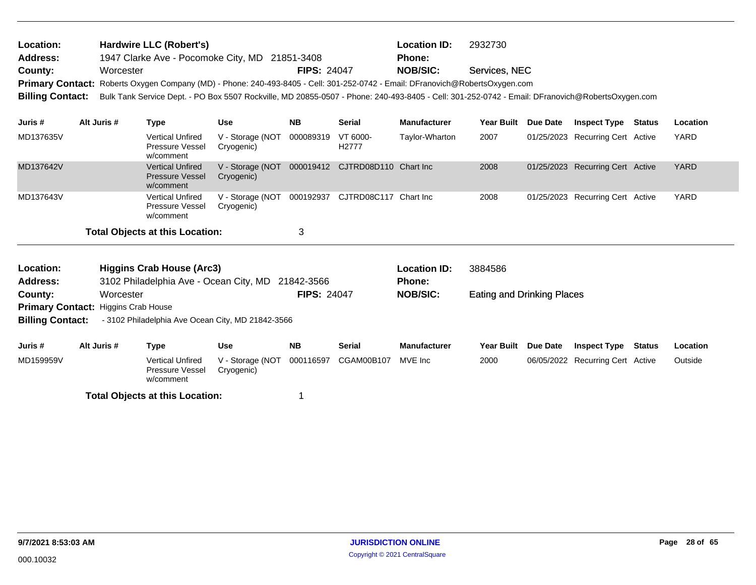**Location:** Hardwire LLC (Robert's) **Location ID:** 2932730
**Address:** 1947 Clarke Ave - Pocomoke City, MD 21851-3408 **Phone:**
**County:** Worcester **FIPS:** 24047 **NOB/SIC:** Services, NEC
**Primary Contact:** Roberts Oxygen Company (MD) - Phone: 240-493-8405 - Cell: 301-252-0742 - Email: DFranovich@RobertsOxygen.com
**Billing Contact:** Bulk Tank Service Dept. - PO Box 5507 Rockville, MD 20855-0507 - Phone: 240-493-8405 - Cell: 301-252-0742 - Email: DFranovich@RobertsOxygen.com

| Juris # | Alt Juris # | Type | Use | NB | Serial | Manufacturer | Year Built | Due Date | Inspect Type | Status | Location |
|---|---|---|---|---|---|---|---|---|---|---|---|
| MD137635V | | Vertical Unfired Pressure Vessel w/comment | V - Storage (NOT Cryogenic) | 000089319 | VT 6000-H2777 | Taylor-Wharton | 2007 | 01/25/2023 | Recurring Cert | Active | YARD |
| MD137642V | | Vertical Unfired Pressure Vessel w/comment | V - Storage (NOT Cryogenic) | 000019412 | CJTRD08D110 | Chart Inc | 2008 | 01/25/2023 | Recurring Cert | Active | YARD |
| MD137643V | | Vertical Unfired Pressure Vessel w/comment | V - Storage (NOT Cryogenic) | 000192937 | CJTRD08C117 | Chart Inc | 2008 | 01/25/2023 | Recurring Cert | Active | YARD |

**Total Objects at this Location:** 3

---

**Location:** Higgins Crab House (Arc3) **Location ID:** 3884586
**Address:** 3102 Philadelphia Ave - Ocean City, MD 21842-3566 **Phone:**
**County:** Worcester **FIPS:** 24047 **NOB/SIC:** Eating and Drinking Places
**Primary Contact:** Higgins Crab House
**Billing Contact:** - 3102 Philadelphia Ave Ocean City, MD 21842-3566

| Juris # | Alt Juris # | Type | Use | NB | Serial | Manufacturer | Year Built | Due Date | Inspect Type | Status | Location |
|---|---|---|---|---|---|---|---|---|---|---|---|
| MD159959V | | Vertical Unfired Pressure Vessel w/comment | V - Storage (NOT Cryogenic) | 000116597 | CGAM00B107 | MVE Inc | 2000 | 06/05/2022 | Recurring Cert | Active | Outside |

**Total Objects at this Location:** 1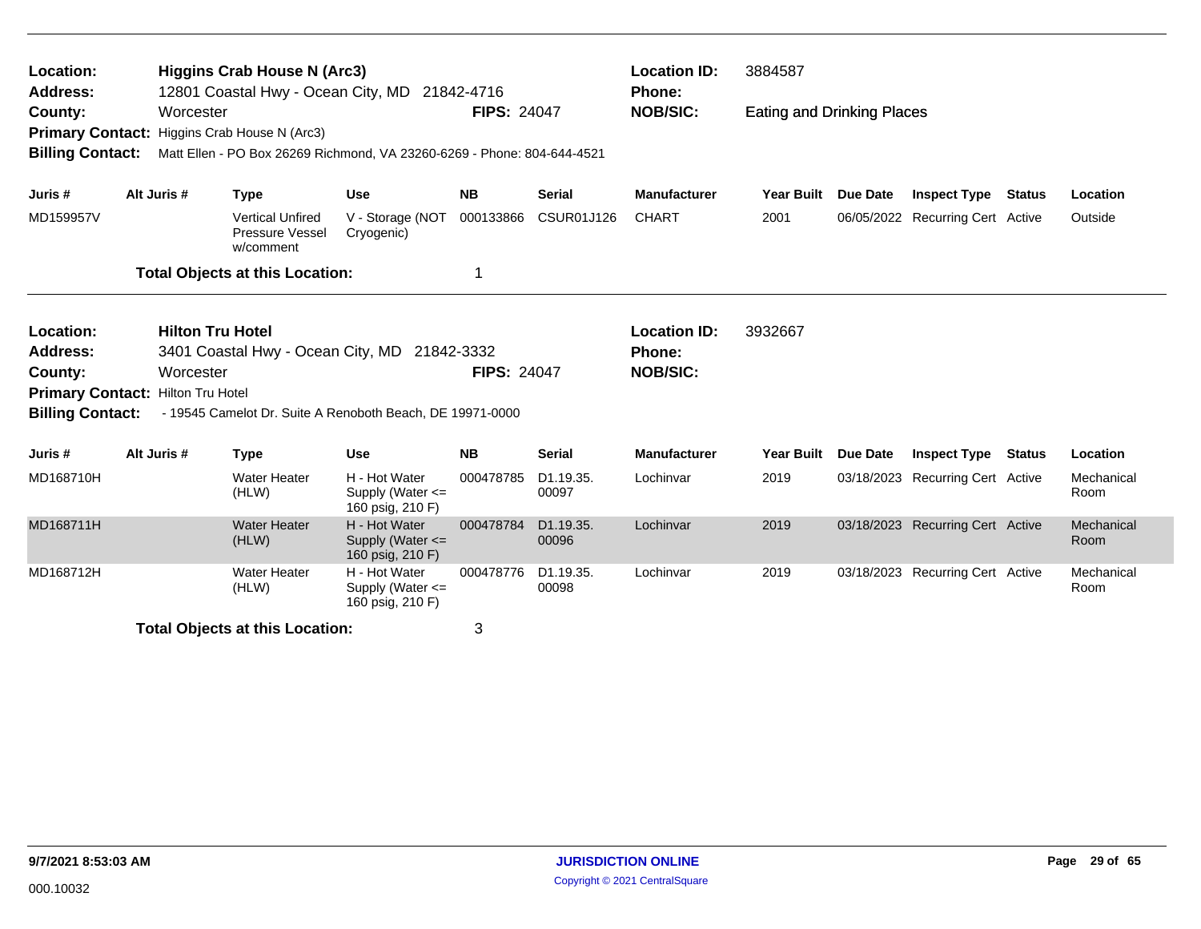**Location:** Higgins Crab House N (Arc3)
**Address:** 12801 Coastal Hwy - Ocean City, MD 21842-4716
**County:** Worcester
**FIPS:** 24047
**Location ID:** 3884587
**Phone:**
**NOB/SIC:** Eating and Drinking Places
**Primary Contact:** Higgins Crab House N (Arc3)
**Billing Contact:** Matt Ellen - PO Box 26269 Richmond, VA 23260-6269 - Phone: 804-644-4521

| Juris # | Alt Juris # | Type | Use | NB | Serial | Manufacturer | Year Built | Due Date | Inspect Type | Status | Location |
|---|---|---|---|---|---|---|---|---|---|---|---|
| MD159957V | | Vertical Unfired Pressure Vessel w/comment | V - Storage (NOT Cryogenic) | 000133866 | CSUR01J126 | CHART | 2001 | 06/05/2022 | Recurring Cert | Active | Outside |

**Total Objects at this Location:** 1

---

**Location:** Hilton Tru Hotel
**Address:** 3401 Coastal Hwy - Ocean City, MD 21842-3332
**County:** Worcester
**FIPS:** 24047
**Location ID:** 3932667
**Phone:**
**NOB/SIC:**
**Primary Contact:** Hilton Tru Hotel
**Billing Contact:** - 19545 Camelot Dr. Suite A Renoboth Beach, DE 19971-0000

| Juris # | Alt Juris # | Type | Use | NB | Serial | Manufacturer | Year Built | Due Date | Inspect Type | Status | Location |
|---|---|---|---|---|---|---|---|---|---|---|---|
| MD168710H | | Water Heater (HLW) | H - Hot Water Supply (Water <= 160 psig, 210 F) | 000478785 | D1.19.35. 00097 | Lochinvar | 2019 | 03/18/2023 | Recurring Cert | Active | Mechanical Room |
| MD168711H | | Water Heater (HLW) | H - Hot Water Supply (Water <= 160 psig, 210 F) | 000478784 | D1.19.35. 00096 | Lochinvar | 2019 | 03/18/2023 | Recurring Cert | Active | Mechanical Room |
| MD168712H | | Water Heater (HLW) | H - Hot Water Supply (Water <= 160 psig, 210 F) | 000478776 | D1.19.35. 00098 | Lochinvar | 2019 | 03/18/2023 | Recurring Cert | Active | Mechanical Room |

**Total Objects at this Location:** 3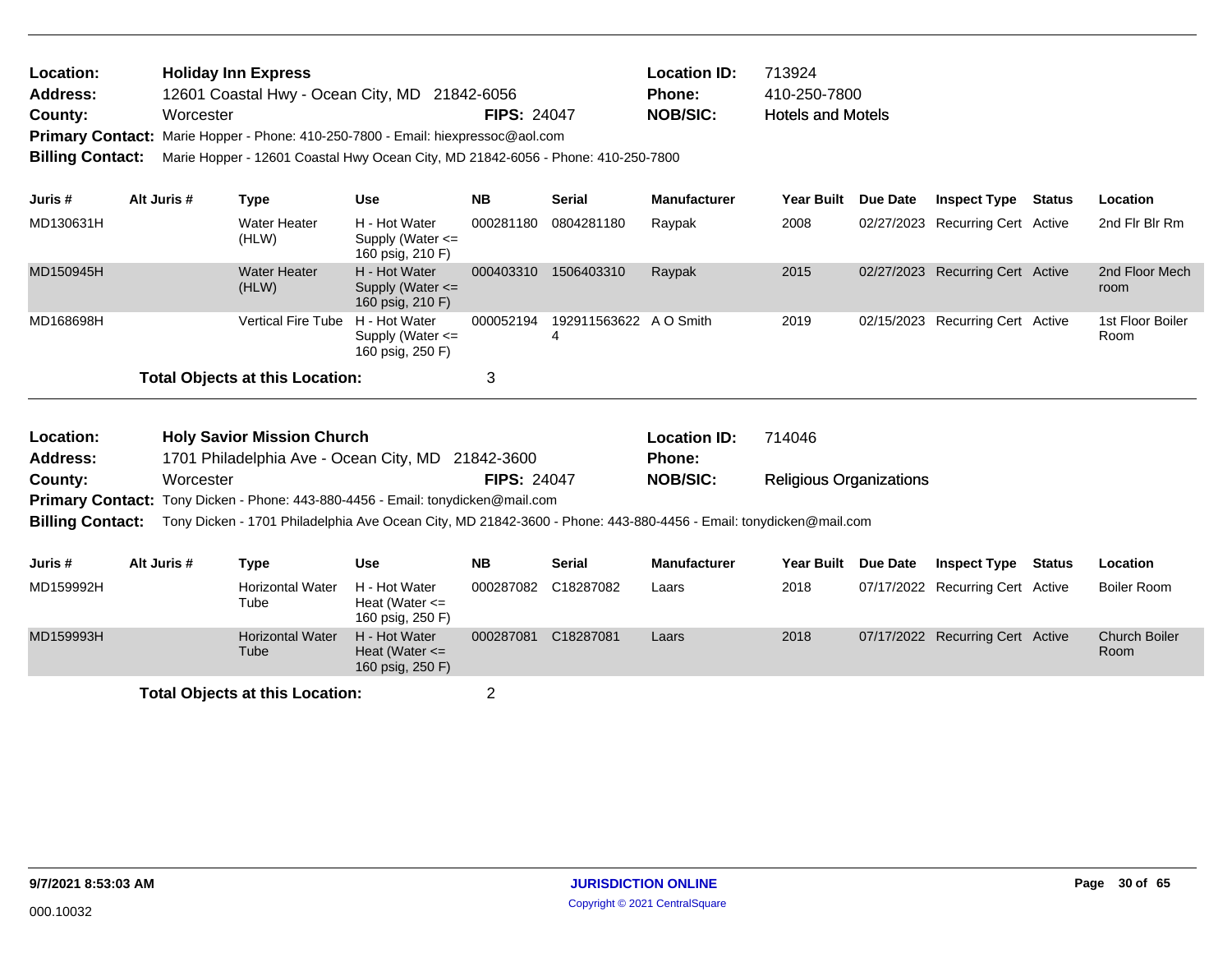**Location:** Holiday Inn Express
**Address:** 12601 Coastal Hwy - Ocean City, MD 21842-6056
**County:** Worcester
**FIPS:** 24047
**Location ID:** 713924
**Phone:** 410-250-7800
**NOB/SIC:** Hotels and Motels
**Primary Contact:** Marie Hopper - Phone: 410-250-7800 - Email: hiexpressoc@aol.com
**Billing Contact:** Marie Hopper - 12601 Coastal Hwy Ocean City, MD 21842-6056 - Phone: 410-250-7800

| Juris # | Alt Juris # | Type | Use | NB | Serial | Manufacturer | Year Built | Due Date | Inspect Type | Status | Location |
|---|---|---|---|---|---|---|---|---|---|---|---|
| MD130631H | | Water Heater (HLW) | H - Hot Water Supply (Water <= 160 psig, 210 F) | 000281180 | 0804281180 | Raypak | 2008 | 02/27/2023 | Recurring Cert | Active | 2nd Flr Blr Rm |
| MD150945H | | Water Heater (HLW) | H - Hot Water Supply (Water <= 160 psig, 210 F) | 000403310 | 1506403310 | Raypak | 2015 | 02/27/2023 | Recurring Cert | Active | 2nd Floor Mech room |
| MD168698H | | Vertical Fire Tube | H - Hot Water Supply (Water <= 160 psig, 250 F) | 000052194 | 1929115636224 | A O Smith | 2019 | 02/15/2023 | Recurring Cert | Active | 1st Floor Boiler Room |

**Total Objects at this Location:** 3

**Location:** Holy Savior Mission Church
**Address:** 1701 Philadelphia Ave - Ocean City, MD 21842-3600
**County:** Worcester
**FIPS:** 24047
**Location ID:** 714046
**Phone:**
**NOB/SIC:** Religious Organizations
**Primary Contact:** Tony Dicken - Phone: 443-880-4456 - Email: tonydicken@mail.com
**Billing Contact:** Tony Dicken - 1701 Philadelphia Ave Ocean City, MD 21842-3600 - Phone: 443-880-4456 - Email: tonydicken@mail.com

| Juris # | Alt Juris # | Type | Use | NB | Serial | Manufacturer | Year Built | Due Date | Inspect Type | Status | Location |
|---|---|---|---|---|---|---|---|---|---|---|---|
| MD159992H | | Horizontal Water Tube | H - Hot Water Heat (Water <= 160 psig, 250 F) | 000287082 | C18287082 | Laars | 2018 | 07/17/2022 | Recurring Cert | Active | Boiler Room |
| MD159993H | | Horizontal Water Tube | H - Hot Water Heat (Water <= 160 psig, 250 F) | 000287081 | C18287081 | Laars | 2018 | 07/17/2022 | Recurring Cert | Active | Church Boiler Room |

**Total Objects at this Location:** 2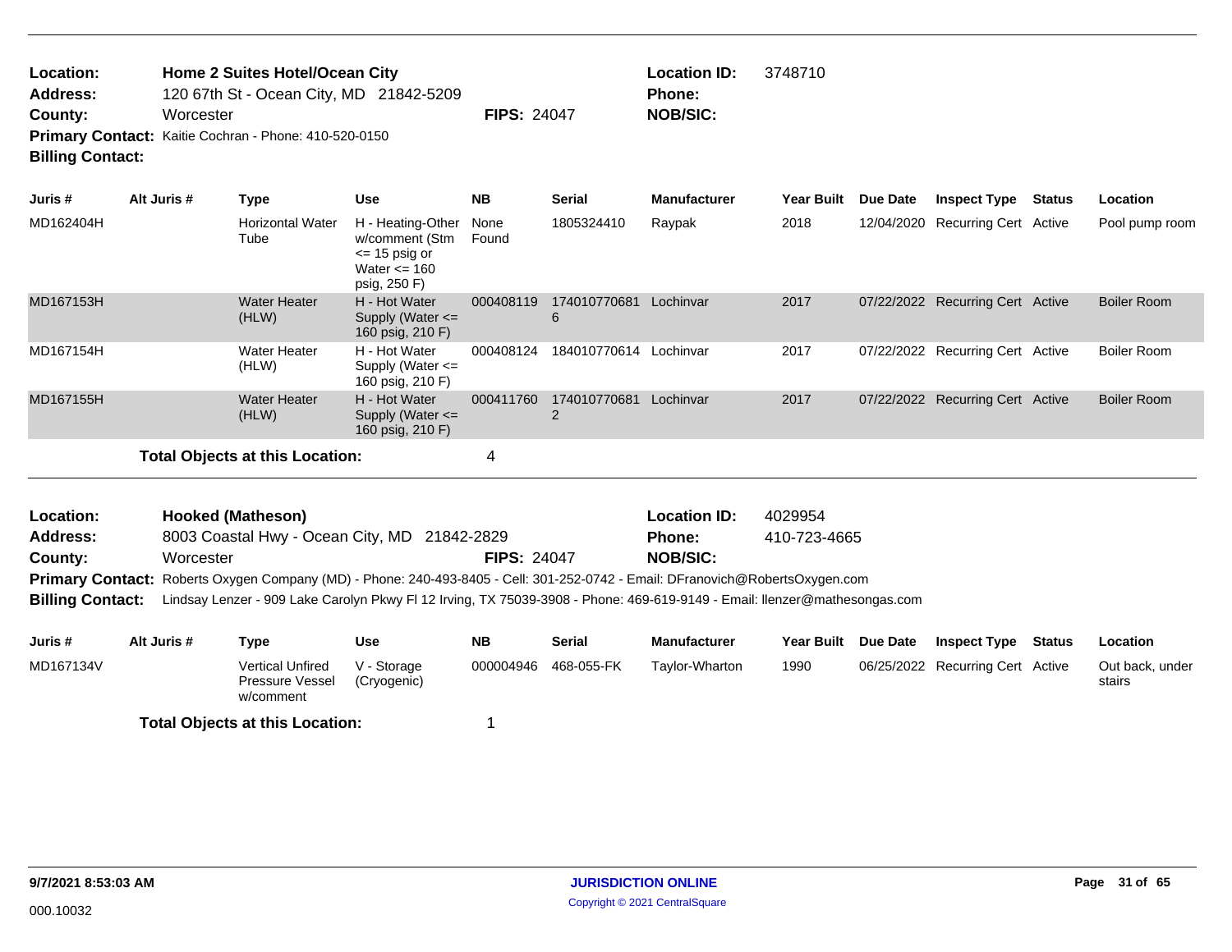**Location:** Home 2 Suites Hotel/Ocean City  
**Address:** 120 67th St - Ocean City, MD 21842-5209  
**County:** Worcester  
**FIPS:** 24047  
**Location ID:** 3748710  
**Phone:**  
**NOB/SIC:**  
**Primary Contact:** Kaitie Cochran - Phone: 410-520-0150  
**Billing Contact:**

| Juris # | Alt Juris # | Type | Use | NB | Serial | Manufacturer | Year Built | Due Date | Inspect Type | Status | Location |
|---|---|---|---|---|---|---|---|---|---|---|---|
| MD162404H | | Horizontal Water Tube | H - Heating-Other w/comment (Stm <= 15 psig or Water <= 160 psig, 250 F) | None Found | 1805324410 | Raypak | 2018 | 12/04/2020 | Recurring Cert | Active | Pool pump room |
| MD167153H | | Water Heater (HLW) | H - Hot Water Supply (Water <= 160 psig, 210 F) | 000408119 | 1740107706816 | Lochinvar | 2017 | 07/22/2022 | Recurring Cert | Active | Boiler Room |
| MD167154H | | Water Heater (HLW) | H - Hot Water Supply (Water <= 160 psig, 210 F) | 000408124 | 184010770614 | Lochinvar | 2017 | 07/22/2022 | Recurring Cert | Active | Boiler Room |
| MD167155H | | Water Heater (HLW) | H - Hot Water Supply (Water <= 160 psig, 210 F) | 000411760 | 1740107706812 | Lochinvar | 2017 | 07/22/2022 | Recurring Cert | Active | Boiler Room |

**Total Objects at this Location:** 4

**Location:** Hooked (Matheson)  
**Address:** 8003 Coastal Hwy - Ocean City, MD 21842-2829  
**County:** Worcester  
**FIPS:** 24047  
**Location ID:** 4029954  
**Phone:** 410-723-4665  
**NOB/SIC:**  
**Primary Contact:** Roberts Oxygen Company (MD) - Phone: 240-493-8405 - Cell: 301-252-0742 - Email: DFranovich@RobertsOxygen.com  
**Billing Contact:** Lindsay Lenzer - 909 Lake Carolyn Pkwy Fl 12 Irving, TX 75039-3908 - Phone: 469-619-9149 - Email: llenzer@mathesongas.com

| Juris # | Alt Juris # | Type | Use | NB | Serial | Manufacturer | Year Built | Due Date | Inspect Type | Status | Location |
|---|---|---|---|---|---|---|---|---|---|---|---|
| MD167134V | | Vertical Unfired Pressure Vessel w/comment | V - Storage (Cryogenic) | 000004946 | 468-055-FK | Taylor-Wharton | 1990 | 06/25/2022 | Recurring Cert | Active | Out back, under stairs |

**Total Objects at this Location:** 1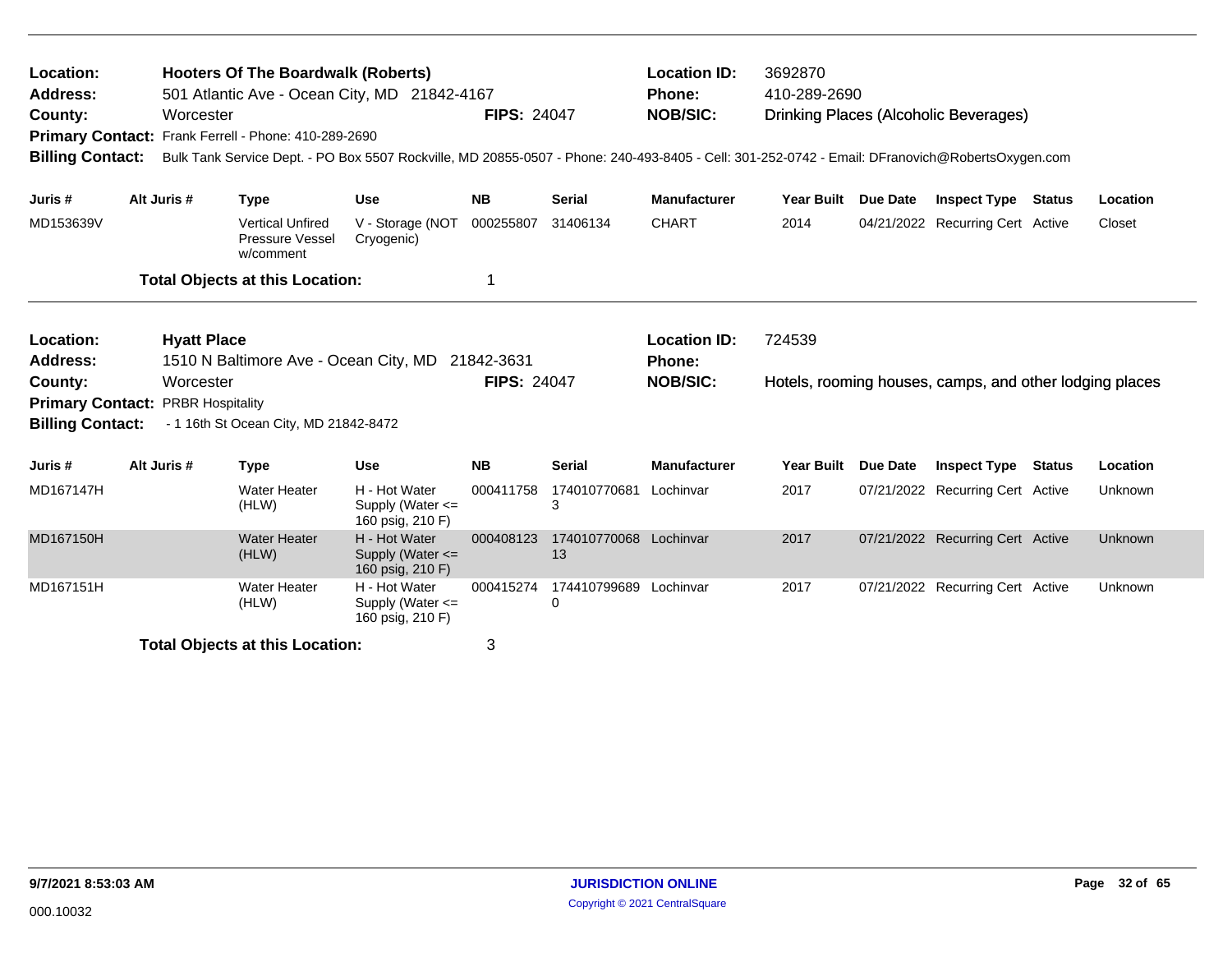**Location:** Hooters Of The Boardwalk (Roberts)
**Address:** 501 Atlantic Ave - Ocean City, MD 21842-4167
**County:** Worcester
**FIPS:** 24047
**Location ID:** 3692870
**Phone:** 410-289-2690
**NOB/SIC:** Drinking Places (Alcoholic Beverages)
**Primary Contact:** Frank Ferrell - Phone: 410-289-2690
**Billing Contact:** Bulk Tank Service Dept. - PO Box 5507 Rockville, MD 20855-0507 - Phone: 240-493-8405 - Cell: 301-252-0742 - Email: DFranovich@RobertsOxygen.com

| Juris # | Alt Juris # | Type | Use | NB | Serial | Manufacturer | Year Built | Due Date | Inspect Type | Status | Location |
|---|---|---|---|---|---|---|---|---|---|---|---|
| MD153639V | | Vertical Unfired Pressure Vessel w/comment | V - Storage (NOT Cryogenic) | 000255807 | 31406134 | CHART | 2014 | 04/21/2022 | Recurring Cert | Active | Closet |

**Total Objects at this Location:** 1

---

**Location:** Hyatt Place
**Address:** 1510 N Baltimore Ave - Ocean City, MD 21842-3631
**County:** Worcester
**FIPS:** 24047
**Location ID:** 724539
**Phone:**
**NOB/SIC:** Hotels, rooming houses, camps, and other lodging places
**Primary Contact:** PRBR Hospitality
**Billing Contact:** - 1 16th St Ocean City, MD 21842-8472

| Juris # | Alt Juris # | Type | Use | NB | Serial | Manufacturer | Year Built | Due Date | Inspect Type | Status | Location |
|---|---|---|---|---|---|---|---|---|---|---|---|
| MD167147H | | Water Heater (HLW) | H - Hot Water Supply (Water <= 160 psig, 210 F) | 000411758 | 1740107706813 | Lochinvar | 2017 | 07/21/2022 | Recurring Cert | Active | Unknown |
| MD167150H | | Water Heater (HLW) | H - Hot Water Supply (Water <= 160 psig, 210 F) | 000408123 | 17401077006813 | Lochinvar | 2017 | 07/21/2022 | Recurring Cert | Active | Unknown |
| MD167151H | | Water Heater (HLW) | H - Hot Water Supply (Water <= 160 psig, 210 F) | 000415274 | 1744107996890 | Lochinvar | 2017 | 07/21/2022 | Recurring Cert | Active | Unknown |

**Total Objects at this Location:** 3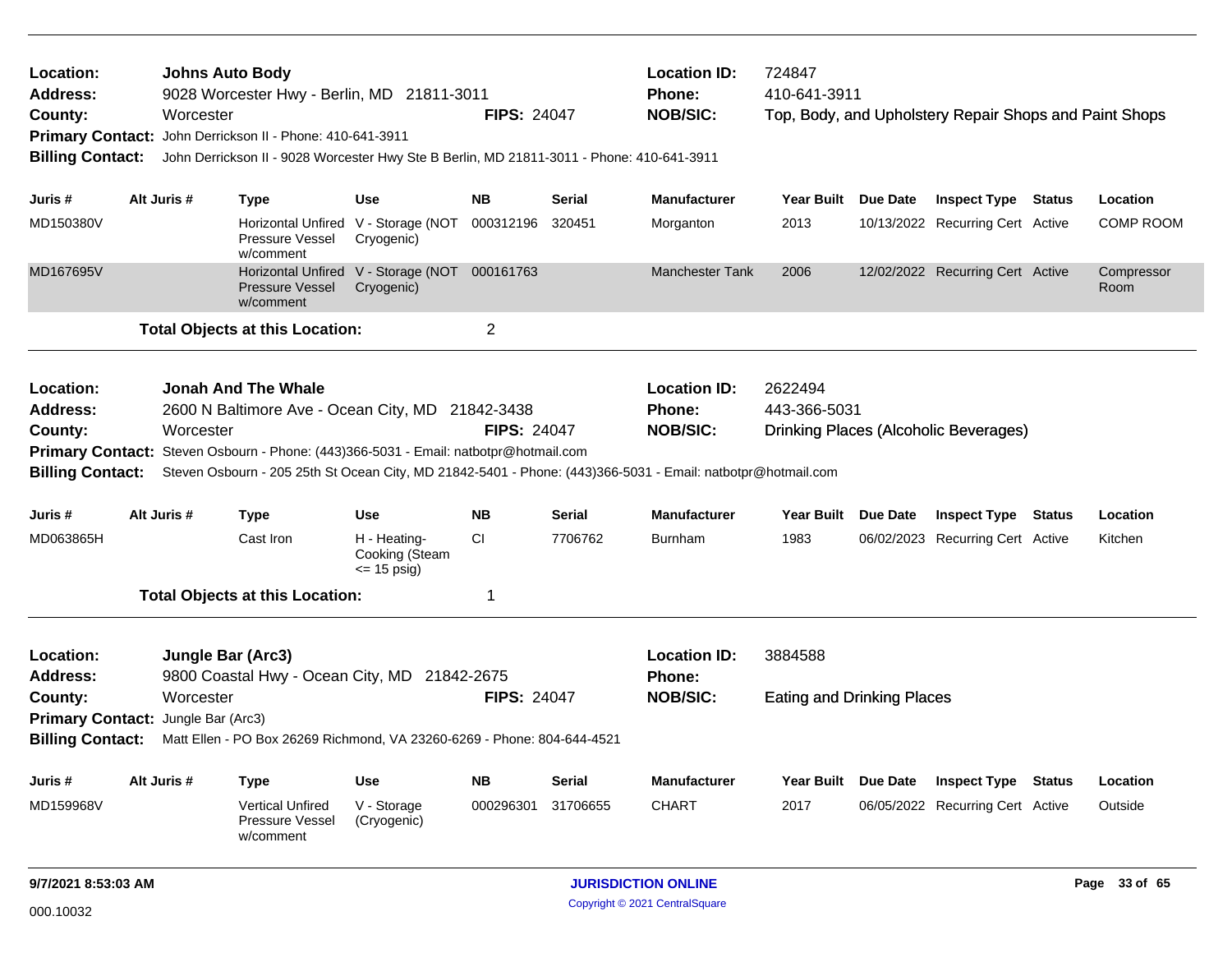**Location:** Johns Auto Body **Location ID:** 724847
**Address:** 9028 Worcester Hwy - Berlin, MD 21811-3011 **Phone:** 410-641-3911
**County:** Worcester **FIPS:** 24047 **NOB/SIC:** Top, Body, and Upholstery Repair Shops and Paint Shops
**Primary Contact:** John Derrickson II - Phone: 410-641-3911
**Billing Contact:** John Derrickson II - 9028 Worcester Hwy Ste B Berlin, MD 21811-3011 - Phone: 410-641-3911

| Juris # | Alt Juris # | Type | Use | NB | Serial | Manufacturer | Year Built | Due Date | Inspect Type | Status | Location |
|---|---|---|---|---|---|---|---|---|---|---|---|
| MD150380V | | Horizontal Unfired Pressure Vessel w/comment | V - Storage (NOT Cryogenic) | 000312196 | 320451 | Morganton | 2013 | 10/13/2022 | Recurring Cert | Active | COMP ROOM |
| MD167695V | | Horizontal Unfired Pressure Vessel w/comment | V - Storage (NOT Cryogenic) | 000161763 | | Manchester Tank | 2006 | 12/02/2022 | Recurring Cert | Active | Compressor Room |

**Total Objects at this Location:** 2

---

**Location:** Jonah And The Whale **Location ID:** 2622494
**Address:** 2600 N Baltimore Ave - Ocean City, MD 21842-3438 **Phone:** 443-366-5031
**County:** Worcester **FIPS:** 24047 **NOB/SIC:** Drinking Places (Alcoholic Beverages)
**Primary Contact:** Steven Osbourn - Phone: (443)366-5031 - Email: natbotpr@hotmail.com
**Billing Contact:** Steven Osbourn - 205 25th St Ocean City, MD 21842-5401 - Phone: (443)366-5031 - Email: natbotpr@hotmail.com

| Juris # | Alt Juris # | Type | Use | NB | Serial | Manufacturer | Year Built | Due Date | Inspect Type | Status | Location |
|---|---|---|---|---|---|---|---|---|---|---|---|
| MD063865H | | Cast Iron | H - Heating-Cooking (Steam <= 15 psig) | CI | 7706762 | Burnham | 1983 | 06/02/2023 | Recurring Cert | Active | Kitchen |

**Total Objects at this Location:** 1

---

**Location:** Jungle Bar (Arc3) **Location ID:** 3884588
**Address:** 9800 Coastal Hwy - Ocean City, MD 21842-2675 **Phone:**
**County:** Worcester **FIPS:** 24047 **NOB/SIC:** Eating and Drinking Places
**Primary Contact:** Jungle Bar (Arc3)
**Billing Contact:** Matt Ellen - PO Box 26269 Richmond, VA 23260-6269 - Phone: 804-644-4521

| Juris # | Alt Juris # | Type | Use | NB | Serial | Manufacturer | Year Built | Due Date | Inspect Type | Status | Location |
|---|---|---|---|---|---|---|---|---|---|---|---|
| MD159968V | | Vertical Unfired Pressure Vessel w/comment | V - Storage (Cryogenic) | 000296301 | 31706655 | CHART | 2017 | 06/05/2022 | Recurring Cert | Active | Outside |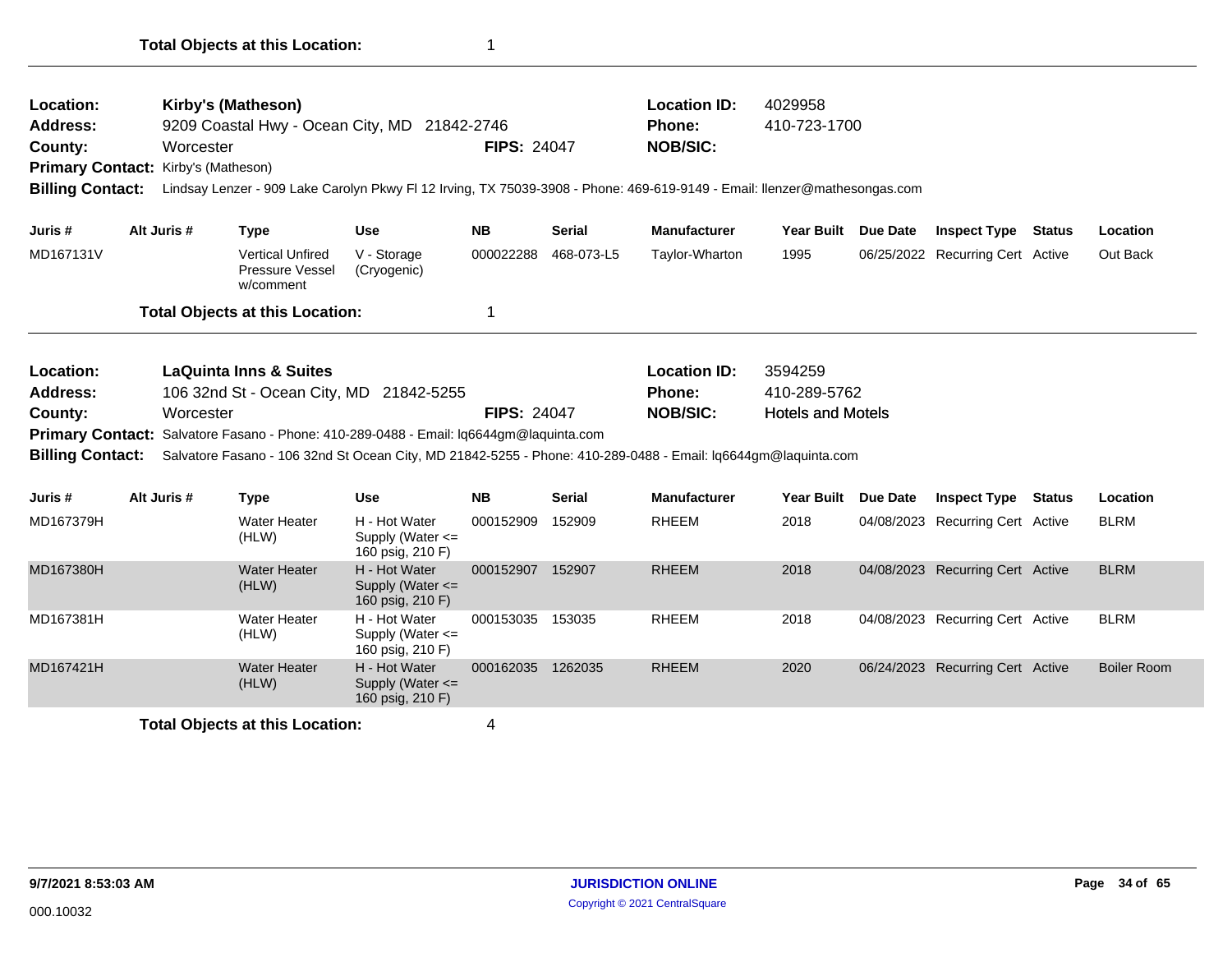**Total Objects at this Location:** 1

---

**Location:** Kirby's (Matheson)  
**Address:** 9209 Coastal Hwy - Ocean City, MD 21842-2746  
**County:** Worcester  
**FIPS:** 24047  
**Location ID:** 4029958  
**Phone:** 410-723-1700  
**NOB/SIC:**  
**Primary Contact:** Kirby's (Matheson)  
**Billing Contact:** Lindsay Lenzer - 909 Lake Carolyn Pkwy Fl 12 Irving, TX 75039-3908 - Phone: 469-619-9149 - Email: llenzer@mathesongas.com

| Juris # | Alt Juris # | Type | Use | NB | Serial | Manufacturer | Year Built | Due Date | Inspect Type | Status | Location |
|---|---|---|---|---|---|---|---|---|---|---|---|
| MD167131V | | Vertical Unfired Pressure Vessel w/comment | V - Storage (Cryogenic) | 000022288 | 468-073-L5 | Taylor-Wharton | 1995 | 06/25/2022 | Recurring Cert | Active | Out Back |

**Total Objects at this Location:** 1

---

**Location:** LaQuinta Inns & Suites  
**Address:** 106 32nd St - Ocean City, MD 21842-5255  
**County:** Worcester  
**FIPS:** 24047  
**Location ID:** 3594259  
**Phone:** 410-289-5762  
**NOB/SIC:** Hotels and Motels  
**Primary Contact:** Salvatore Fasano - Phone: 410-289-0488 - Email: lq6644gm@laquinta.com  
**Billing Contact:** Salvatore Fasano - 106 32nd St Ocean City, MD 21842-5255 - Phone: 410-289-0488 - Email: lq6644gm@laquinta.com

| Juris # | Alt Juris # | Type | Use | NB | Serial | Manufacturer | Year Built | Due Date | Inspect Type | Status | Location |
|---|---|---|---|---|---|---|---|---|---|---|---|
| MD167379H | | Water Heater (HLW) | H - Hot Water Supply (Water <= 160 psig, 210 F) | 000152909 | 152909 | RHEEM | 2018 | 04/08/2023 | Recurring Cert | Active | BLRM |
| MD167380H | | Water Heater (HLW) | H - Hot Water Supply (Water <= 160 psig, 210 F) | 000152907 | 152907 | RHEEM | 2018 | 04/08/2023 | Recurring Cert | Active | BLRM |
| MD167381H | | Water Heater (HLW) | H - Hot Water Supply (Water <= 160 psig, 210 F) | 000153035 | 153035 | RHEEM | 2018 | 04/08/2023 | Recurring Cert | Active | BLRM |
| MD167421H | | Water Heater (HLW) | H - Hot Water Supply (Water <= 160 psig, 210 F) | 000162035 | 1262035 | RHEEM | 2020 | 06/24/2023 | Recurring Cert | Active | Boiler Room |

**Total Objects at this Location:** 4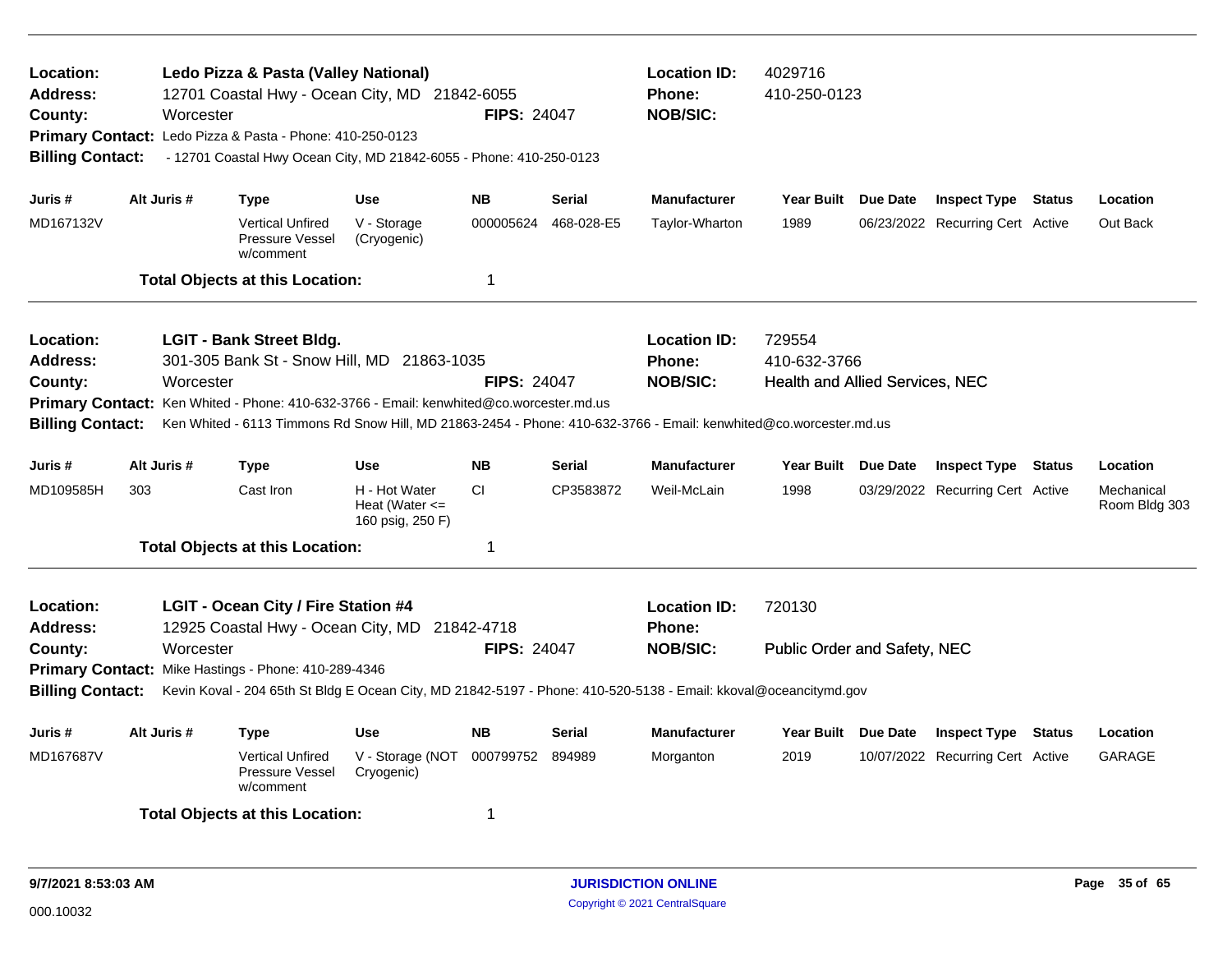**Location:** Ledo Pizza & Pasta (Valley National) **Location ID:** 4029716
**Address:** 12701 Coastal Hwy - Ocean City, MD 21842-6055 **Phone:** 410-250-0123
**County:** Worcester **FIPS:** 24047 **NOB/SIC:**
**Primary Contact:** Ledo Pizza & Pasta - Phone: 410-250-0123
**Billing Contact:** - 12701 Coastal Hwy Ocean City, MD 21842-6055 - Phone: 410-250-0123

| Juris # | Alt Juris # | Type | Use | NB | Serial | Manufacturer | Year Built | Due Date | Inspect Type | Status | Location |
|---|---|---|---|---|---|---|---|---|---|---|---|
| MD167132V | | Vertical Unfired Pressure Vessel w/comment | V - Storage (Cryogenic) | 000005624 | 468-028-E5 | Taylor-Wharton | 1989 | 06/23/2022 | Recurring Cert | Active | Out Back |

**Total Objects at this Location:** 1

---

**Location:** LGIT - Bank Street Bldg. **Location ID:** 729554
**Address:** 301-305 Bank St - Snow Hill, MD 21863-1035 **Phone:** 410-632-3766
**County:** Worcester **FIPS:** 24047 **NOB/SIC:** Health and Allied Services, NEC
**Primary Contact:** Ken Whited - Phone: 410-632-3766 - Email: kenwhited@co.worcester.md.us
**Billing Contact:** Ken Whited - 6113 Timmons Rd Snow Hill, MD 21863-2454 - Phone: 410-632-3766 - Email: kenwhited@co.worcester.md.us

| Juris # | Alt Juris # | Type | Use | NB | Serial | Manufacturer | Year Built | Due Date | Inspect Type | Status | Location |
|---|---|---|---|---|---|---|---|---|---|---|---|
| MD109585H | 303 | Cast Iron | H - Hot Water Heat (Water <= 160 psig, 250 F) | CI | CP3583872 | Weil-McLain | 1998 | 03/29/2022 | Recurring Cert | Active | Mechanical Room Bldg 303 |

**Total Objects at this Location:** 1

---

**Location:** LGIT - Ocean City / Fire Station #4 **Location ID:** 720130
**Address:** 12925 Coastal Hwy - Ocean City, MD 21842-4718 **Phone:**
**County:** Worcester **FIPS:** 24047 **NOB/SIC:** Public Order and Safety, NEC
**Primary Contact:** Mike Hastings - Phone: 410-289-4346
**Billing Contact:** Kevin Koval - 204 65th St Bldg E Ocean City, MD 21842-5197 - Phone: 410-520-5138 - Email: kkoval@oceancitymd.gov

| Juris # | Alt Juris # | Type | Use | NB | Serial | Manufacturer | Year Built | Due Date | Inspect Type | Status | Location |
|---|---|---|---|---|---|---|---|---|---|---|---|
| MD167687V | | Vertical Unfired Pressure Vessel w/comment | V - Storage (NOT Cryogenic) | 000799752 | 894989 | Morganton | 2019 | 10/07/2022 | Recurring Cert | Active | GARAGE |

**Total Objects at this Location:** 1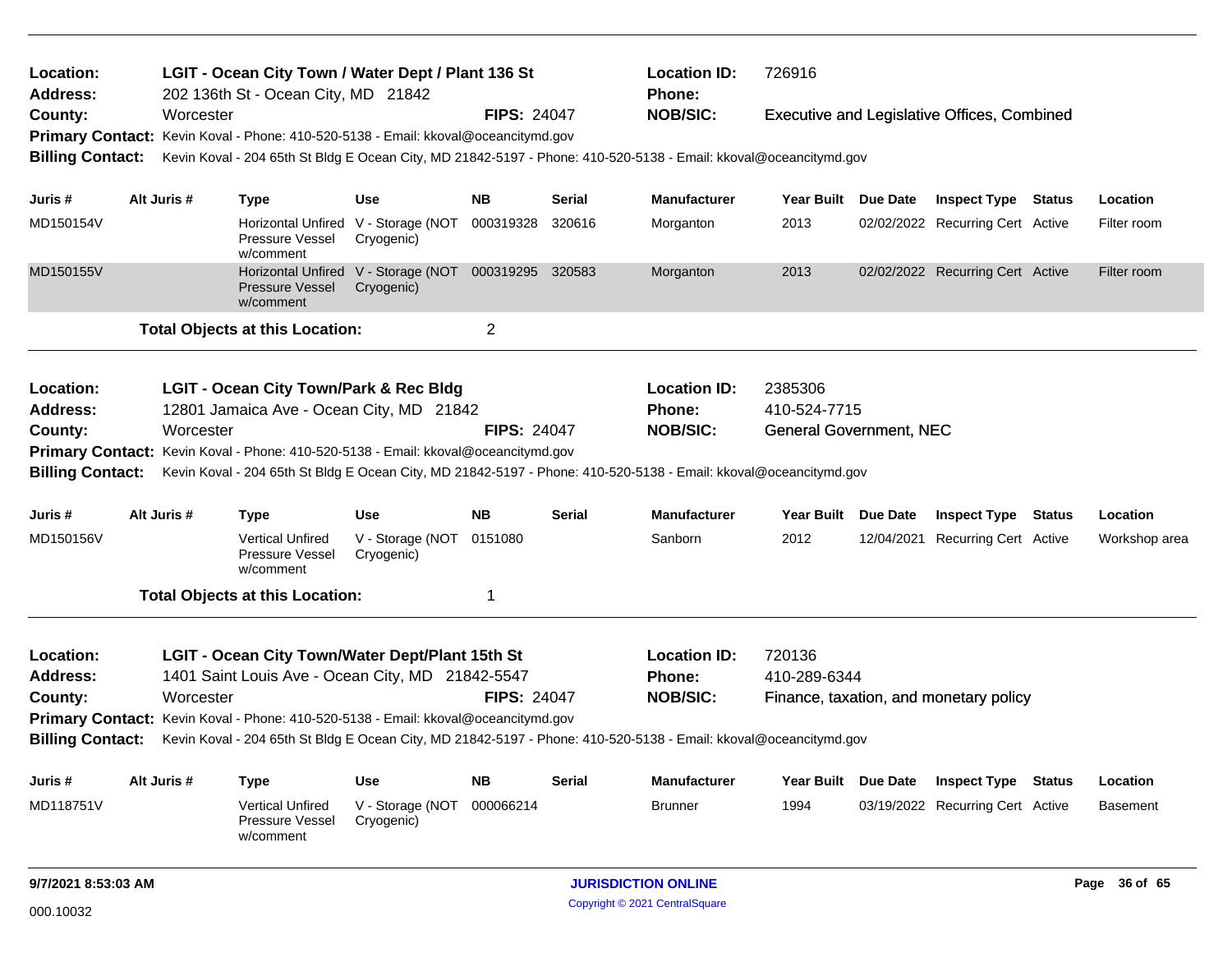**Location:** LGIT - Ocean City Town / Water Dept / Plant 136 St
**Location ID:** 726916
**Address:** 202 136th St - Ocean City, MD 21842
**Phone:**
**County:** Worcester
**FIPS:** 24047
**NOB/SIC:** Executive and Legislative Offices, Combined
**Primary Contact:** Kevin Koval - Phone: 410-520-5138 - Email: kkoval@oceancitymd.gov
**Billing Contact:** Kevin Koval - 204 65th St Bldg E Ocean City, MD 21842-5197 - Phone: 410-520-5138 - Email: kkoval@oceancitymd.gov

| Juris # | Alt Juris # | Type | Use | NB | Serial | Manufacturer | Year Built | Due Date | Inspect Type | Status | Location |
|---|---|---|---|---|---|---|---|---|---|---|---|
| MD150154V | | Horizontal Unfired Pressure Vessel w/comment | V - Storage (NOT Cryogenic) | 000319328 | 320616 | Morganton | 2013 | 02/02/2022 | Recurring Cert | Active | Filter room |
| MD150155V | | Horizontal Unfired Pressure Vessel w/comment | V - Storage (NOT Cryogenic) | 000319295 | 320583 | Morganton | 2013 | 02/02/2022 | Recurring Cert | Active | Filter room |

**Total Objects at this Location:** 2

**Location:** LGIT - Ocean City Town/Park & Rec Bldg
**Location ID:** 2385306
**Address:** 12801 Jamaica Ave - Ocean City, MD 21842
**Phone:** 410-524-7715
**County:** Worcester
**FIPS:** 24047
**NOB/SIC:** General Government, NEC
**Primary Contact:** Kevin Koval - Phone: 410-520-5138 - Email: kkoval@oceancitymd.gov
**Billing Contact:** Kevin Koval - 204 65th St Bldg E Ocean City, MD 21842-5197 - Phone: 410-520-5138 - Email: kkoval@oceancitymd.gov

| Juris # | Alt Juris # | Type | Use | NB | Serial | Manufacturer | Year Built | Due Date | Inspect Type | Status | Location |
|---|---|---|---|---|---|---|---|---|---|---|---|
| MD150156V | | Vertical Unfired Pressure Vessel w/comment | V - Storage (NOT Cryogenic) | 0151080 | | Sanborn | 2012 | 12/04/2021 | Recurring Cert | Active | Workshop area |

**Total Objects at this Location:** 1

**Location:** LGIT - Ocean City Town/Water Dept/Plant 15th St
**Location ID:** 720136
**Address:** 1401 Saint Louis Ave - Ocean City, MD 21842-5547
**Phone:** 410-289-6344
**County:** Worcester
**FIPS:** 24047
**NOB/SIC:** Finance, taxation, and monetary policy
**Primary Contact:** Kevin Koval - Phone: 410-520-5138 - Email: kkoval@oceancitymd.gov
**Billing Contact:** Kevin Koval - 204 65th St Bldg E Ocean City, MD 21842-5197 - Phone: 410-520-5138 - Email: kkoval@oceancitymd.gov

| Juris # | Alt Juris # | Type | Use | NB | Serial | Manufacturer | Year Built | Due Date | Inspect Type | Status | Location |
|---|---|---|---|---|---|---|---|---|---|---|---|
| MD118751V | | Vertical Unfired Pressure Vessel w/comment | V - Storage (NOT Cryogenic) | 000066214 | | Brunner | 1994 | 03/19/2022 | Recurring Cert | Active | Basement |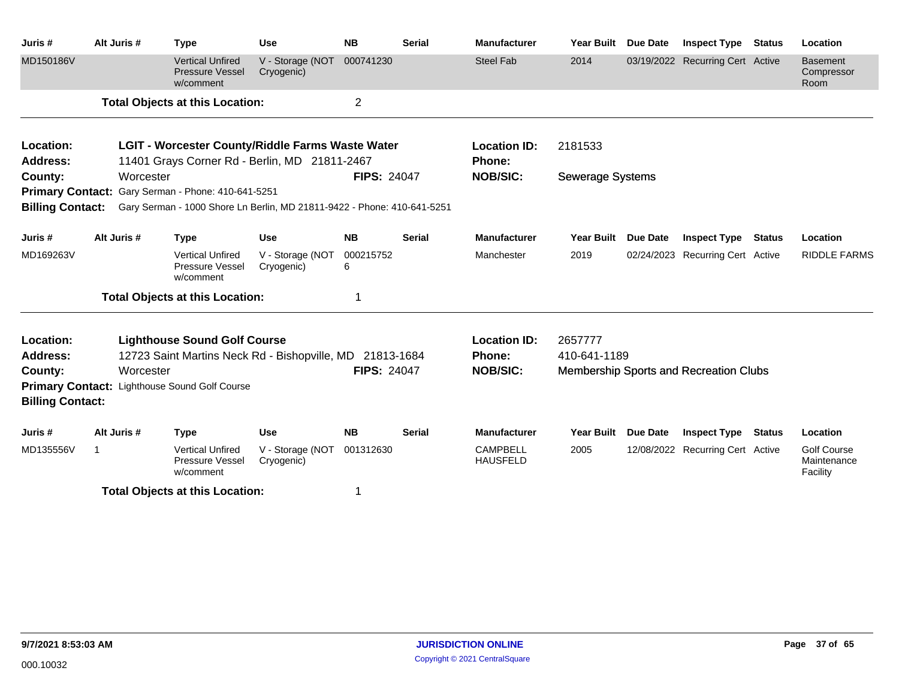| Juris # | Alt Juris # | Type | Use | NB | Serial | Manufacturer | Year Built | Due Date | Inspect Type | Status | Location |
|---|---|---|---|---|---|---|---|---|---|---|---|
| MD150186V | | Vertical Unfired Pressure Vessel w/comment | V - Storage (NOT Cryogenic) | 000741230 | | Steel Fab | 2014 | 03/19/2022 | Recurring Cert | Active | Basement Compressor Room |

**Total Objects at this Location:** 2

---

**Location:** LGIT - Worcester County/Riddle Farms Waste Water
**Location ID:** 2181533
**Address:** 11401 Grays Corner Rd - Berlin, MD 21811-2467
**Phone:**
**County:** Worcester
**FIPS:** 24047
**NOB/SIC:** Sewerage Systems
**Primary Contact:** Gary Serman - Phone: 410-641-5251
**Billing Contact:** Gary Serman - 1000 Shore Ln Berlin, MD 21811-9422 - Phone: 410-641-5251

| Juris # | Alt Juris # | Type | Use | NB | Serial | Manufacturer | Year Built | Due Date | Inspect Type | Status | Location |
|---|---|---|---|---|---|---|---|---|---|---|---|
| MD169263V | | Vertical Unfired Pressure Vessel w/comment | V - Storage (NOT Cryogenic) | 0002157526 | | Manchester | 2019 | 02/24/2023 | Recurring Cert | Active | RIDDLE FARMS |

**Total Objects at this Location:** 1

---

**Location:** Lighthouse Sound Golf Course
**Location ID:** 2657777
**Address:** 12723 Saint Martins Neck Rd - Bishopville, MD 21813-1684
**Phone:** 410-641-1189
**County:** Worcester
**FIPS:** 24047
**NOB/SIC:** Membership Sports and Recreation Clubs
**Primary Contact:** Lighthouse Sound Golf Course
**Billing Contact:**

| Juris # | Alt Juris # | Type | Use | NB | Serial | Manufacturer | Year Built | Due Date | Inspect Type | Status | Location |
|---|---|---|---|---|---|---|---|---|---|---|---|
| MD135556V | 1 | Vertical Unfired Pressure Vessel w/comment | V - Storage (NOT Cryogenic) | 001312630 | | CAMPBELL HAUSFELD | 2005 | 12/08/2022 | Recurring Cert | Active | Golf Course Maintenance Facility |

**Total Objects at this Location:** 1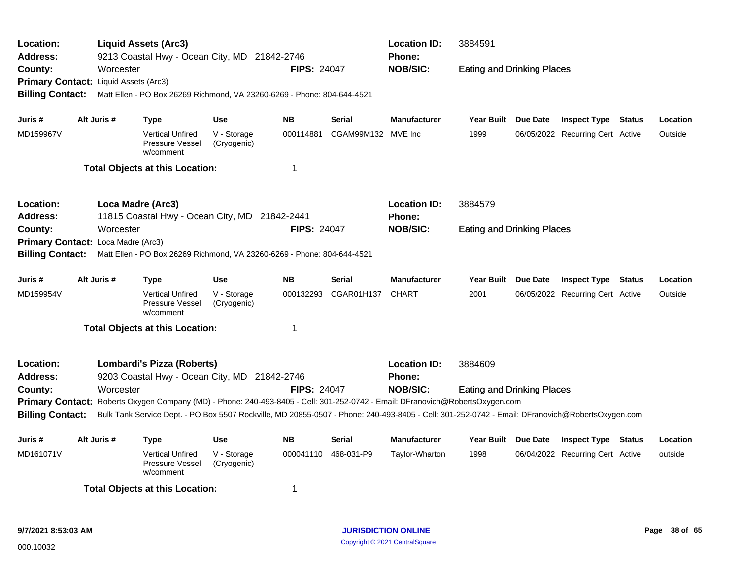**Location:** **Liquid Assets (Arc3)** **Location ID:** 3884591
**Address:** 9213 Coastal Hwy - Ocean City, MD 21842-2746 **Phone:**
**County:** Worcester **FIPS:** 24047 **NOB/SIC:** Eating and Drinking Places
**Primary Contact:** Liquid Assets (Arc3)
**Billing Contact:** Matt Ellen - PO Box 26269 Richmond, VA 23260-6269 - Phone: 804-644-4521

| Juris # | Alt Juris # | Type | Use | NB | Serial | Manufacturer | Year Built | Due Date | Inspect Type | Status | Location |
|---|---|---|---|---|---|---|---|---|---|---|---|
| MD159967V | | Vertical Unfired Pressure Vessel w/comment | V - Storage (Cryogenic) | 000114881 | CGAM99M132 | MVE Inc | 1999 | 06/05/2022 | Recurring Cert | Active | Outside |

**Total Objects at this Location:** 1

---

**Location:** **Loca Madre (Arc3)** **Location ID:** 3884579
**Address:** 11815 Coastal Hwy - Ocean City, MD 21842-2441 **Phone:**
**County:** Worcester **FIPS:** 24047 **NOB/SIC:** Eating and Drinking Places
**Primary Contact:** Loca Madre (Arc3)
**Billing Contact:** Matt Ellen - PO Box 26269 Richmond, VA 23260-6269 - Phone: 804-644-4521

| Juris # | Alt Juris # | Type | Use | NB | Serial | Manufacturer | Year Built | Due Date | Inspect Type | Status | Location |
|---|---|---|---|---|---|---|---|---|---|---|---|
| MD159954V | | Vertical Unfired Pressure Vessel w/comment | V - Storage (Cryogenic) | 000132293 | CGAR01H137 | CHART | 2001 | 06/05/2022 | Recurring Cert | Active | Outside |

**Total Objects at this Location:** 1

---

**Location:** **Lombardi's Pizza (Roberts)** **Location ID:** 3884609
**Address:** 9203 Coastal Hwy - Ocean City, MD 21842-2746 **Phone:**
**County:** Worcester **FIPS:** 24047 **NOB/SIC:** Eating and Drinking Places
**Primary Contact:** Roberts Oxygen Company (MD) - Phone: 240-493-8405 - Cell: 301-252-0742 - Email: DFranovich@RobertsOxygen.com
**Billing Contact:** Bulk Tank Service Dept. - PO Box 5507 Rockville, MD 20855-0507 - Phone: 240-493-8405 - Cell: 301-252-0742 - Email: DFranovich@RobertsOxygen.com

| Juris # | Alt Juris # | Type | Use | NB | Serial | Manufacturer | Year Built | Due Date | Inspect Type | Status | Location |
|---|---|---|---|---|---|---|---|---|---|---|---|
| MD161071V | | Vertical Unfired Pressure Vessel w/comment | V - Storage (Cryogenic) | 000041110 | 468-031-P9 | Taylor-Wharton | 1998 | 06/04/2022 | Recurring Cert | Active | outside |

**Total Objects at this Location:** 1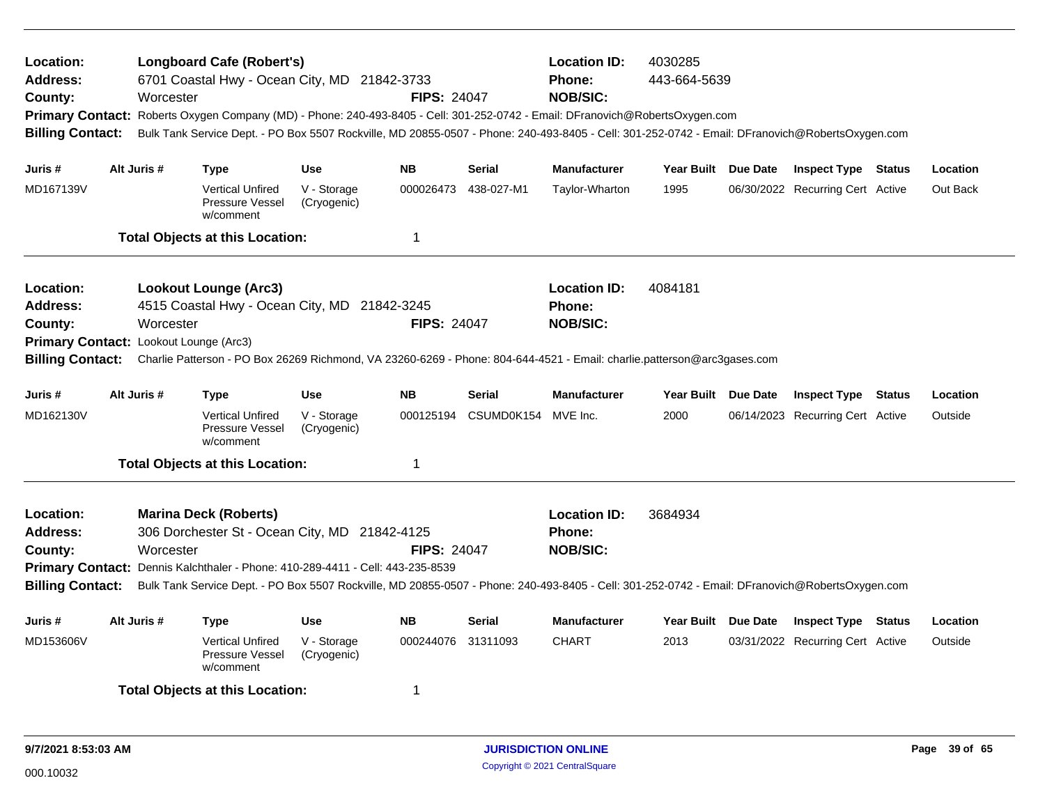**Location:** Longboard Cafe (Robert's) **Location ID:** 4030285
**Address:** 6701 Coastal Hwy - Ocean City, MD 21842-3733 **Phone:** 443-664-5639
**County:** Worcester **FIPS:** 24047 **NOB/SIC:**
**Primary Contact:** Roberts Oxygen Company (MD) - Phone: 240-493-8405 - Cell: 301-252-0742 - Email: DFranovich@RobertsOxygen.com
**Billing Contact:** Bulk Tank Service Dept. - PO Box 5507 Rockville, MD 20855-0507 - Phone: 240-493-8405 - Cell: 301-252-0742 - Email: DFranovich@RobertsOxygen.com

| Juris # | Alt Juris # | Type | Use | NB | Serial | Manufacturer | Year Built | Due Date | Inspect Type | Status | Location |
|---|---|---|---|---|---|---|---|---|---|---|---|
| MD167139V | | Vertical Unfired Pressure Vessel w/comment | V - Storage (Cryogenic) | 000026473 | 438-027-M1 | Taylor-Wharton | 1995 | 06/30/2022 | Recurring Cert | Active | Out Back |

**Total Objects at this Location:** 1

---

**Location:** Lookout Lounge (Arc3) **Location ID:** 4084181
**Address:** 4515 Coastal Hwy - Ocean City, MD 21842-3245 **Phone:**
**County:** Worcester **FIPS:** 24047 **NOB/SIC:**
**Primary Contact:** Lookout Lounge (Arc3)
**Billing Contact:** Charlie Patterson - PO Box 26269 Richmond, VA 23260-6269 - Phone: 804-644-4521 - Email: charlie.patterson@arc3gases.com

| Juris # | Alt Juris # | Type | Use | NB | Serial | Manufacturer | Year Built | Due Date | Inspect Type | Status | Location |
|---|---|---|---|---|---|---|---|---|---|---|---|
| MD162130V | | Vertical Unfired Pressure Vessel w/comment | V - Storage (Cryogenic) | 000125194 | CSUMD0K154 | MVE Inc. | 2000 | 06/14/2023 | Recurring Cert | Active | Outside |

**Total Objects at this Location:** 1

---

**Location:** Marina Deck (Roberts) **Location ID:** 3684934
**Address:** 306 Dorchester St - Ocean City, MD 21842-4125 **Phone:**
**County:** Worcester **FIPS:** 24047 **NOB/SIC:**
**Primary Contact:** Dennis Kalchthaler - Phone: 410-289-4411 - Cell: 443-235-8539
**Billing Contact:** Bulk Tank Service Dept. - PO Box 5507 Rockville, MD 20855-0507 - Phone: 240-493-8405 - Cell: 301-252-0742 - Email: DFranovich@RobertsOxygen.com

| Juris # | Alt Juris # | Type | Use | NB | Serial | Manufacturer | Year Built | Due Date | Inspect Type | Status | Location |
|---|---|---|---|---|---|---|---|---|---|---|---|
| MD153606V | | Vertical Unfired Pressure Vessel w/comment | V - Storage (Cryogenic) | 000244076 | 31311093 | CHART | 2013 | 03/31/2022 | Recurring Cert | Active | Outside |

**Total Objects at this Location:** 1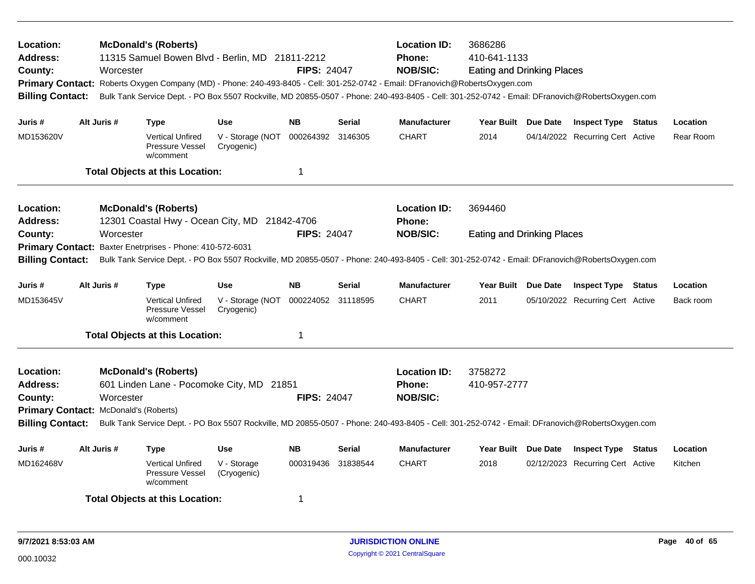**Location:** McDonald's (Roberts) | **Location ID:** 3686286
**Address:** 11315 Samuel Bowen Blvd - Berlin, MD 21811-2212 | **Phone:** 410-641-1133
**County:** Worcester | **FIPS:** 24047 | **NOB/SIC:** Eating and Drinking Places
**Primary Contact:** Roberts Oxygen Company (MD) - Phone: 240-493-8405 - Cell: 301-252-0742 - Email: DFranovich@RobertsOxygen.com
**Billing Contact:** Bulk Tank Service Dept. - PO Box 5507 Rockville, MD 20855-0507 - Phone: 240-493-8405 - Cell: 301-252-0742 - Email: DFranovich@RobertsOxygen.com

| Juris # | Alt Juris # | Type | Use | NB | Serial | Manufacturer | Year Built | Due Date | Inspect Type | Status | Location |
|---|---|---|---|---|---|---|---|---|---|---|---|
| MD153620V | | Vertical Unfired Pressure Vessel w/comment | V - Storage (NOT Cryogenic) | 000264392 | 3146305 | CHART | 2014 | 04/14/2022 | Recurring Cert | Active | Rear Room |

**Total Objects at this Location:** 1

---

**Location:** McDonald's (Roberts) | **Location ID:** 3694460
**Address:** 12301 Coastal Hwy - Ocean City, MD 21842-4706 | **Phone:**
**County:** Worcester | **FIPS:** 24047 | **NOB/SIC:** Eating and Drinking Places
**Primary Contact:** Baxter Enetrprises - Phone: 410-572-6031
**Billing Contact:** Bulk Tank Service Dept. - PO Box 5507 Rockville, MD 20855-0507 - Phone: 240-493-8405 - Cell: 301-252-0742 - Email: DFranovich@RobertsOxygen.com

| Juris # | Alt Juris # | Type | Use | NB | Serial | Manufacturer | Year Built | Due Date | Inspect Type | Status | Location |
|---|---|---|---|---|---|---|---|---|---|---|---|
| MD153645V | | Vertical Unfired Pressure Vessel w/comment | V - Storage (NOT Cryogenic) | 000224052 | 31118595 | CHART | 2011 | 05/10/2022 | Recurring Cert | Active | Back room |

**Total Objects at this Location:** 1

---

**Location:** McDonald's (Roberts) | **Location ID:** 3758272
**Address:** 601 Linden Lane - Pocomoke City, MD 21851 | **Phone:** 410-957-2777
**County:** Worcester | **FIPS:** 24047 | **NOB/SIC:**
**Primary Contact:** McDonald's (Roberts)
**Billing Contact:** Bulk Tank Service Dept. - PO Box 5507 Rockville, MD 20855-0507 - Phone: 240-493-8405 - Cell: 301-252-0742 - Email: DFranovich@RobertsOxygen.com

| Juris # | Alt Juris # | Type | Use | NB | Serial | Manufacturer | Year Built | Due Date | Inspect Type | Status | Location |
|---|---|---|---|---|---|---|---|---|---|---|---|
| MD162468V | | Vertical Unfired Pressure Vessel w/comment | V - Storage (Cryogenic) | 000319436 | 31838544 | CHART | 2018 | 02/12/2023 | Recurring Cert | Active | Kitchen |

**Total Objects at this Location:** 1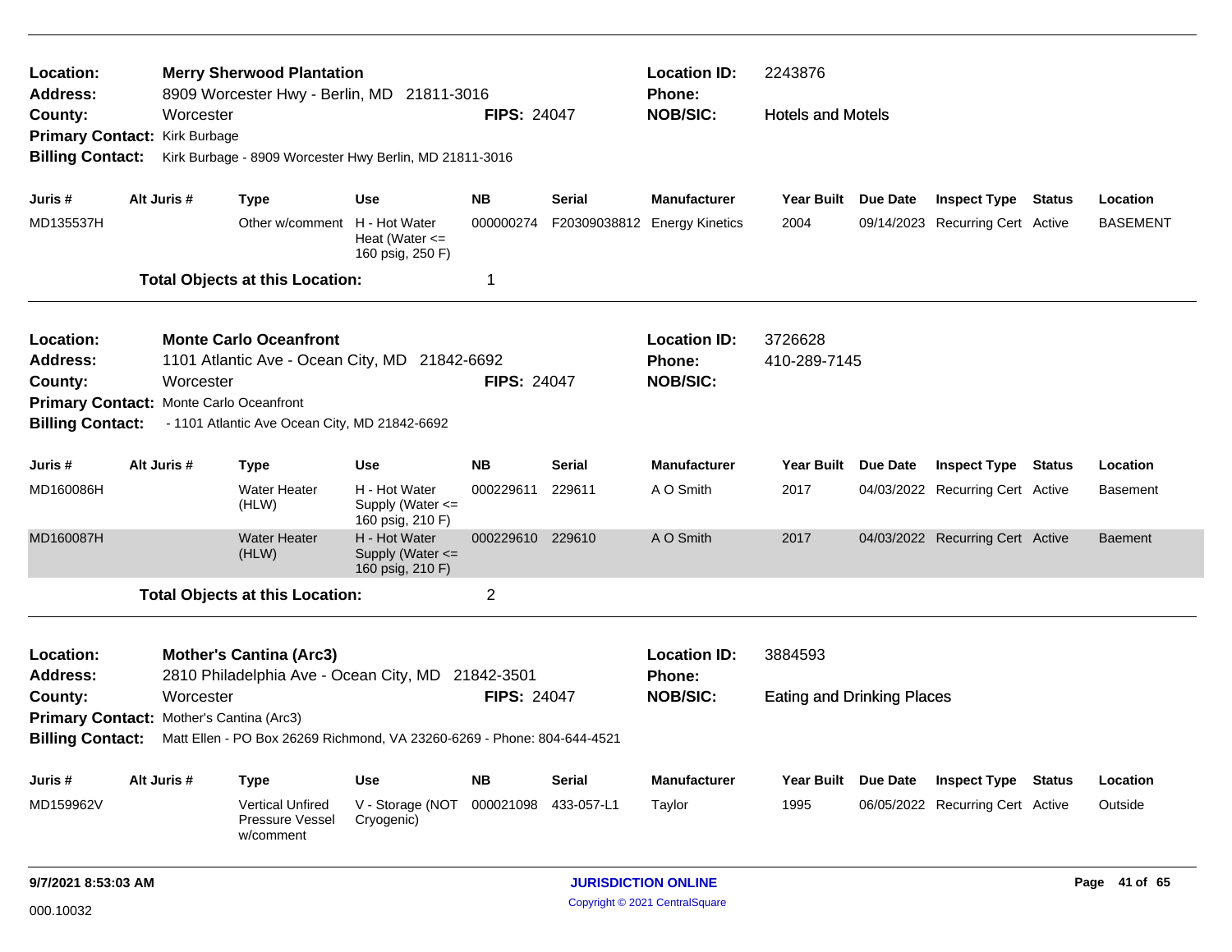**Location:** Merry Sherwood Plantation
**Address:** 8909 Worcester Hwy - Berlin, MD 21811-3016
**County:** Worcester
**FIPS:** 24047
**Location ID:** 2243876
**Phone:**
**NOB/SIC:** Hotels and Motels
**Primary Contact:** Kirk Burbage
**Billing Contact:** Kirk Burbage - 8909 Worcester Hwy Berlin, MD 21811-3016

| Juris # | Alt Juris # | Type | Use | NB | Serial | Manufacturer | Year Built | Due Date | Inspect Type | Status | Location |
|---|---|---|---|---|---|---|---|---|---|---|---|
| MD135537H | | Other w/comment | H - Hot Water Heat (Water <= 160 psig, 250 F) | 000000274 | F20309038812 | Energy Kinetics | 2004 | 09/14/2023 | Recurring Cert | Active | BASEMENT |

**Total Objects at this Location:** 1

---

**Location:** Monte Carlo Oceanfront
**Address:** 1101 Atlantic Ave - Ocean City, MD 21842-6692
**County:** Worcester
**FIPS:** 24047
**Location ID:** 3726628
**Phone:** 410-289-7145
**NOB/SIC:**
**Primary Contact:** Monte Carlo Oceanfront
**Billing Contact:** - 1101 Atlantic Ave Ocean City, MD 21842-6692

| Juris # | Alt Juris # | Type | Use | NB | Serial | Manufacturer | Year Built | Due Date | Inspect Type | Status | Location |
|---|---|---|---|---|---|---|---|---|---|---|---|
| MD160086H | | Water Heater (HLW) | H - Hot Water Supply (Water <= 160 psig, 210 F) | 000229611 | 229611 | A O Smith | 2017 | 04/03/2022 | Recurring Cert | Active | Basement |
| MD160087H | | Water Heater (HLW) | H - Hot Water Supply (Water <= 160 psig, 210 F) | 000229610 | 229610 | A O Smith | 2017 | 04/03/2022 | Recurring Cert | Active | Baement |

**Total Objects at this Location:** 2

---

**Location:** Mother's Cantina (Arc3)
**Address:** 2810 Philadelphia Ave - Ocean City, MD 21842-3501
**County:** Worcester
**FIPS:** 24047
**Location ID:** 3884593
**Phone:**
**NOB/SIC:** Eating and Drinking Places
**Primary Contact:** Mother's Cantina (Arc3)
**Billing Contact:** Matt Ellen - PO Box 26269 Richmond, VA 23260-6269 - Phone: 804-644-4521

| Juris # | Alt Juris # | Type | Use | NB | Serial | Manufacturer | Year Built | Due Date | Inspect Type | Status | Location |
|---|---|---|---|---|---|---|---|---|---|---|---|
| MD159962V | | Vertical Unfired Pressure Vessel w/comment | V - Storage (NOT Cryogenic) | 000021098 | 433-057-L1 | Taylor | 1995 | 06/05/2022 | Recurring Cert | Active | Outside |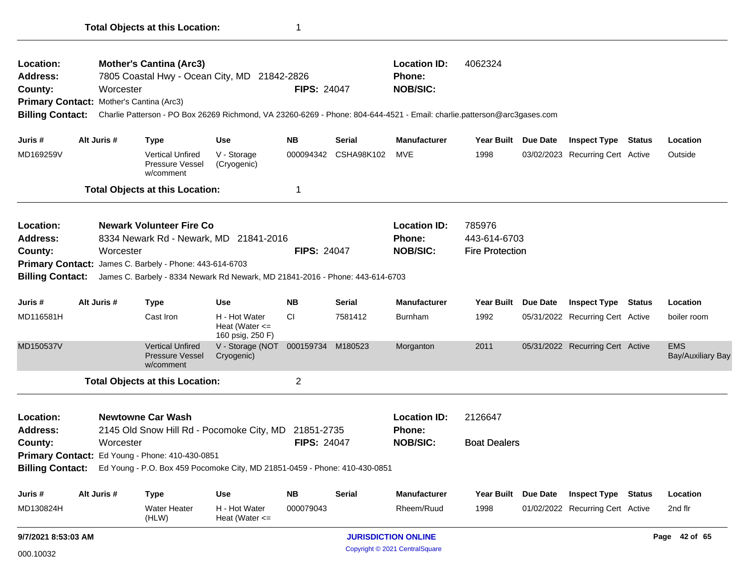**Total Objects at this Location:** 1

---

**Location:** **Mother's Cantina (Arc3)**
**Address:** 7805 Coastal Hwy - Ocean City, MD 21842-2826
**County:** Worcester
**FIPS:** 24047
**Location ID:** 4062324
**Phone:**
**NOB/SIC:**
**Primary Contact:** Mother's Cantina (Arc3)
**Billing Contact:** Charlie Patterson - PO Box 26269 Richmond, VA 23260-6269 - Phone: 804-644-4521 - Email: charlie.patterson@arc3gases.com

| Juris # | Alt Juris # | Type | Use | NB | Serial | Manufacturer | Year Built | Due Date | Inspect Type | Status | Location |
|---|---|---|---|---|---|---|---|---|---|---|---|
| MD169259V | | Vertical Unfired Pressure Vessel w/comment | V - Storage (Cryogenic) | 000094342 | CSHA98K102 | MVE | 1998 | 03/02/2023 | Recurring Cert | Active | Outside |

**Total Objects at this Location:** 1

---

**Location:** **Newark Volunteer Fire Co**
**Address:** 8334 Newark Rd - Newark, MD 21841-2016
**County:** Worcester
**FIPS:** 24047
**Location ID:** 785976
**Phone:** 443-614-6703
**NOB/SIC:** Fire Protection
**Primary Contact:** James C. Barbely - Phone: 443-614-6703
**Billing Contact:** James C. Barbely - 8334 Newark Rd Newark, MD 21841-2016 - Phone: 443-614-6703

| Juris # | Alt Juris # | Type | Use | NB | Serial | Manufacturer | Year Built | Due Date | Inspect Type | Status | Location |
|---|---|---|---|---|---|---|---|---|---|---|---|
| MD116581H | | Cast Iron | H - Hot Water Heat (Water <= 160 psig, 250 F) | CI | 7581412 | Burnham | 1992 | 05/31/2022 | Recurring Cert | Active | boiler room |
| MD150537V | | Vertical Unfired Pressure Vessel w/comment | V - Storage (NOT Cryogenic) | 000159734 | M180523 | Morganton | 2011 | 05/31/2022 | Recurring Cert | Active | EMS Bay/Auxiliary Bay |

**Total Objects at this Location:** 2

---

**Location:** **Newtowne Car Wash**
**Address:** 2145 Old Snow Hill Rd - Pocomoke City, MD 21851-2735
**County:** Worcester
**FIPS:** 24047
**Location ID:** 2126647
**Phone:**
**NOB/SIC:** Boat Dealers
**Primary Contact:** Ed Young - Phone: 410-430-0851
**Billing Contact:** Ed Young - P.O. Box 459 Pocomoke City, MD 21851-0459 - Phone: 410-430-0851

| Juris # | Alt Juris # | Type | Use | NB | Serial | Manufacturer | Year Built | Due Date | Inspect Type | Status | Location |
|---|---|---|---|---|---|---|---|---|---|---|---|
| MD130824H | | Water Heater (HLW) | H - Hot Water Heat (Water <= | 000079043 | | Rheem/Ruud | 1998 | 01/02/2022 | Recurring Cert | Active | 2nd flr |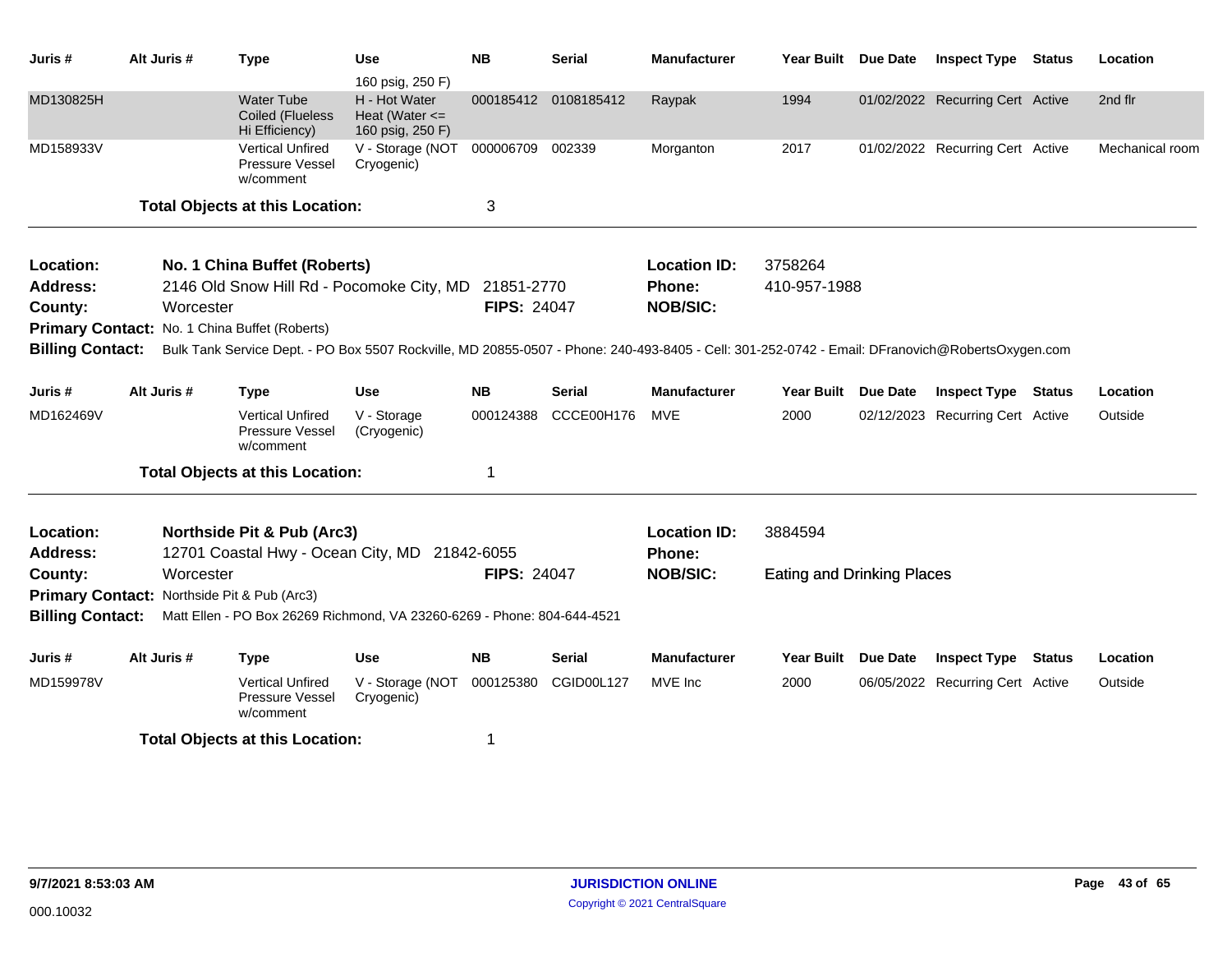| Juris # | Alt Juris # | Type | Use | NB | Serial | Manufacturer | Year Built | Due Date | Inspect Type | Status | Location |
|---|---|---|---|---|---|---|---|---|---|---|---|
| | | | 160 psig, 250 F) | | | | | | | | |
| MD130825H | | Water Tube Coiled (Flueless Hi Efficiency) | H - Hot Water Heat (Water <= 160 psig, 250 F) | 000185412 | 0108185412 | Raypak | 1994 | 01/02/2022 | Recurring Cert | Active | 2nd flr |
| MD158933V | | Vertical Unfired Pressure Vessel w/comment | V - Storage (NOT Cryogenic) | 000006709 | 002339 | Morganton | 2017 | 01/02/2022 | Recurring Cert | Active | Mechanical room |

**Total Objects at this Location:** 3

---

**Location:** No. 1 China Buffet (Roberts)
**Location ID:** 3758264
**Address:** 2146 Old Snow Hill Rd - Pocomoke City, MD 21851-2770
**Phone:** 410-957-1988
**County:** Worcester
**FIPS:** 24047
**NOB/SIC:**
**Primary Contact:** No. 1 China Buffet (Roberts)
**Billing Contact:** Bulk Tank Service Dept. - PO Box 5507 Rockville, MD 20855-0507 - Phone: 240-493-8405 - Cell: 301-252-0742 - Email: DFranovich@RobertsOxygen.com

| Juris # | Alt Juris # | Type | Use | NB | Serial | Manufacturer | Year Built | Due Date | Inspect Type | Status | Location |
|---|---|---|---|---|---|---|---|---|---|---|---|
| MD162469V | | Vertical Unfired Pressure Vessel w/comment | V - Storage (Cryogenic) | 000124388 | CCCE00H176 | MVE | 2000 | 02/12/2023 | Recurring Cert | Active | Outside |

**Total Objects at this Location:** 1

---

**Location:** Northside Pit & Pub (Arc3)
**Location ID:** 3884594
**Address:** 12701 Coastal Hwy - Ocean City, MD 21842-6055
**Phone:**
**County:** Worcester
**FIPS:** 24047
**NOB/SIC:** Eating and Drinking Places
**Primary Contact:** Northside Pit & Pub (Arc3)
**Billing Contact:** Matt Ellen - PO Box 26269 Richmond, VA 23260-6269 - Phone: 804-644-4521

| Juris # | Alt Juris # | Type | Use | NB | Serial | Manufacturer | Year Built | Due Date | Inspect Type | Status | Location |
|---|---|---|---|---|---|---|---|---|---|---|---|
| MD159978V | | Vertical Unfired Pressure Vessel w/comment | V - Storage (NOT Cryogenic) | 000125380 | CGID00L127 | MVE Inc | 2000 | 06/05/2022 | Recurring Cert | Active | Outside |

**Total Objects at this Location:** 1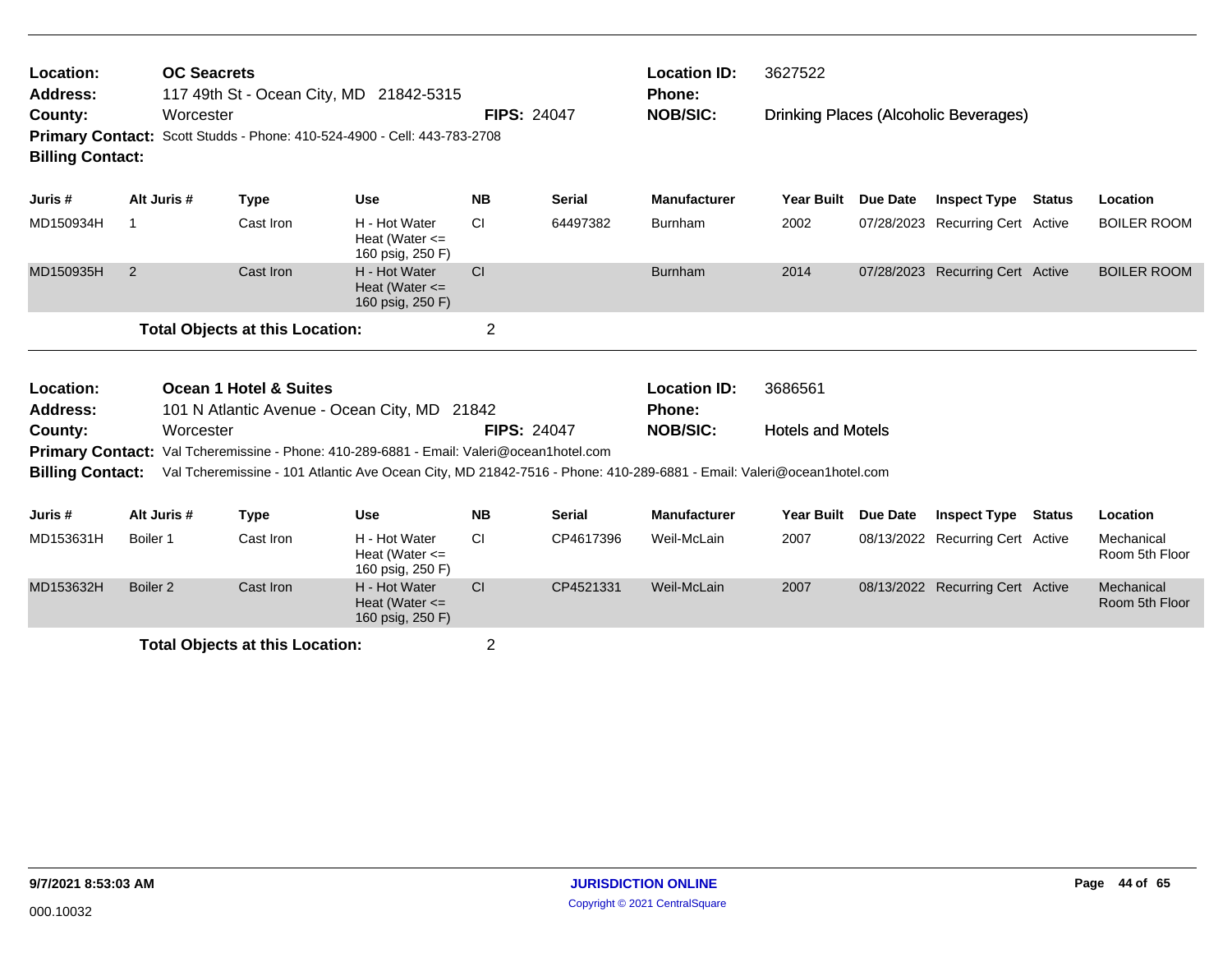**Location:** OC Seacrets
**Address:** 117 49th St - Ocean City, MD 21842-5315
**County:** Worcester
**FIPS:** 24047
**Location ID:** 3627522
**Phone:**
**NOB/SIC:** Drinking Places (Alcoholic Beverages)
**Primary Contact:** Scott Studds - Phone: 410-524-4900 - Cell: 443-783-2708
**Billing Contact:**

| Juris # | Alt Juris # | Type | Use | NB | Serial | Manufacturer | Year Built | Due Date | Inspect Type | Status | Location |
|---|---|---|---|---|---|---|---|---|---|---|---|
| MD150934H | 1 | Cast Iron | H - Hot Water Heat (Water <= 160 psig, 250 F) | CI | 64497382 | Burnham | 2002 | 07/28/2023 | Recurring Cert | Active | BOILER ROOM |
| MD150935H | 2 | Cast Iron | H - Hot Water Heat (Water <= 160 psig, 250 F) | CI | | Burnham | 2014 | 07/28/2023 | Recurring Cert | Active | BOILER ROOM |

**Total Objects at this Location:** 2

---

**Location:** Ocean 1 Hotel & Suites
**Address:** 101 N Atlantic Avenue - Ocean City, MD 21842
**County:** Worcester
**FIPS:** 24047
**Location ID:** 3686561
**Phone:**
**NOB/SIC:** Hotels and Motels
**Primary Contact:** Val Tcheremissine - Phone: 410-289-6881 - Email: Valeri@ocean1hotel.com
**Billing Contact:** Val Tcheremissine - 101 Atlantic Ave Ocean City, MD 21842-7516 - Phone: 410-289-6881 - Email: Valeri@ocean1hotel.com

| Juris # | Alt Juris # | Type | Use | NB | Serial | Manufacturer | Year Built | Due Date | Inspect Type | Status | Location |
|---|---|---|---|---|---|---|---|---|---|---|---|
| MD153631H | Boiler 1 | Cast Iron | H - Hot Water Heat (Water <= 160 psig, 250 F) | CI | CP4617396 | Weil-McLain | 2007 | 08/13/2022 | Recurring Cert | Active | Mechanical Room 5th Floor |
| MD153632H | Boiler 2 | Cast Iron | H - Hot Water Heat (Water <= 160 psig, 250 F) | CI | CP4521331 | Weil-McLain | 2007 | 08/13/2022 | Recurring Cert | Active | Mechanical Room 5th Floor |

**Total Objects at this Location:** 2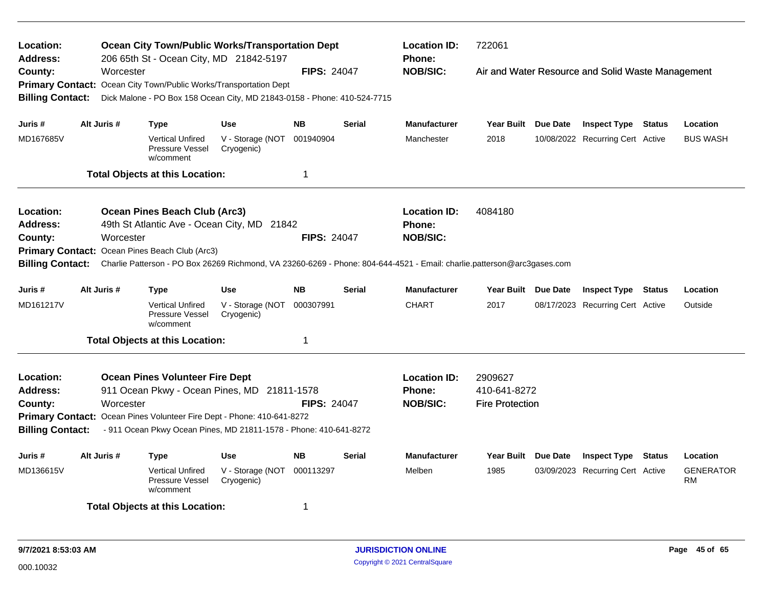**Location:** Ocean City Town/Public Works/Transportation Dept
**Location ID:** 722061
**Address:** 206 65th St - Ocean City, MD 21842-5197
**Phone:**
**County:** Worcester
**FIPS:** 24047
**NOB/SIC:** Air and Water Resource and Solid Waste Management
**Primary Contact:** Ocean City Town/Public Works/Transportation Dept
**Billing Contact:** Dick Malone - PO Box 158 Ocean City, MD 21843-0158 - Phone: 410-524-7715

| Juris # | Alt Juris # | Type | Use | NB | Serial | Manufacturer | Year Built | Due Date | Inspect Type | Status | Location |
|---|---|---|---|---|---|---|---|---|---|---|---|
| MD167685V | | Vertical Unfired Pressure Vessel w/comment | V - Storage (NOT Cryogenic) | 001940904 | | Manchester | 2018 | 10/08/2022 | Recurring Cert | Active | BUS WASH |

**Total Objects at this Location:** 1

---

**Location:** Ocean Pines Beach Club (Arc3)
**Location ID:** 4084180
**Address:** 49th St Atlantic Ave - Ocean City, MD 21842
**Phone:**
**County:** Worcester
**FIPS:** 24047
**NOB/SIC:**
**Primary Contact:** Ocean Pines Beach Club (Arc3)
**Billing Contact:** Charlie Patterson - PO Box 26269 Richmond, VA 23260-6269 - Phone: 804-644-4521 - Email: charlie.patterson@arc3gases.com

| Juris # | Alt Juris # | Type | Use | NB | Serial | Manufacturer | Year Built | Due Date | Inspect Type | Status | Location |
|---|---|---|---|---|---|---|---|---|---|---|---|
| MD161217V | | Vertical Unfired Pressure Vessel w/comment | V - Storage (NOT Cryogenic) | 000307991 | | CHART | 2017 | 08/17/2023 | Recurring Cert | Active | Outside |

**Total Objects at this Location:** 1

---

**Location:** Ocean Pines Volunteer Fire Dept
**Location ID:** 2909627
**Address:** 911 Ocean Pkwy - Ocean Pines, MD 21811-1578
**Phone:** 410-641-8272
**County:** Worcester
**FIPS:** 24047
**NOB/SIC:** Fire Protection
**Primary Contact:** Ocean Pines Volunteer Fire Dept - Phone: 410-641-8272
**Billing Contact:** - 911 Ocean Pkwy Ocean Pines, MD 21811-1578 - Phone: 410-641-8272

| Juris # | Alt Juris # | Type | Use | NB | Serial | Manufacturer | Year Built | Due Date | Inspect Type | Status | Location |
|---|---|---|---|---|---|---|---|---|---|---|---|
| MD136615V | | Vertical Unfired Pressure Vessel w/comment | V - Storage (NOT Cryogenic) | 000113297 | | Melben | 1985 | 03/09/2023 | Recurring Cert | Active | GENERATOR RM |

**Total Objects at this Location:** 1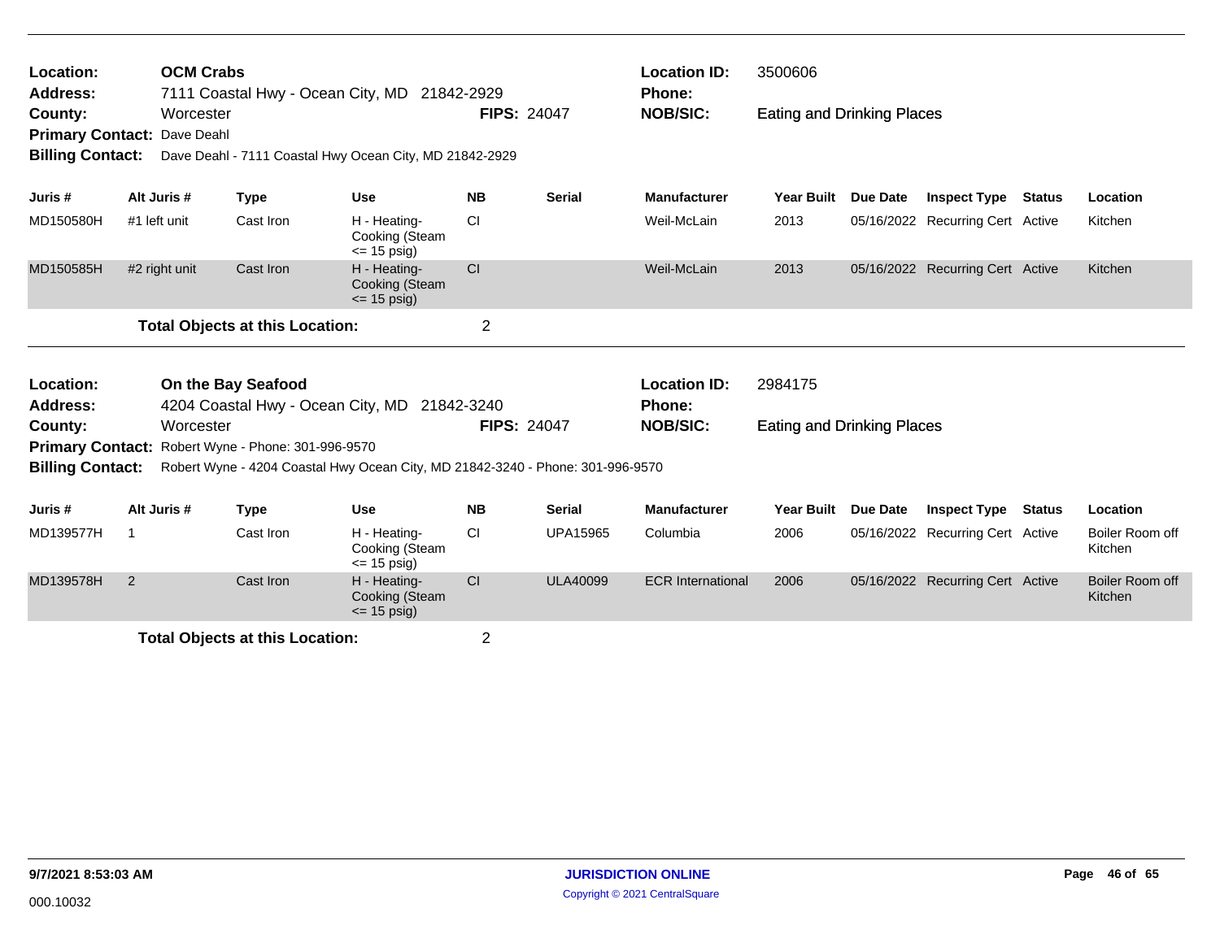**Location:** OCM Crabs **Location ID:** 3500606
**Address:** 7111 Coastal Hwy - Ocean City, MD 21842-2929 **Phone:**
**County:** Worcester **FIPS:** 24047 **NOB/SIC:** Eating and Drinking Places
**Primary Contact:** Dave Deahl
**Billing Contact:** Dave Deahl - 7111 Coastal Hwy Ocean City, MD 21842-2929

| Juris # | Alt Juris # | Type | Use | NB | Serial | Manufacturer | Year Built | Due Date | Inspect Type | Status | Location |
|---|---|---|---|---|---|---|---|---|---|---|---|
| MD150580H | #1 left unit | Cast Iron | H - Heating-Cooking (Steam <= 15 psig) | CI | | Weil-McLain | 2013 | 05/16/2022 | Recurring Cert | Active | Kitchen |
| MD150585H | #2 right unit | Cast Iron | H - Heating-Cooking (Steam <= 15 psig) | CI | | Weil-McLain | 2013 | 05/16/2022 | Recurring Cert | Active | Kitchen |

**Total Objects at this Location:** 2

---

**Location:** On the Bay Seafood **Location ID:** 2984175
**Address:** 4204 Coastal Hwy - Ocean City, MD 21842-3240 **Phone:**
**County:** Worcester **FIPS:** 24047 **NOB/SIC:** Eating and Drinking Places
**Primary Contact:** Robert Wyne - Phone: 301-996-9570
**Billing Contact:** Robert Wyne - 4204 Coastal Hwy Ocean City, MD 21842-3240 - Phone: 301-996-9570

| Juris # | Alt Juris # | Type | Use | NB | Serial | Manufacturer | Year Built | Due Date | Inspect Type | Status | Location |
|---|---|---|---|---|---|---|---|---|---|---|---|
| MD139577H | 1 | Cast Iron | H - Heating-Cooking (Steam <= 15 psig) | CI | UPA15965 | Columbia | 2006 | 05/16/2022 | Recurring Cert | Active | Boiler Room off Kitchen |
| MD139578H | 2 | Cast Iron | H - Heating-Cooking (Steam <= 15 psig) | CI | ULA40099 | ECR International | 2006 | 05/16/2022 | Recurring Cert | Active | Boiler Room off Kitchen |

**Total Objects at this Location:** 2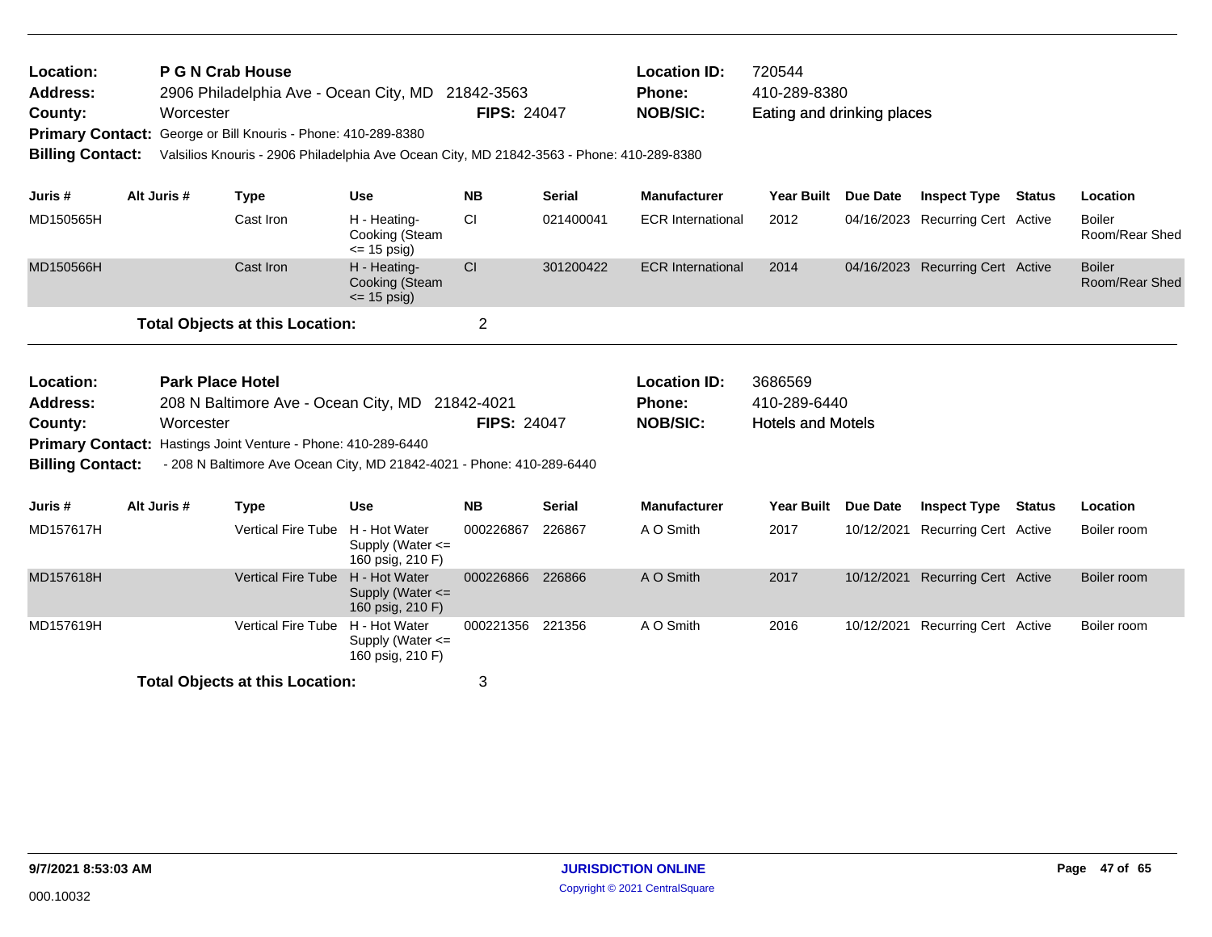**Location:** P G N Crab House
**Address:** 2906 Philadelphia Ave - Ocean City, MD 21842-3563
**County:** Worcester **FIPS:** 24047
**Primary Contact:** George or Bill Knouris - Phone: 410-289-8380
**Billing Contact:** Valsilios Knouris - 2906 Philadelphia Ave Ocean City, MD 21842-3563 - Phone: 410-289-8380

**Location ID:** 720544
**Phone:** 410-289-8380
**NOB/SIC:** Eating and drinking places

| Juris # | Alt Juris # | Type | Use | NB | Serial | Manufacturer | Year Built | Due Date | Inspect Type | Status | Location |
|---|---|---|---|---|---|---|---|---|---|---|---|
| MD150565H | | Cast Iron | H - Heating-Cooking (Steam <= 15 psig) | CI | 021400041 | ECR International | 2012 | 04/16/2023 | Recurring Cert | Active | Boiler Room/Rear Shed |
| MD150566H | | Cast Iron | H - Heating-Cooking (Steam <= 15 psig) | CI | 301200422 | ECR International | 2014 | 04/16/2023 | Recurring Cert | Active | Boiler Room/Rear Shed |

**Total Objects at this Location:** 2

**Location:** Park Place Hotel
**Address:** 208 N Baltimore Ave - Ocean City, MD 21842-4021
**County:** Worcester **FIPS:** 24047
**Primary Contact:** Hastings Joint Venture - Phone: 410-289-6440
**Billing Contact:** - 208 N Baltimore Ave Ocean City, MD 21842-4021 - Phone: 410-289-6440

**Location ID:** 3686569
**Phone:** 410-289-6440
**NOB/SIC:** Hotels and Motels

| Juris # | Alt Juris # | Type | Use | NB | Serial | Manufacturer | Year Built | Due Date | Inspect Type | Status | Location |
|---|---|---|---|---|---|---|---|---|---|---|---|
| MD157617H | | Vertical Fire Tube | H - Hot Water Supply (Water <= 160 psig, 210 F) | 000226867 | 226867 | A O Smith | 2017 | 10/12/2021 | Recurring Cert | Active | Boiler room |
| MD157618H | | Vertical Fire Tube | H - Hot Water Supply (Water <= 160 psig, 210 F) | 000226866 | 226866 | A O Smith | 2017 | 10/12/2021 | Recurring Cert | Active | Boiler room |
| MD157619H | | Vertical Fire Tube | H - Hot Water Supply (Water <= 160 psig, 210 F) | 000221356 | 221356 | A O Smith | 2016 | 10/12/2021 | Recurring Cert | Active | Boiler room |

**Total Objects at this Location:** 3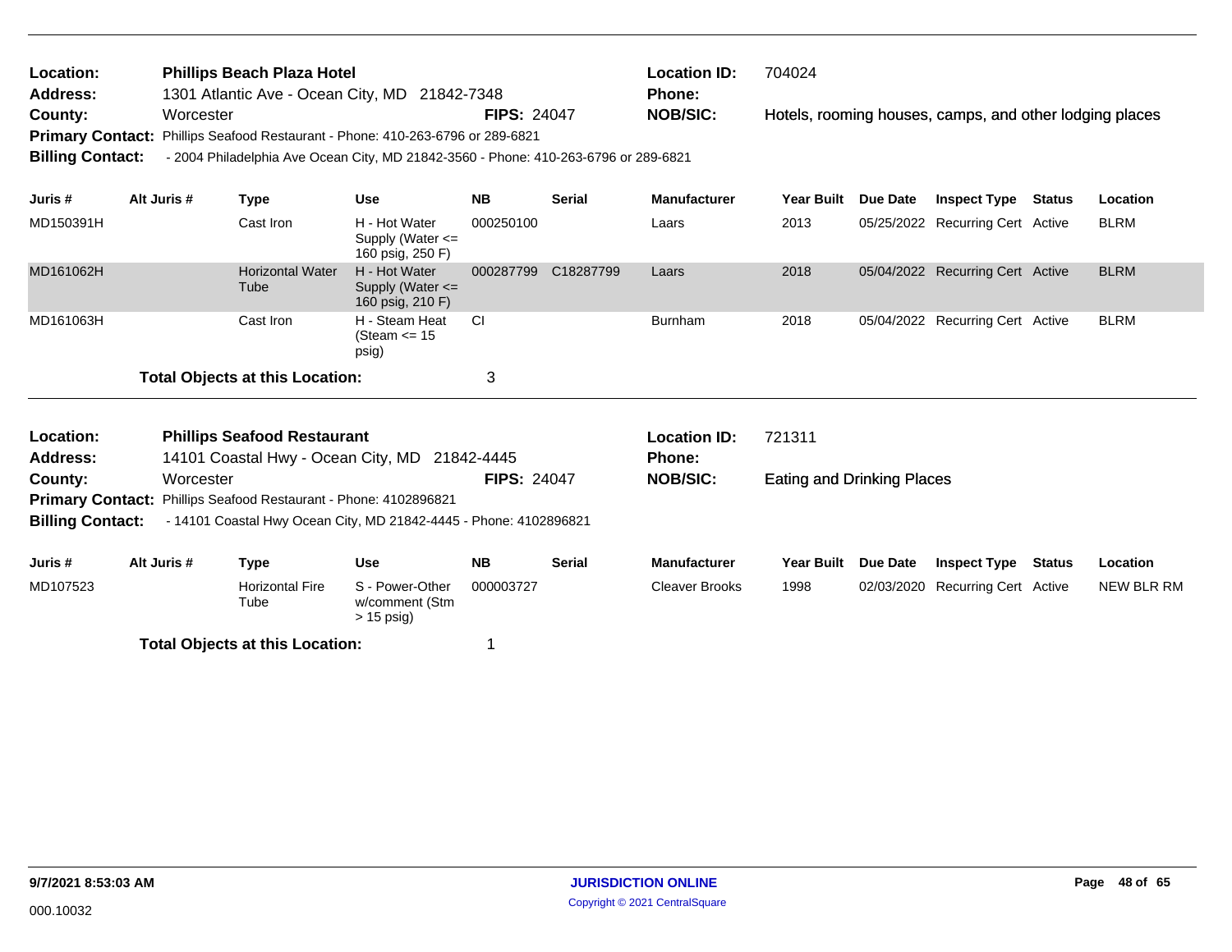**Location:** Phillips Beach Plaza Hotel
**Address:** 1301 Atlantic Ave - Ocean City, MD 21842-7348
**County:** Worcester
**FIPS:** 24047
**Location ID:** 704024
**Phone:**
**NOB/SIC:** Hotels, rooming houses, camps, and other lodging places
**Primary Contact:** Phillips Seafood Restaurant - Phone: 410-263-6796 or 289-6821
**Billing Contact:** - 2004 Philadelphia Ave Ocean City, MD 21842-3560 - Phone: 410-263-6796 or 289-6821

| Juris # | Alt Juris # | Type | Use | NB | Serial | Manufacturer | Year Built | Due Date | Inspect Type | Status | Location |
|---|---|---|---|---|---|---|---|---|---|---|---|
| MD150391H | | Cast Iron | H - Hot Water Supply (Water <= 160 psig, 250 F) | 000250100 | | Laars | 2013 | 05/25/2022 | Recurring Cert | Active | BLRM |
| MD161062H | | Horizontal Water Tube | H - Hot Water Supply (Water <= 160 psig, 210 F) | 000287799 | C18287799 | Laars | 2018 | 05/04/2022 | Recurring Cert | Active | BLRM |
| MD161063H | | Cast Iron | H - Steam Heat (Steam <= 15 psig) | CI | | Burnham | 2018 | 05/04/2022 | Recurring Cert | Active | BLRM |

**Total Objects at this Location:** 3

---

**Location:** Phillips Seafood Restaurant
**Address:** 14101 Coastal Hwy - Ocean City, MD 21842-4445
**County:** Worcester
**FIPS:** 24047
**Location ID:** 721311
**Phone:**
**NOB/SIC:** Eating and Drinking Places
**Primary Contact:** Phillips Seafood Restaurant - Phone: 4102896821
**Billing Contact:** - 14101 Coastal Hwy Ocean City, MD 21842-4445 - Phone: 4102896821

| Juris # | Alt Juris # | Type | Use | NB | Serial | Manufacturer | Year Built | Due Date | Inspect Type | Status | Location |
|---|---|---|---|---|---|---|---|---|---|---|---|
| MD107523 | | Horizontal Fire Tube | S - Power-Other w/comment (Stm > 15 psig) | 000003727 | | Cleaver Brooks | 1998 | 02/03/2020 | Recurring Cert | Active | NEW BLR RM |

**Total Objects at this Location:** 1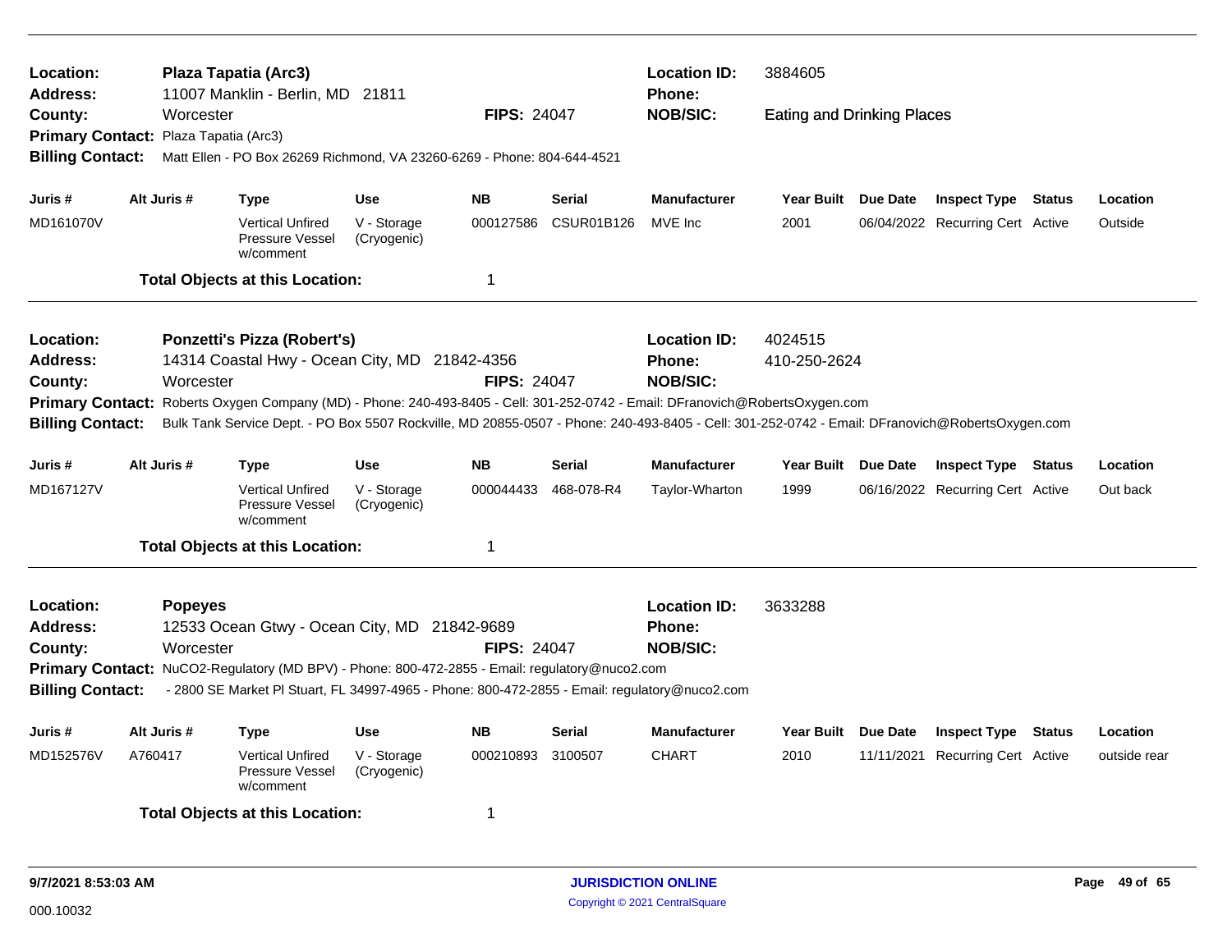**Location:** Plaza Tapatia (Arc3)
**Address:** 11007 Manklin - Berlin, MD 21811
**County:** Worcester
**FIPS:** 24047
**Location ID:** 3884605
**Phone:**
**NOB/SIC:** Eating and Drinking Places
**Primary Contact:** Plaza Tapatia (Arc3)
**Billing Contact:** Matt Ellen - PO Box 26269 Richmond, VA 23260-6269 - Phone: 804-644-4521

| Juris # | Alt Juris # | Type | Use | NB | Serial | Manufacturer | Year Built | Due Date | Inspect Type | Status | Location |
|---|---|---|---|---|---|---|---|---|---|---|---|
| MD161070V | | Vertical Unfired Pressure Vessel w/comment | V - Storage (Cryogenic) | 000127586 | CSUR01B126 | MVE Inc | 2001 | 06/04/2022 | Recurring Cert | Active | Outside |

**Total Objects at this Location:** 1

---

**Location:** Ponzetti's Pizza (Robert's)
**Address:** 14314 Coastal Hwy - Ocean City, MD 21842-4356
**County:** Worcester
**FIPS:** 24047
**Location ID:** 4024515
**Phone:** 410-250-2624
**NOB/SIC:**
**Primary Contact:** Roberts Oxygen Company (MD) - Phone: 240-493-8405 - Cell: 301-252-0742 - Email: DFranovich@RobertsOxygen.com
**Billing Contact:** Bulk Tank Service Dept. - PO Box 5507 Rockville, MD 20855-0507 - Phone: 240-493-8405 - Cell: 301-252-0742 - Email: DFranovich@RobertsOxygen.com

| Juris # | Alt Juris # | Type | Use | NB | Serial | Manufacturer | Year Built | Due Date | Inspect Type | Status | Location |
|---|---|---|---|---|---|---|---|---|---|---|---|
| MD167127V | | Vertical Unfired Pressure Vessel w/comment | V - Storage (Cryogenic) | 000044433 | 468-078-R4 | Taylor-Wharton | 1999 | 06/16/2022 | Recurring Cert | Active | Out back |

**Total Objects at this Location:** 1

---

**Location:** Popeyes
**Address:** 12533 Ocean Gtwy - Ocean City, MD 21842-9689
**County:** Worcester
**FIPS:** 24047
**Location ID:** 3633288
**Phone:**
**NOB/SIC:**
**Primary Contact:** NuCO2-Regulatory (MD BPV) - Phone: 800-472-2855 - Email: regulatory@nuco2.com
**Billing Contact:** - 2800 SE Market Pl Stuart, FL 34997-4965 - Phone: 800-472-2855 - Email: regulatory@nuco2.com

| Juris # | Alt Juris # | Type | Use | NB | Serial | Manufacturer | Year Built | Due Date | Inspect Type | Status | Location |
|---|---|---|---|---|---|---|---|---|---|---|---|
| MD152576V | A760417 | Vertical Unfired Pressure Vessel w/comment | V - Storage (Cryogenic) | 000210893 | 3100507 | CHART | 2010 | 11/11/2021 | Recurring Cert | Active | outside rear |

**Total Objects at this Location:** 1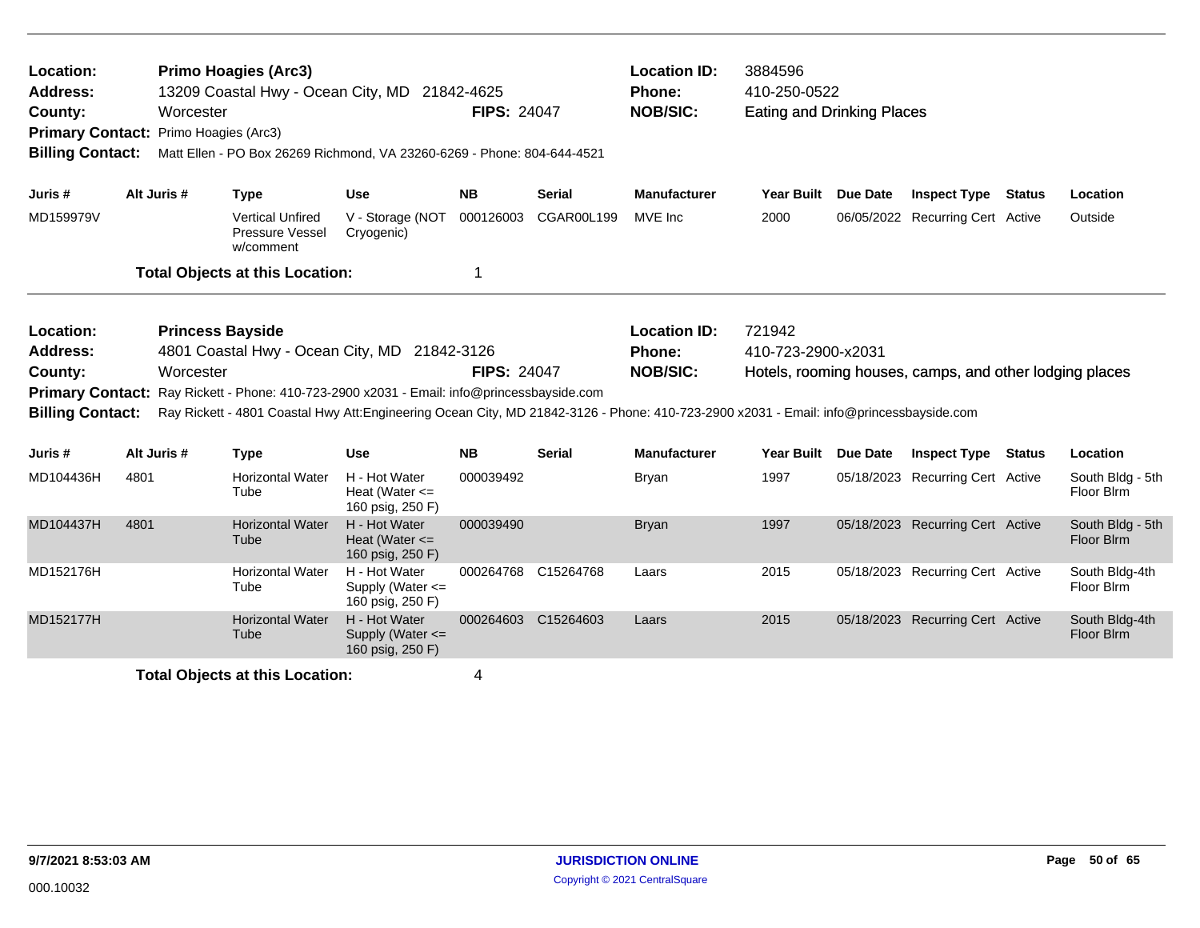**Location:** Primo Hoagies (Arc3) | **Location ID:** 3884596
**Address:** 13209 Coastal Hwy - Ocean City, MD 21842-4625 | **Phone:** 410-250-0522
**County:** Worcester | **FIPS:** 24047 | **NOB/SIC:** Eating and Drinking Places
**Primary Contact:** Primo Hoagies (Arc3)
**Billing Contact:** Matt Ellen - PO Box 26269 Richmond, VA 23260-6269 - Phone: 804-644-4521

| Juris # | Alt Juris # | Type | Use | NB | Serial | Manufacturer | Year Built | Due Date | Inspect Type | Status | Location |
|---|---|---|---|---|---|---|---|---|---|---|---|
| MD159979V | | Vertical Unfired Pressure Vessel w/comment | V - Storage (NOT Cryogenic) | 000126003 | CGAR00L199 | MVE Inc | 2000 | 06/05/2022 | Recurring Cert | Active | Outside |

**Total Objects at this Location:** 1

---

**Location:** Princess Bayside | **Location ID:** 721942
**Address:** 4801 Coastal Hwy - Ocean City, MD 21842-3126 | **Phone:** 410-723-2900-x2031
**County:** Worcester | **FIPS:** 24047 | **NOB/SIC:** Hotels, rooming houses, camps, and other lodging places
**Primary Contact:** Ray Rickett - Phone: 410-723-2900 x2031 - Email: info@princessbayside.com
**Billing Contact:** Ray Rickett - 4801 Coastal Hwy Att:Engineering Ocean City, MD 21842-3126 - Phone: 410-723-2900 x2031 - Email: info@princessbayside.com

| Juris # | Alt Juris # | Type | Use | NB | Serial | Manufacturer | Year Built | Due Date | Inspect Type | Status | Location |
|---|---|---|---|---|---|---|---|---|---|---|---|
| MD104436H | 4801 | Horizontal Water Tube | H - Hot Water Heat (Water <= 160 psig, 250 F) | 000039492 | | Bryan | 1997 | 05/18/2023 | Recurring Cert | Active | South Bldg - 5th Floor Blrm |
| MD104437H | 4801 | Horizontal Water Tube | H - Hot Water Heat (Water <= 160 psig, 250 F) | 000039490 | | Bryan | 1997 | 05/18/2023 | Recurring Cert | Active | South Bldg - 5th Floor Blrm |
| MD152176H | | Horizontal Water Tube | H - Hot Water Supply (Water <= 160 psig, 250 F) | 000264768 | C15264768 | Laars | 2015 | 05/18/2023 | Recurring Cert | Active | South Bldg-4th Floor Blrm |
| MD152177H | | Horizontal Water Tube | H - Hot Water Supply (Water <= 160 psig, 250 F) | 000264603 | C15264603 | Laars | 2015 | 05/18/2023 | Recurring Cert | Active | South Bldg-4th Floor Blrm |

**Total Objects at this Location:** 4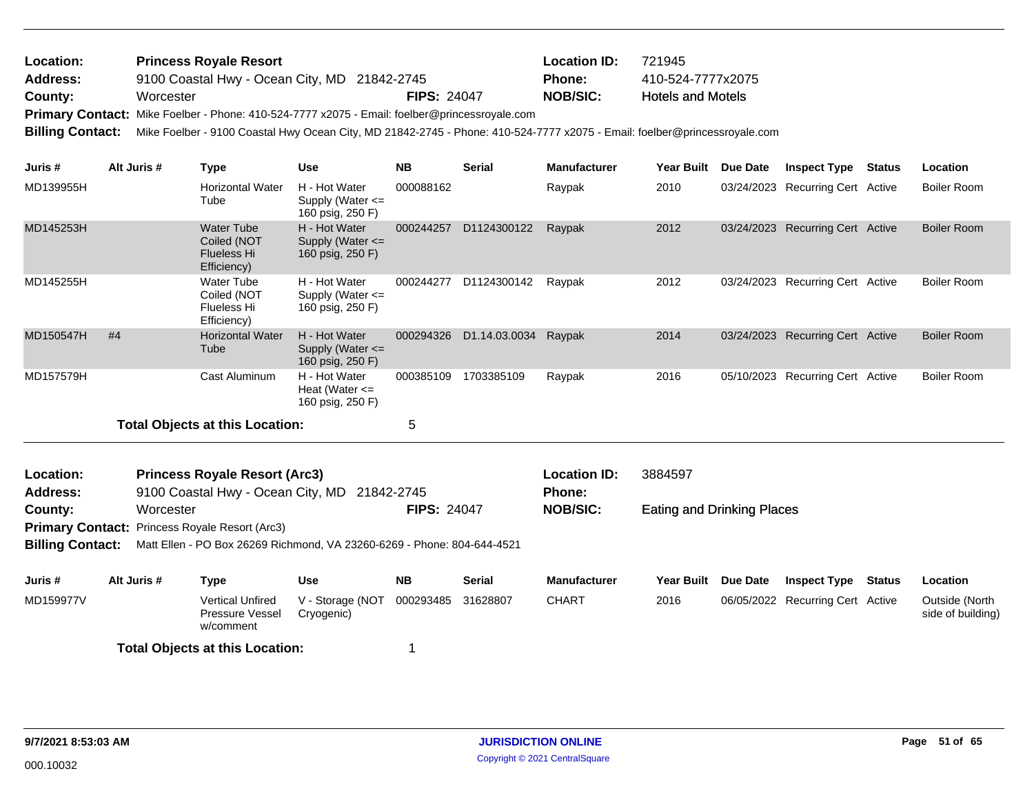**Location:** Princess Royale Resort
**Address:** 9100 Coastal Hwy - Ocean City, MD 21842-2745
**County:** Worcester **FIPS:** 24047
**Location ID:** 721945
**Phone:** 410-524-7777x2075
**NOB/SIC:** Hotels and Motels
**Primary Contact:** Mike Foelber - Phone: 410-524-7777 x2075 - Email: foelber@princessroyale.com
**Billing Contact:** Mike Foelber - 9100 Coastal Hwy Ocean City, MD 21842-2745 - Phone: 410-524-7777 x2075 - Email: foelber@princessroyale.com

| Juris # | Alt Juris # | Type | Use | NB | Serial | Manufacturer | Year Built | Due Date | Inspect Type | Status | Location |
|---|---|---|---|---|---|---|---|---|---|---|---|
| MD139955H | | Horizontal Water Tube | H - Hot Water Supply (Water <= 160 psig, 250 F) | 000088162 | | Raypak | 2010 | 03/24/2023 | Recurring Cert | Active | Boiler Room |
| MD145253H | | Water Tube Coiled (NOT Flueless Hi Efficiency) | H - Hot Water Supply (Water <= 160 psig, 250 F) | 000244257 | D1124300122 | Raypak | 2012 | 03/24/2023 | Recurring Cert | Active | Boiler Room |
| MD145255H | | Water Tube Coiled (NOT Flueless Hi Efficiency) | H - Hot Water Supply (Water <= 160 psig, 250 F) | 000244277 | D1124300142 | Raypak | 2012 | 03/24/2023 | Recurring Cert | Active | Boiler Room |
| MD150547H | #4 | Horizontal Water Tube | H - Hot Water Supply (Water <= 160 psig, 250 F) | 000294326 | D1.14.03.0034 | Raypak | 2014 | 03/24/2023 | Recurring Cert | Active | Boiler Room |
| MD157579H | | Cast Aluminum | H - Hot Water Heat (Water <= 160 psig, 250 F) | 000385109 | 1703385109 | Raypak | 2016 | 05/10/2023 | Recurring Cert | Active | Boiler Room |

**Total Objects at this Location:** 5

**Location:** Princess Royale Resort (Arc3)
**Address:** 9100 Coastal Hwy - Ocean City, MD 21842-2745
**County:** Worcester **FIPS:** 24047
**Location ID:** 3884597
**Phone:**
**NOB/SIC:** Eating and Drinking Places
**Primary Contact:** Princess Royale Resort (Arc3)
**Billing Contact:** Matt Ellen - PO Box 26269 Richmond, VA 23260-6269 - Phone: 804-644-4521

| Juris # | Alt Juris # | Type | Use | NB | Serial | Manufacturer | Year Built | Due Date | Inspect Type | Status | Location |
|---|---|---|---|---|---|---|---|---|---|---|---|
| MD159977V | | Vertical Unfired Pressure Vessel w/comment | V - Storage (NOT Cryogenic) | 000293485 | 31628807 | CHART | 2016 | 06/05/2022 | Recurring Cert | Active | Outside (North side of building) |

**Total Objects at this Location:** 1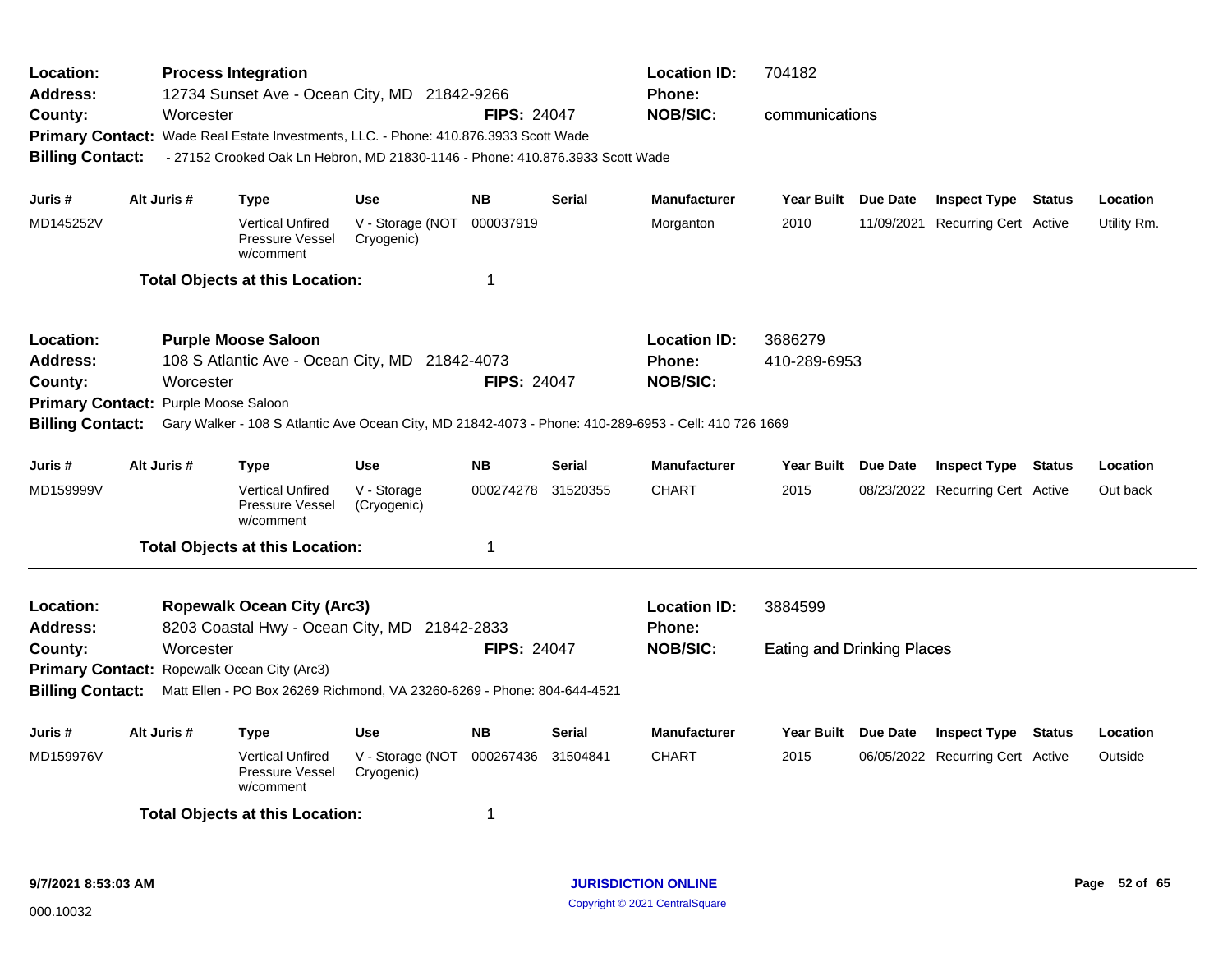**Location:** Process Integration  
**Address:** 12734 Sunset Ave - Ocean City, MD 21842-9266  
**County:** Worcester  
**FIPS:** 24047  
**Location ID:** 704182  
**Phone:**  
**NOB/SIC:** communications  
**Primary Contact:** Wade Real Estate Investments, LLC. - Phone: 410.876.3933 Scott Wade  
**Billing Contact:** - 27152 Crooked Oak Ln Hebron, MD 21830-1146 - Phone: 410.876.3933 Scott Wade

| Juris # | Alt Juris # | Type | Use | NB | Serial | Manufacturer | Year Built | Due Date | Inspect Type | Status | Location |
|---|---|---|---|---|---|---|---|---|---|---|---|
| MD145252V | | Vertical Unfired Pressure Vessel w/comment | V - Storage (NOT Cryogenic) | 000037919 | | Morganton | 2010 | 11/09/2021 | Recurring Cert | Active | Utility Rm. |

**Total Objects at this Location:** 1

---

**Location:** Purple Moose Saloon  
**Address:** 108 S Atlantic Ave - Ocean City, MD 21842-4073  
**County:** Worcester  
**FIPS:** 24047  
**Location ID:** 3686279  
**Phone:** 410-289-6953  
**NOB/SIC:**  
**Primary Contact:** Purple Moose Saloon  
**Billing Contact:** Gary Walker - 108 S Atlantic Ave Ocean City, MD 21842-4073 - Phone: 410-289-6953 - Cell: 410 726 1669

| Juris # | Alt Juris # | Type | Use | NB | Serial | Manufacturer | Year Built | Due Date | Inspect Type | Status | Location |
|---|---|---|---|---|---|---|---|---|---|---|---|
| MD159999V | | Vertical Unfired Pressure Vessel w/comment | V - Storage (Cryogenic) | 000274278 | 31520355 | CHART | 2015 | 08/23/2022 | Recurring Cert | Active | Out back |

**Total Objects at this Location:** 1

---

**Location:** Ropewalk Ocean City (Arc3)  
**Address:** 8203 Coastal Hwy - Ocean City, MD 21842-2833  
**County:** Worcester  
**FIPS:** 24047  
**Location ID:** 3884599  
**Phone:**  
**NOB/SIC:** Eating and Drinking Places  
**Primary Contact:** Ropewalk Ocean City (Arc3)  
**Billing Contact:** Matt Ellen - PO Box 26269 Richmond, VA 23260-6269 - Phone: 804-644-4521

| Juris # | Alt Juris # | Type | Use | NB | Serial | Manufacturer | Year Built | Due Date | Inspect Type | Status | Location |
|---|---|---|---|---|---|---|---|---|---|---|---|
| MD159976V | | Vertical Unfired Pressure Vessel w/comment | V - Storage (NOT Cryogenic) | 000267436 | 31504841 | CHART | 2015 | 06/05/2022 | Recurring Cert | Active | Outside |

**Total Objects at this Location:** 1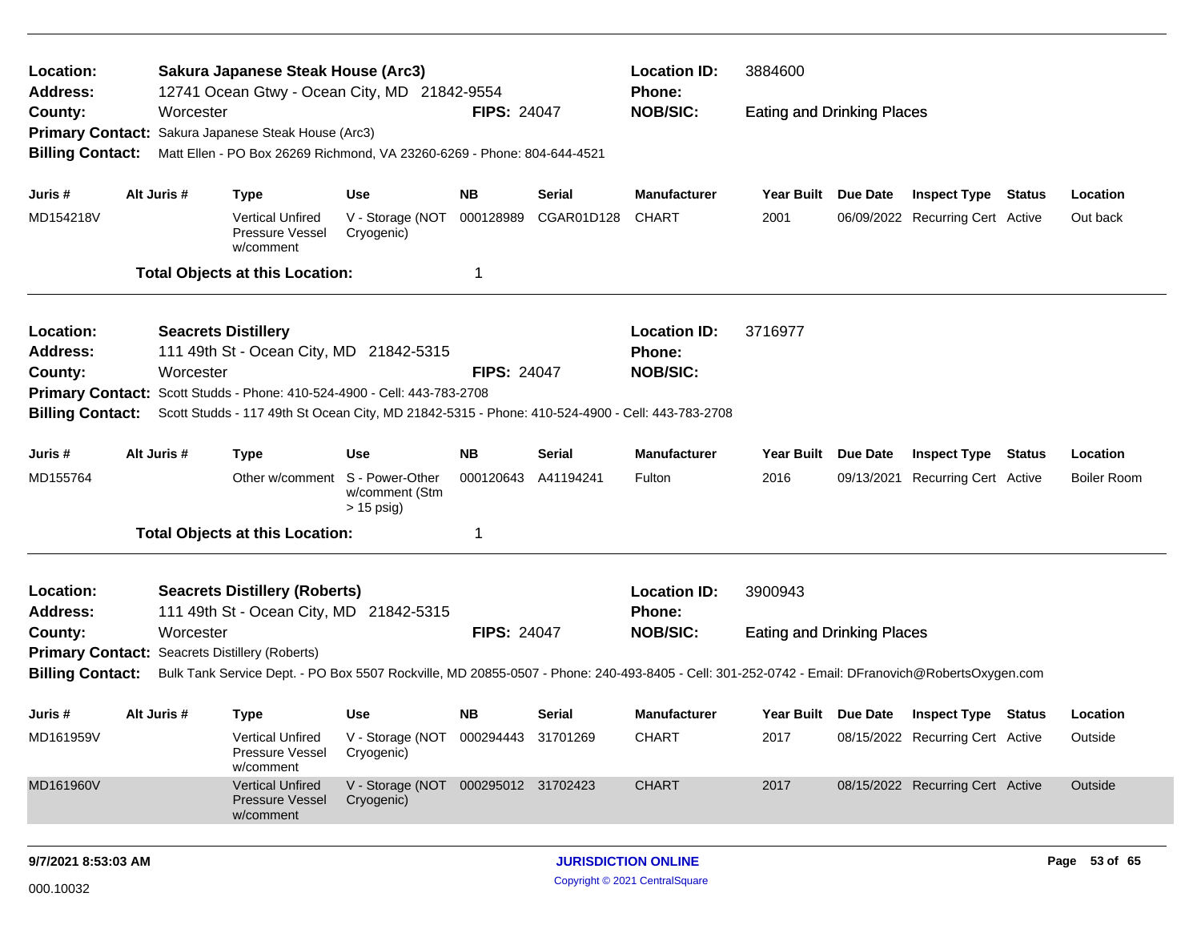**Location:** Sakura Japanese Steak House (Arc3) **Location ID:** 3884600
**Address:** 12741 Ocean Gtwy - Ocean City, MD 21842-9554 **Phone:**
**County:** Worcester **FIPS:** 24047 **NOB/SIC:** Eating and Drinking Places
**Primary Contact:** Sakura Japanese Steak House (Arc3)
**Billing Contact:** Matt Ellen - PO Box 26269 Richmond, VA 23260-6269 - Phone: 804-644-4521

| Juris # | Alt Juris # | Type | Use | NB | Serial | Manufacturer | Year Built | Due Date | Inspect Type | Status | Location |
|---|---|---|---|---|---|---|---|---|---|---|---|
| MD154218V | | Vertical Unfired Pressure Vessel w/comment | V - Storage (NOT Cryogenic) | 000128989 | CGAR01D128 | CHART | 2001 | 06/09/2022 | Recurring Cert | Active | Out back |

**Total Objects at this Location:** 1

---

**Location:** Seacrets Distillery **Location ID:** 3716977
**Address:** 111 49th St - Ocean City, MD 21842-5315 **Phone:**
**County:** Worcester **FIPS:** 24047 **NOB/SIC:**
**Primary Contact:** Scott Studds - Phone: 410-524-4900 - Cell: 443-783-2708
**Billing Contact:** Scott Studds - 117 49th St Ocean City, MD 21842-5315 - Phone: 410-524-4900 - Cell: 443-783-2708

| Juris # | Alt Juris # | Type | Use | NB | Serial | Manufacturer | Year Built | Due Date | Inspect Type | Status | Location |
|---|---|---|---|---|---|---|---|---|---|---|---|
| MD155764 | | Other w/comment | S - Power-Other w/comment (Stm > 15 psig) | 000120643 | A41194241 | Fulton | 2016 | 09/13/2021 | Recurring Cert | Active | Boiler Room |

**Total Objects at this Location:** 1

---

**Location:** Seacrets Distillery (Roberts) **Location ID:** 3900943
**Address:** 111 49th St - Ocean City, MD 21842-5315 **Phone:**
**County:** Worcester **FIPS:** 24047 **NOB/SIC:** Eating and Drinking Places
**Primary Contact:** Seacrets Distillery (Roberts)
**Billing Contact:** Bulk Tank Service Dept. - PO Box 5507 Rockville, MD 20855-0507 - Phone: 240-493-8405 - Cell: 301-252-0742 - Email: DFranovich@RobertsOxygen.com

| Juris # | Alt Juris # | Type | Use | NB | Serial | Manufacturer | Year Built | Due Date | Inspect Type | Status | Location |
|---|---|---|---|---|---|---|---|---|---|---|---|
| MD161959V | | Vertical Unfired Pressure Vessel w/comment | V - Storage (NOT Cryogenic) | 000294443 | 31701269 | CHART | 2017 | 08/15/2022 | Recurring Cert | Active | Outside |
| MD161960V | | Vertical Unfired Pressure Vessel w/comment | V - Storage (NOT Cryogenic) | 000295012 | 31702423 | CHART | 2017 | 08/15/2022 | Recurring Cert | Active | Outside |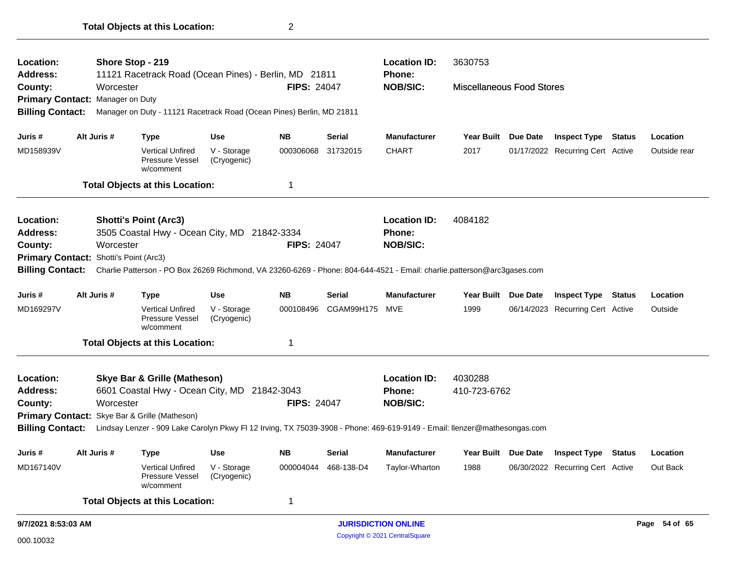**Total Objects at this Location:** 2

---

**Location:** Shore Stop - 219
**Address:** 11121 Racetrack Road (Ocean Pines) - Berlin, MD 21811
**County:** Worcester
**FIPS:** 24047
**Location ID:** 3630753
**Phone:**
**NOB/SIC:** Miscellaneous Food Stores
**Primary Contact:** Manager on Duty
**Billing Contact:** Manager on Duty - 11121 Racetrack Road (Ocean Pines) Berlin, MD 21811

| Juris # | Alt Juris # | Type | Use | NB | Serial | Manufacturer | Year Built | Due Date | Inspect Type | Status | Location |
|---|---|---|---|---|---|---|---|---|---|---|---|
| MD158939V | | Vertical Unfired Pressure Vessel w/comment | V - Storage (Cryogenic) | 000306068 | 31732015 | CHART | 2017 | 01/17/2022 | Recurring Cert | Active | Outside rear |

**Total Objects at this Location:** 1

---

**Location:** Shotti's Point (Arc3)
**Address:** 3505 Coastal Hwy - Ocean City, MD 21842-3334
**County:** Worcester
**FIPS:** 24047
**Location ID:** 4084182
**Phone:**
**NOB/SIC:**
**Primary Contact:** Shotti's Point (Arc3)
**Billing Contact:** Charlie Patterson - PO Box 26269 Richmond, VA 23260-6269 - Phone: 804-644-4521 - Email: charlie.patterson@arc3gases.com

| Juris # | Alt Juris # | Type | Use | NB | Serial | Manufacturer | Year Built | Due Date | Inspect Type | Status | Location |
|---|---|---|---|---|---|---|---|---|---|---|---|
| MD169297V | | Vertical Unfired Pressure Vessel w/comment | V - Storage (Cryogenic) | 000108496 | CGAM99H175 | MVE | 1999 | 06/14/2023 | Recurring Cert | Active | Outside |

**Total Objects at this Location:** 1

---

**Location:** Skye Bar & Grille (Matheson)
**Address:** 6601 Coastal Hwy - Ocean City, MD 21842-3043
**County:** Worcester
**FIPS:** 24047
**Location ID:** 4030288
**Phone:** 410-723-6762
**NOB/SIC:**
**Primary Contact:** Skye Bar & Grille (Matheson)
**Billing Contact:** Lindsay Lenzer - 909 Lake Carolyn Pkwy Fl 12 Irving, TX 75039-3908 - Phone: 469-619-9149 - Email: llenzer@mathesongas.com

| Juris # | Alt Juris # | Type | Use | NB | Serial | Manufacturer | Year Built | Due Date | Inspect Type | Status | Location |
|---|---|---|---|---|---|---|---|---|---|---|---|
| MD167140V | | Vertical Unfired Pressure Vessel w/comment | V - Storage (Cryogenic) | 000004044 | 468-138-D4 | Taylor-Wharton | 1988 | 06/30/2022 | Recurring Cert | Active | Out Back |

**Total Objects at this Location:** 1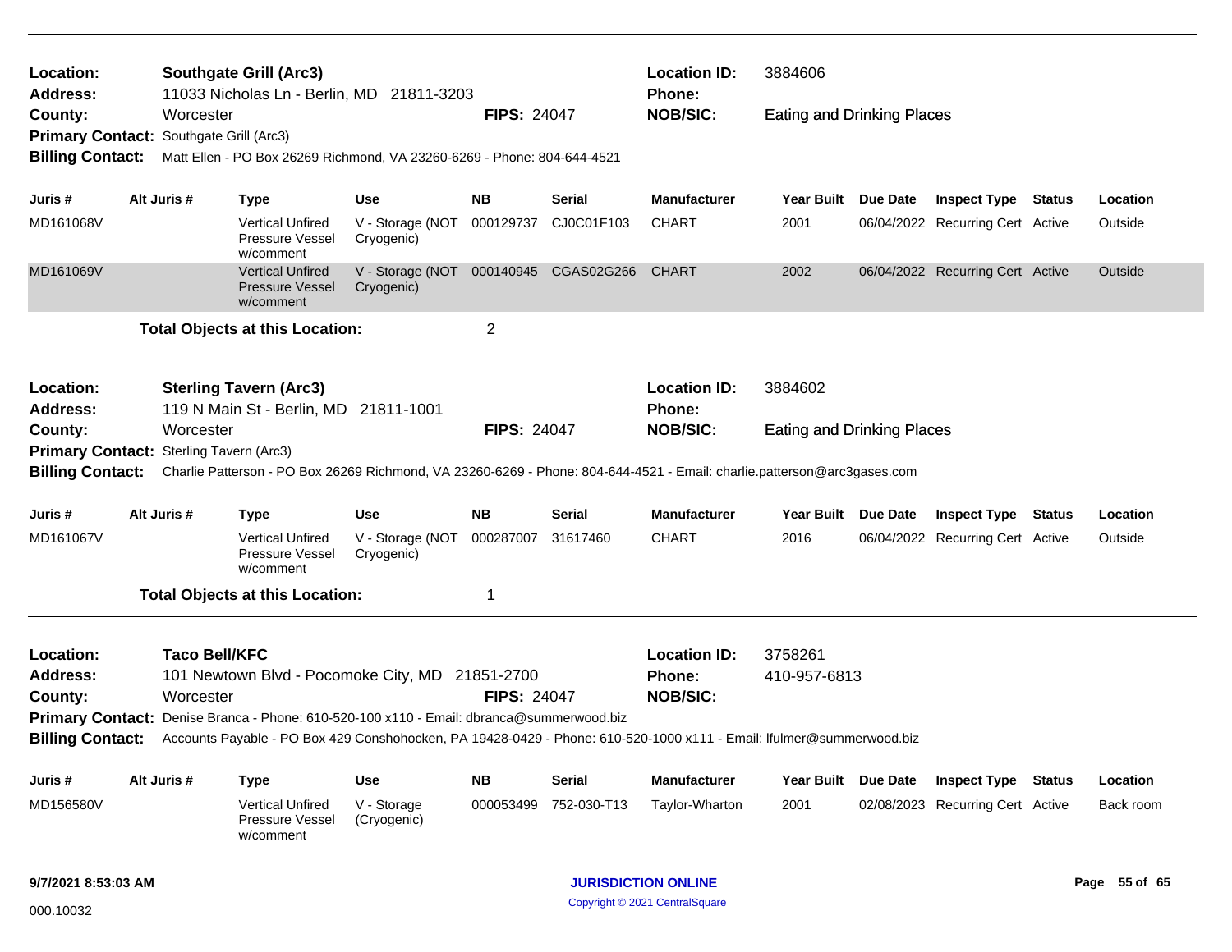**Location:** Southgate Grill (Arc3)
**Address:** 11033 Nicholas Ln - Berlin, MD 21811-3203
**County:** Worcester
**FIPS:** 24047
**Location ID:** 3884606
**Phone:**
**NOB/SIC:** Eating and Drinking Places
**Primary Contact:** Southgate Grill (Arc3)
**Billing Contact:** Matt Ellen - PO Box 26269 Richmond, VA 23260-6269 - Phone: 804-644-4521

| Juris # | Alt Juris # | Type | Use | NB | Serial | Manufacturer | Year Built | Due Date | Inspect Type | Status | Location |
|---|---|---|---|---|---|---|---|---|---|---|---|
| MD161068V | | Vertical Unfired Pressure Vessel w/comment | V - Storage (NOT Cryogenic) | 000129737 | CJ0C01F103 | CHART | 2001 | 06/04/2022 | Recurring Cert | Active | Outside |
| MD161069V | | Vertical Unfired Pressure Vessel w/comment | V - Storage (NOT Cryogenic) | 000140945 | CGAS02G266 | CHART | 2002 | 06/04/2022 | Recurring Cert | Active | Outside |

**Total Objects at this Location:** 2

---

**Location:** Sterling Tavern (Arc3)
**Address:** 119 N Main St - Berlin, MD 21811-1001
**County:** Worcester
**FIPS:** 24047
**Location ID:** 3884602
**Phone:**
**NOB/SIC:** Eating and Drinking Places
**Primary Contact:** Sterling Tavern (Arc3)
**Billing Contact:** Charlie Patterson - PO Box 26269 Richmond, VA 23260-6269 - Phone: 804-644-4521 - Email: charlie.patterson@arc3gases.com

| Juris # | Alt Juris # | Type | Use | NB | Serial | Manufacturer | Year Built | Due Date | Inspect Type | Status | Location |
|---|---|---|---|---|---|---|---|---|---|---|---|
| MD161067V | | Vertical Unfired Pressure Vessel w/comment | V - Storage (NOT Cryogenic) | 000287007 | 31617460 | CHART | 2016 | 06/04/2022 | Recurring Cert | Active | Outside |

**Total Objects at this Location:** 1

---

**Location:** Taco Bell/KFC
**Address:** 101 Newtown Blvd - Pocomoke City, MD 21851-2700
**County:** Worcester
**FIPS:** 24047
**Location ID:** 3758261
**Phone:** 410-957-6813
**NOB/SIC:**
**Primary Contact:** Denise Branca - Phone: 610-520-100 x110 - Email: dbranca@summerwood.biz
**Billing Contact:** Accounts Payable - PO Box 429 Conshohocken, PA 19428-0429 - Phone: 610-520-1000 x111 - Email: lfulmer@summerwood.biz

| Juris # | Alt Juris # | Type | Use | NB | Serial | Manufacturer | Year Built | Due Date | Inspect Type | Status | Location |
|---|---|---|---|---|---|---|---|---|---|---|---|
| MD156580V | | Vertical Unfired Pressure Vessel w/comment | V - Storage (Cryogenic) | 000053499 | 752-030-T13 | Taylor-Wharton | 2001 | 02/08/2023 | Recurring Cert | Active | Back room |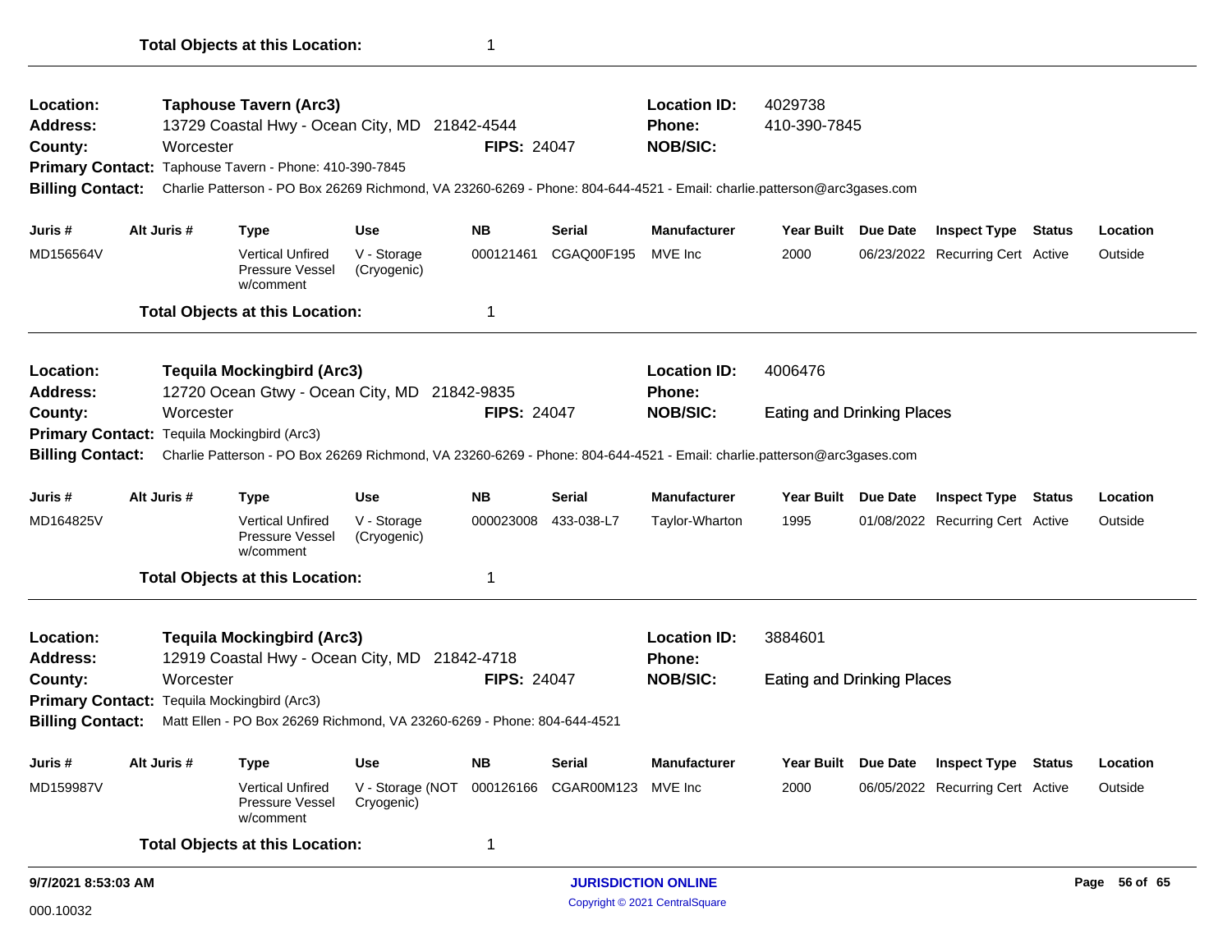**Total Objects at this Location:** 1

---

**Location:** Taphouse Tavern (Arc3)
**Location ID:** 4029738
**Address:** 13729 Coastal Hwy - Ocean City, MD 21842-4544
**Phone:** 410-390-7845
**County:** Worcester
**FIPS:** 24047
**NOB/SIC:**
**Primary Contact:** Taphouse Tavern - Phone: 410-390-7845
**Billing Contact:** Charlie Patterson - PO Box 26269 Richmond, VA 23260-6269 - Phone: 804-644-4521 - Email: charlie.patterson@arc3gases.com

| Juris # | Alt Juris # | Type | Use | NB | Serial | Manufacturer | Year Built | Due Date | Inspect Type | Status | Location |
|---|---|---|---|---|---|---|---|---|---|---|---|
| MD156564V | | Vertical Unfired Pressure Vessel w/comment | V - Storage (Cryogenic) | 000121461 | CGAQ00F195 | MVE Inc | 2000 | 06/23/2022 | Recurring Cert | Active | Outside |

**Total Objects at this Location:** 1

---

**Location:** Tequila Mockingbird (Arc3)
**Location ID:** 4006476
**Address:** 12720 Ocean Gtwy - Ocean City, MD 21842-9835
**Phone:**
**County:** Worcester
**FIPS:** 24047
**NOB/SIC:** Eating and Drinking Places
**Primary Contact:** Tequila Mockingbird (Arc3)
**Billing Contact:** Charlie Patterson - PO Box 26269 Richmond, VA 23260-6269 - Phone: 804-644-4521 - Email: charlie.patterson@arc3gases.com

| Juris # | Alt Juris # | Type | Use | NB | Serial | Manufacturer | Year Built | Due Date | Inspect Type | Status | Location |
|---|---|---|---|---|---|---|---|---|---|---|---|
| MD164825V | | Vertical Unfired Pressure Vessel w/comment | V - Storage (Cryogenic) | 000023008 | 433-038-L7 | Taylor-Wharton | 1995 | 01/08/2022 | Recurring Cert | Active | Outside |

**Total Objects at this Location:** 1

---

**Location:** Tequila Mockingbird (Arc3)
**Location ID:** 3884601
**Address:** 12919 Coastal Hwy - Ocean City, MD 21842-4718
**Phone:**
**County:** Worcester
**FIPS:** 24047
**NOB/SIC:** Eating and Drinking Places
**Primary Contact:** Tequila Mockingbird (Arc3)
**Billing Contact:** Matt Ellen - PO Box 26269 Richmond, VA 23260-6269 - Phone: 804-644-4521

| Juris # | Alt Juris # | Type | Use | NB | Serial | Manufacturer | Year Built | Due Date | Inspect Type | Status | Location |
|---|---|---|---|---|---|---|---|---|---|---|---|
| MD159987V | | Vertical Unfired Pressure Vessel w/comment | V - Storage (NOT Cryogenic) | 000126166 | CGAR00M123 | MVE Inc | 2000 | 06/05/2022 | Recurring Cert | Active | Outside |

**Total Objects at this Location:** 1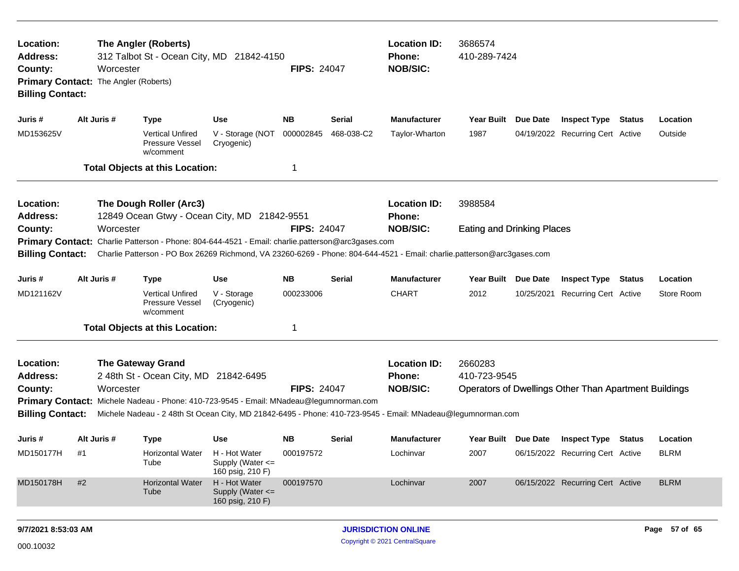**Location:** The Angler (Roberts)
**Address:** 312 Talbot St - Ocean City, MD 21842-4150
**County:** Worcester
**FIPS:** 24047
**Location ID:** 3686574
**Phone:** 410-289-7424
**NOB/SIC:**
**Primary Contact:** The Angler (Roberts)
**Billing Contact:**

| Juris # | Alt Juris # | Type | Use | NB | Serial | Manufacturer | Year Built | Due Date | Inspect Type | Status | Location |
|---|---|---|---|---|---|---|---|---|---|---|---|
| MD153625V | | Vertical Unfired Pressure Vessel w/comment | V - Storage (NOT Cryogenic) | 000002845 | 468-038-C2 | Taylor-Wharton | 1987 | 04/19/2022 | Recurring Cert | Active | Outside |

**Total Objects at this Location:** 1

---

**Location:** The Dough Roller (Arc3)
**Address:** 12849 Ocean Gtwy - Ocean City, MD 21842-9551
**County:** Worcester
**FIPS:** 24047
**Location ID:** 3988584
**Phone:**
**NOB/SIC:** Eating and Drinking Places
**Primary Contact:** Charlie Patterson - Phone: 804-644-4521 - Email: charlie.patterson@arc3gases.com
**Billing Contact:** Charlie Patterson - PO Box 26269 Richmond, VA 23260-6269 - Phone: 804-644-4521 - Email: charlie.patterson@arc3gases.com

| Juris # | Alt Juris # | Type | Use | NB | Serial | Manufacturer | Year Built | Due Date | Inspect Type | Status | Location |
|---|---|---|---|---|---|---|---|---|---|---|---|
| MD121162V | | Vertical Unfired Pressure Vessel w/comment | V - Storage (Cryogenic) | 000233006 | | CHART | 2012 | 10/25/2021 | Recurring Cert | Active | Store Room |

**Total Objects at this Location:** 1

---

**Location:** The Gateway Grand
**Address:** 2 48th St - Ocean City, MD 21842-6495
**County:** Worcester
**FIPS:** 24047
**Location ID:** 2660283
**Phone:** 410-723-9545
**NOB/SIC:** Operators of Dwellings Other Than Apartment Buildings
**Primary Contact:** Michele Nadeau - Phone: 410-723-9545 - Email: MNadeau@legumnorman.com
**Billing Contact:** Michele Nadeau - 2 48th St Ocean City, MD 21842-6495 - Phone: 410-723-9545 - Email: MNadeau@legumnorman.com

| Juris # | Alt Juris # | Type | Use | NB | Serial | Manufacturer | Year Built | Due Date | Inspect Type | Status | Location |
|---|---|---|---|---|---|---|---|---|---|---|---|
| MD150177H | #1 | Horizontal Water Tube | H - Hot Water Supply (Water <= 160 psig, 210 F) | 000197572 | | Lochinvar | 2007 | 06/15/2022 | Recurring Cert | Active | BLRM |
| MD150178H | #2 | Horizontal Water Tube | H - Hot Water Supply (Water <= 160 psig, 210 F) | 000197570 | | Lochinvar | 2007 | 06/15/2022 | Recurring Cert | Active | BLRM |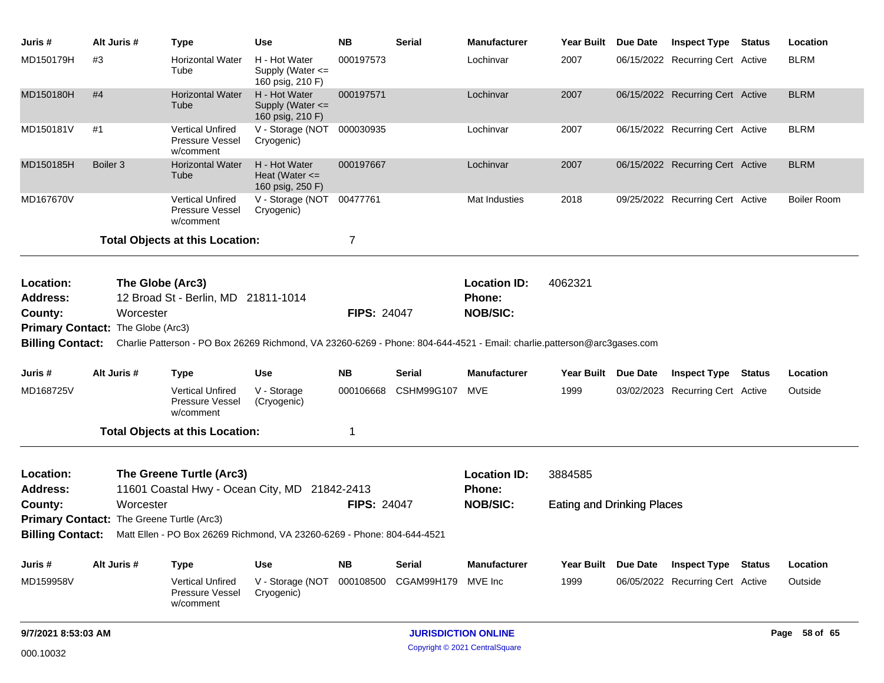| Juris # | Alt Juris # | Type | Use | NB | Serial | Manufacturer | Year Built | Due Date | Inspect Type | Status | Location |
|---|---|---|---|---|---|---|---|---|---|---|---|
| MD150179H | #3 | Horizontal Water Tube | H - Hot Water Supply (Water <= 160 psig, 210 F) | 000197573 | | Lochinvar | 2007 | 06/15/2022 | Recurring Cert | Active | BLRM |
| MD150180H | #4 | Horizontal Water Tube | H - Hot Water Supply (Water <= 160 psig, 210 F) | 000197571 | | Lochinvar | 2007 | 06/15/2022 | Recurring Cert | Active | BLRM |
| MD150181V | #1 | Vertical Unfired Pressure Vessel w/comment | V - Storage (NOT Cryogenic) | 000030935 | | Lochinvar | 2007 | 06/15/2022 | Recurring Cert | Active | BLRM |
| MD150185H | Boiler 3 | Horizontal Water Tube | H - Hot Water Heat (Water <= 160 psig, 250 F) | 000197667 | | Lochinvar | 2007 | 06/15/2022 | Recurring Cert | Active | BLRM |
| MD167670V | | Vertical Unfired Pressure Vessel w/comment | V - Storage (NOT Cryogenic) | 00477761 | | Mat Industies | 2018 | 09/25/2022 | Recurring Cert | Active | Boiler Room |

**Total Objects at this Location:** 7

---

**Location:** The Globe (Arc3) **Location ID:** 4062321
**Address:** 12 Broad St - Berlin, MD 21811-1014 **Phone:**
**County:** Worcester **FIPS:** 24047 **NOB/SIC:**
**Primary Contact:** The Globe (Arc3)
**Billing Contact:** Charlie Patterson - PO Box 26269 Richmond, VA 23260-6269 - Phone: 804-644-4521 - Email: charlie.patterson@arc3gases.com

| Juris # | Alt Juris # | Type | Use | NB | Serial | Manufacturer | Year Built | Due Date | Inspect Type | Status | Location |
|---|---|---|---|---|---|---|---|---|---|---|---|
| MD168725V | | Vertical Unfired Pressure Vessel w/comment | V - Storage (Cryogenic) | 000106668 | CSHM99G107 | MVE | 1999 | 03/02/2023 | Recurring Cert | Active | Outside |

**Total Objects at this Location:** 1

---

**Location:** The Greene Turtle (Arc3) **Location ID:** 3884585
**Address:** 11601 Coastal Hwy - Ocean City, MD 21842-2413 **Phone:**
**County:** Worcester **FIPS:** 24047 **NOB/SIC:** Eating and Drinking Places
**Primary Contact:** The Greene Turtle (Arc3)
**Billing Contact:** Matt Ellen - PO Box 26269 Richmond, VA 23260-6269 - Phone: 804-644-4521

| Juris # | Alt Juris # | Type | Use | NB | Serial | Manufacturer | Year Built | Due Date | Inspect Type | Status | Location |
|---|---|---|---|---|---|---|---|---|---|---|---|
| MD159958V | | Vertical Unfired Pressure Vessel w/comment | V - Storage (NOT Cryogenic) | 000108500 | CGAM99H179 | MVE Inc | 1999 | 06/05/2022 | Recurring Cert | Active | Outside |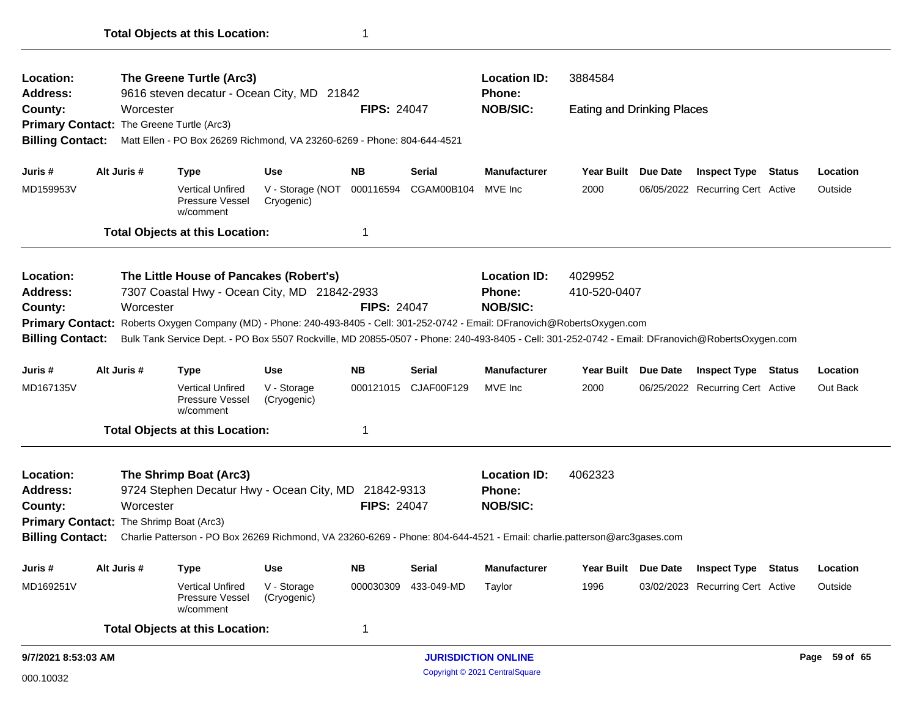**Total Objects at this Location:** 1

---

**Location:** The Greene Turtle (Arc3)
**Location ID:** 3884584
**Address:** 9616 steven decatur - Ocean City, MD 21842
**Phone:**
**County:** Worcester
**FIPS:** 24047
**NOB/SIC:** Eating and Drinking Places
**Primary Contact:** The Greene Turtle (Arc3)
**Billing Contact:** Matt Ellen - PO Box 26269 Richmond, VA 23260-6269 - Phone: 804-644-4521

| Juris # | Alt Juris # | Type | Use | NB | Serial | Manufacturer | Year Built | Due Date | Inspect Type | Status | Location |
|---|---|---|---|---|---|---|---|---|---|---|---|
| MD159953V | | Vertical Unfired Pressure Vessel w/comment | V - Storage (NOT Cryogenic) | 000116594 | CGAM00B104 | MVE Inc | 2000 | 06/05/2022 | Recurring Cert | Active | Outside |

**Total Objects at this Location:** 1

---

**Location:** The Little House of Pancakes (Robert's)
**Location ID:** 4029952
**Address:** 7307 Coastal Hwy - Ocean City, MD 21842-2933
**Phone:** 410-520-0407
**County:** Worcester
**FIPS:** 24047
**NOB/SIC:**
**Primary Contact:** Roberts Oxygen Company (MD) - Phone: 240-493-8405 - Cell: 301-252-0742 - Email: DFranovich@RobertsOxygen.com
**Billing Contact:** Bulk Tank Service Dept. - PO Box 5507 Rockville, MD 20855-0507 - Phone: 240-493-8405 - Cell: 301-252-0742 - Email: DFranovich@RobertsOxygen.com

| Juris # | Alt Juris # | Type | Use | NB | Serial | Manufacturer | Year Built | Due Date | Inspect Type | Status | Location |
|---|---|---|---|---|---|---|---|---|---|---|---|
| MD167135V | | Vertical Unfired Pressure Vessel w/comment | V - Storage (Cryogenic) | 000121015 | CJAF00F129 | MVE Inc | 2000 | 06/25/2022 | Recurring Cert | Active | Out Back |

**Total Objects at this Location:** 1

---

**Location:** The Shrimp Boat (Arc3)
**Location ID:** 4062323
**Address:** 9724 Stephen Decatur Hwy - Ocean City, MD 21842-9313
**Phone:**
**County:** Worcester
**FIPS:** 24047
**NOB/SIC:**
**Primary Contact:** The Shrimp Boat (Arc3)
**Billing Contact:** Charlie Patterson - PO Box 26269 Richmond, VA 23260-6269 - Phone: 804-644-4521 - Email: charlie.patterson@arc3gases.com

| Juris # | Alt Juris # | Type | Use | NB | Serial | Manufacturer | Year Built | Due Date | Inspect Type | Status | Location |
|---|---|---|---|---|---|---|---|---|---|---|---|
| MD169251V | | Vertical Unfired Pressure Vessel w/comment | V - Storage (Cryogenic) | 000030309 | 433-049-MD | Taylor | 1996 | 03/02/2023 | Recurring Cert | Active | Outside |

**Total Objects at this Location:** 1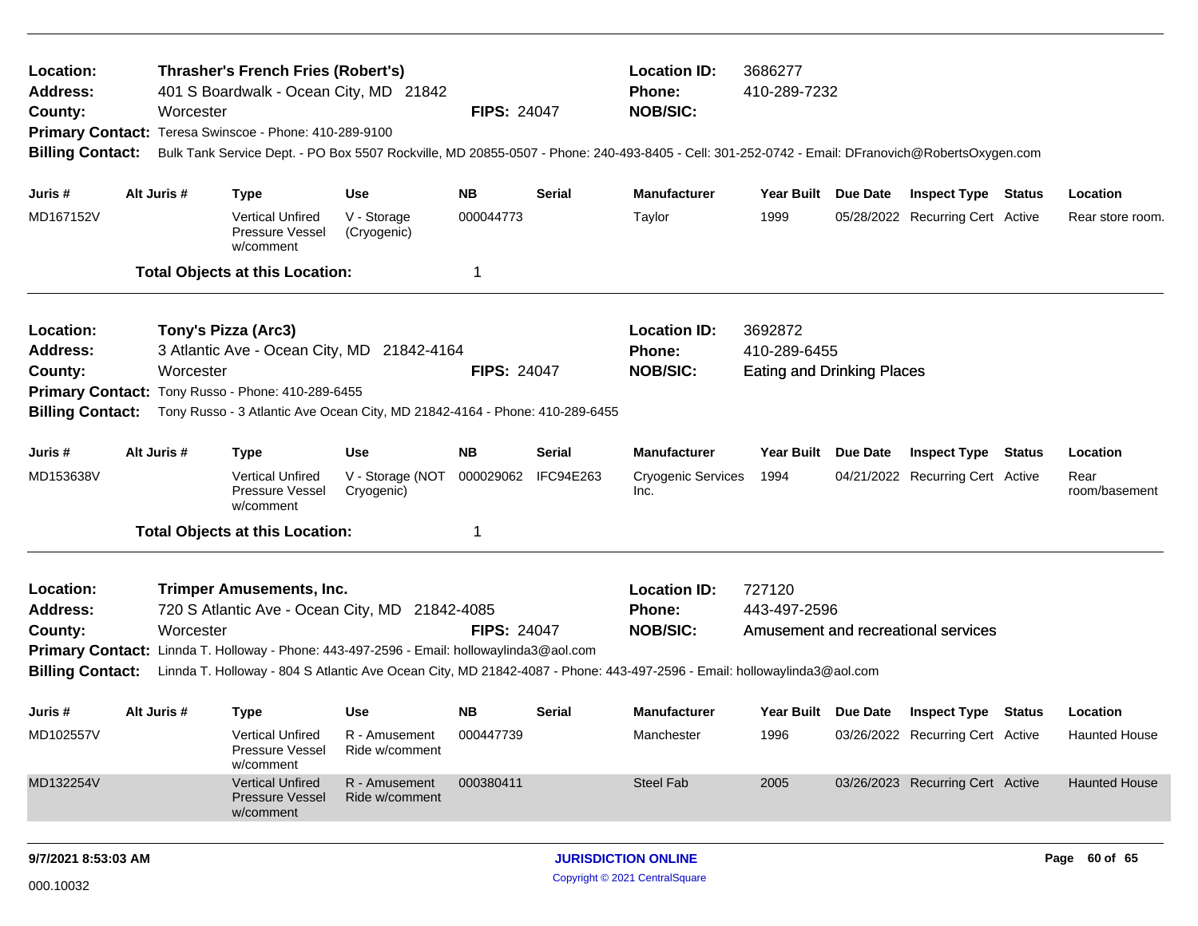**Location:** Thrasher's French Fries (Robert's)
**Address:** 401 S Boardwalk - Ocean City, MD 21842
**County:** Worcester
**FIPS:** 24047
**Location ID:** 3686277
**Phone:** 410-289-7232
**NOB/SIC:**
**Primary Contact:** Teresa Swinscoe - Phone: 410-289-9100
**Billing Contact:** Bulk Tank Service Dept. - PO Box 5507 Rockville, MD 20855-0507 - Phone: 240-493-8405 - Cell: 301-252-0742 - Email: DFranovich@RobertsOxygen.com

| Juris # | Alt Juris # | Type | Use | NB | Serial | Manufacturer | Year Built | Due Date | Inspect Type | Status | Location |
|---|---|---|---|---|---|---|---|---|---|---|---|
| MD167152V | | Vertical Unfired Pressure Vessel w/comment | V - Storage (Cryogenic) | 000044773 | | Taylor | 1999 | 05/28/2022 | Recurring Cert | Active | Rear store room. |

**Total Objects at this Location:** 1

---

**Location:** Tony's Pizza (Arc3)
**Address:** 3 Atlantic Ave - Ocean City, MD 21842-4164
**County:** Worcester
**FIPS:** 24047
**Location ID:** 3692872
**Phone:** 410-289-6455
**NOB/SIC:** Eating and Drinking Places
**Primary Contact:** Tony Russo - Phone: 410-289-6455
**Billing Contact:** Tony Russo - 3 Atlantic Ave Ocean City, MD 21842-4164 - Phone: 410-289-6455

| Juris # | Alt Juris # | Type | Use | NB | Serial | Manufacturer | Year Built | Due Date | Inspect Type | Status | Location |
|---|---|---|---|---|---|---|---|---|---|---|---|
| MD153638V | | Vertical Unfired Pressure Vessel w/comment | V - Storage (NOT Cryogenic) | 000029062 | IFC94E263 | Cryogenic Services Inc. | 1994 | 04/21/2022 | Recurring Cert | Active | Rear room/basement |

**Total Objects at this Location:** 1

---

**Location:** Trimper Amusements, Inc.
**Address:** 720 S Atlantic Ave - Ocean City, MD 21842-4085
**County:** Worcester
**FIPS:** 24047
**Location ID:** 727120
**Phone:** 443-497-2596
**NOB/SIC:** Amusement and recreational services
**Primary Contact:** Linnda T. Holloway - Phone: 443-497-2596 - Email: hollowaylinda3@aol.com
**Billing Contact:** Linnda T. Holloway - 804 S Atlantic Ave Ocean City, MD 21842-4087 - Phone: 443-497-2596 - Email: hollowaylinda3@aol.com

| Juris # | Alt Juris # | Type | Use | NB | Serial | Manufacturer | Year Built | Due Date | Inspect Type | Status | Location |
|---|---|---|---|---|---|---|---|---|---|---|---|
| MD102557V | | Vertical Unfired Pressure Vessel w/comment | R - Amusement Ride w/comment | 000447739 | | Manchester | 1996 | 03/26/2022 | Recurring Cert | Active | Haunted House |
| MD132254V | | Vertical Unfired Pressure Vessel w/comment | R - Amusement Ride w/comment | 000380411 | | Steel Fab | 2005 | 03/26/2023 | Recurring Cert | Active | Haunted House |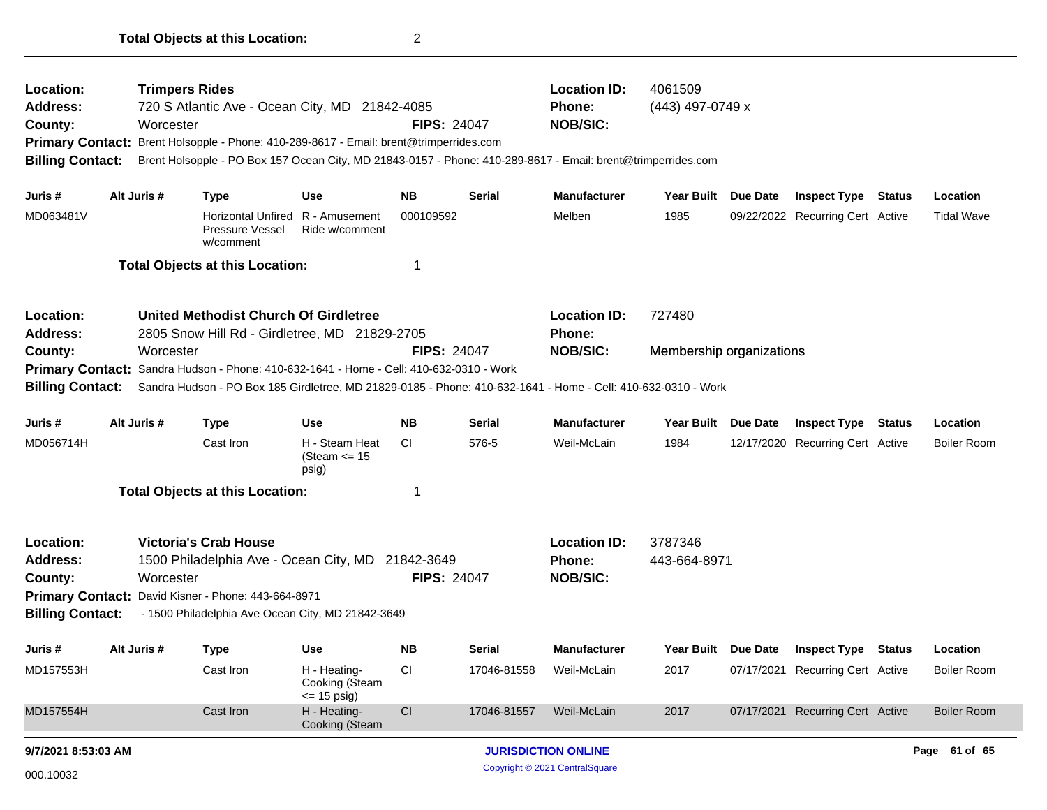**Total Objects at this Location:** 2

---

**Location:** Trimpers Rides
**Address:** 720 S Atlantic Ave - Ocean City, MD 21842-4085
**County:** Worcester **FIPS:** 24047
**Location ID:** 4061509
**Phone:** (443) 497-0749 x
**NOB/SIC:**
**Primary Contact:** Brent Holsopple - Phone: 410-289-8617 - Email: brent@trimperrides.com
**Billing Contact:** Brent Holsopple - PO Box 157 Ocean City, MD 21843-0157 - Phone: 410-289-8617 - Email: brent@trimperrides.com

| Juris # | Alt Juris # | Type | Use | NB | Serial | Manufacturer | Year Built | Due Date | Inspect Type | Status | Location |
|---|---|---|---|---|---|---|---|---|---|---|---|
| MD063481V | | Horizontal Unfired Pressure Vessel w/comment | R - Amusement Ride w/comment | 000109592 | | Melben | 1985 | 09/22/2022 | Recurring Cert | Active | Tidal Wave |

**Total Objects at this Location:** 1

---

**Location:** United Methodist Church Of Girdletree
**Address:** 2805 Snow Hill Rd - Girdletree, MD 21829-2705
**County:** Worcester **FIPS:** 24047
**Location ID:** 727480
**Phone:**
**NOB/SIC:** Membership organizations
**Primary Contact:** Sandra Hudson - Phone: 410-632-1641 - Home - Cell: 410-632-0310 - Work
**Billing Contact:** Sandra Hudson - PO Box 185 Girdletree, MD 21829-0185 - Phone: 410-632-1641 - Home - Cell: 410-632-0310 - Work

| Juris # | Alt Juris # | Type | Use | NB | Serial | Manufacturer | Year Built | Due Date | Inspect Type | Status | Location |
|---|---|---|---|---|---|---|---|---|---|---|---|
| MD056714H | | Cast Iron | H - Steam Heat (Steam <= 15 psig) | CI | 576-5 | Weil-McLain | 1984 | 12/17/2020 | Recurring Cert | Active | Boiler Room |

**Total Objects at this Location:** 1

---

**Location:** Victoria's Crab House
**Address:** 1500 Philadelphia Ave - Ocean City, MD 21842-3649
**County:** Worcester **FIPS:** 24047
**Location ID:** 3787346
**Phone:** 443-664-8971
**NOB/SIC:**
**Primary Contact:** David Kisner - Phone: 443-664-8971
**Billing Contact:** - 1500 Philadelphia Ave Ocean City, MD 21842-3649

| Juris # | Alt Juris # | Type | Use | NB | Serial | Manufacturer | Year Built | Due Date | Inspect Type | Status | Location |
|---|---|---|---|---|---|---|---|---|---|---|---|
| MD157553H | | Cast Iron | H - Heating-Cooking (Steam <= 15 psig) | CI | 17046-81558 | Weil-McLain | 2017 | 07/17/2021 | Recurring Cert | Active | Boiler Room |
| MD157554H | | Cast Iron | H - Heating-Cooking (Steam | CI | 17046-81557 | Weil-McLain | 2017 | 07/17/2021 | Recurring Cert | Active | Boiler Room |

9/7/2021 8:53:03 AM
JURISDICTION ONLINE
Copyright © 2021 CentralSquare
000.10032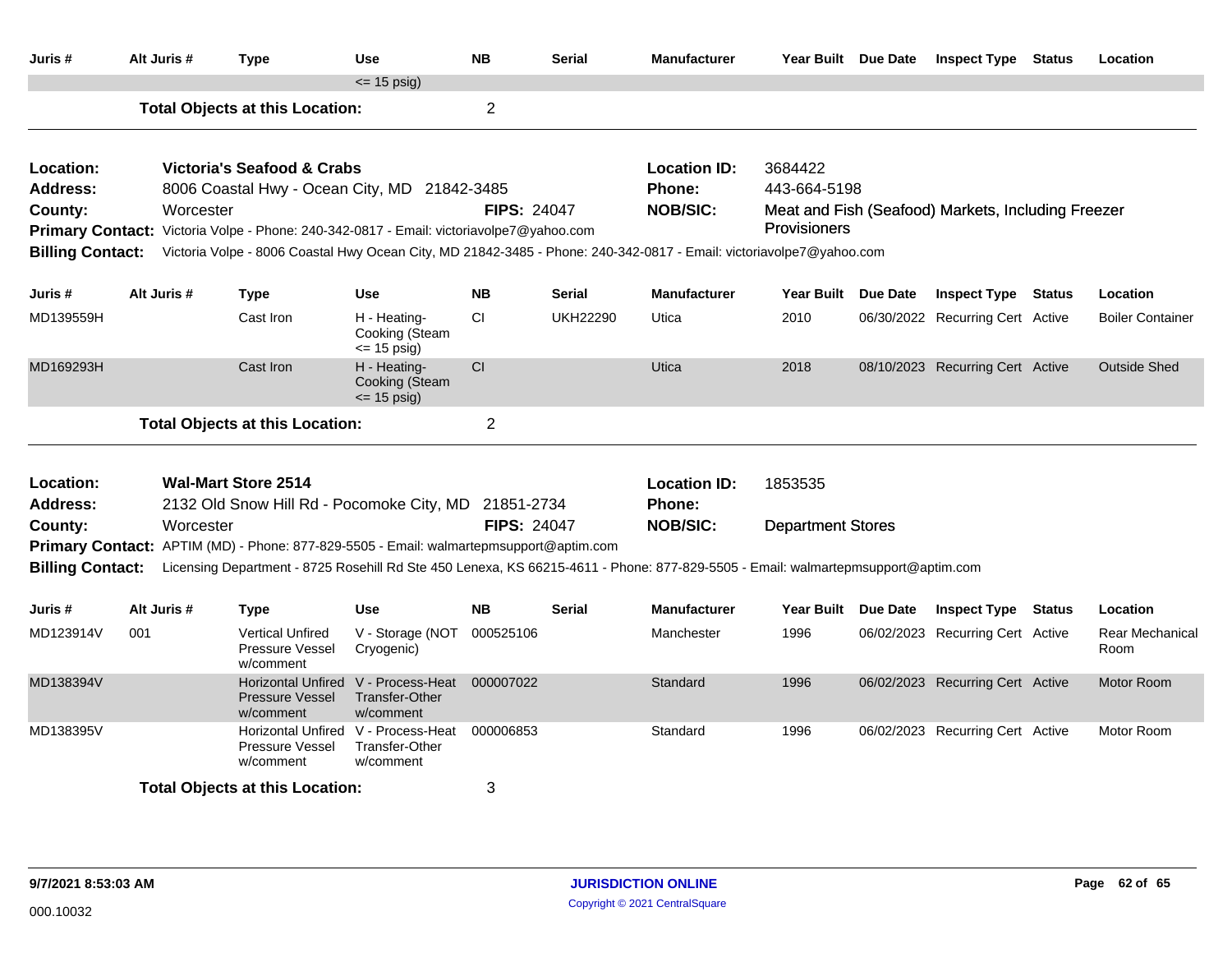| Juris # | Alt Juris # | Type | Use | NB | Serial | Manufacturer | Year Built | Due Date | Inspect Type | Status | Location |
|---|---|---|---|---|---|---|---|---|---|---|---|
| | | | <= 15 psig) | | | | | | | | |

**Total Objects at this Location:** 2

---

**Location:** Victoria's Seafood & Crabs
**Location ID:** 3684422
**Address:** 8006 Coastal Hwy - Ocean City, MD 21842-3485
**Phone:** 443-664-5198
**County:** Worcester
**FIPS:** 24047
**NOB/SIC:** Meat and Fish (Seafood) Markets, Including Freezer Provisioners
**Primary Contact:** Victoria Volpe - Phone: 240-342-0817 - Email: victoriavolpe7@yahoo.com
**Billing Contact:** Victoria Volpe - 8006 Coastal Hwy Ocean City, MD 21842-3485 - Phone: 240-342-0817 - Email: victoriavolpe7@yahoo.com

| Juris # | Alt Juris # | Type | Use | NB | Serial | Manufacturer | Year Built | Due Date | Inspect Type | Status | Location |
|---|---|---|---|---|---|---|---|---|---|---|---|
| MD139559H | | Cast Iron | H - Heating-Cooking (Steam <= 15 psig) | CI | UKH22290 | Utica | 2010 | 06/30/2022 | Recurring Cert | Active | Boiler Container |
| MD169293H | | Cast Iron | H - Heating-Cooking (Steam <= 15 psig) | CI | | Utica | 2018 | 08/10/2023 | Recurring Cert | Active | Outside Shed |

**Total Objects at this Location:** 2

---

**Location:** Wal-Mart Store 2514
**Location ID:** 1853535
**Address:** 2132 Old Snow Hill Rd - Pocomoke City, MD 21851-2734
**Phone:**
**County:** Worcester
**FIPS:** 24047
**NOB/SIC:** Department Stores
**Primary Contact:** APTIM (MD) - Phone: 877-829-5505 - Email: walmartepmsupport@aptim.com
**Billing Contact:** Licensing Department - 8725 Rosehill Rd Ste 450 Lenexa, KS 66215-4611 - Phone: 877-829-5505 - Email: walmartepmsupport@aptim.com

| Juris # | Alt Juris # | Type | Use | NB | Serial | Manufacturer | Year Built | Due Date | Inspect Type | Status | Location |
|---|---|---|---|---|---|---|---|---|---|---|---|
| MD123914V | 001 | Vertical Unfired Pressure Vessel w/comment | V - Storage (NOT Cryogenic) | 000525106 | | Manchester | 1996 | 06/02/2023 | Recurring Cert | Active | Rear Mechanical Room |
| MD138394V | | Horizontal Unfired Pressure Vessel w/comment | V - Process-Heat Transfer-Other w/comment | 000007022 | | Standard | 1996 | 06/02/2023 | Recurring Cert | Active | Motor Room |
| MD138395V | | Horizontal Unfired Pressure Vessel w/comment | V - Process-Heat Transfer-Other w/comment | 000006853 | | Standard | 1996 | 06/02/2023 | Recurring Cert | Active | Motor Room |

**Total Objects at this Location:** 3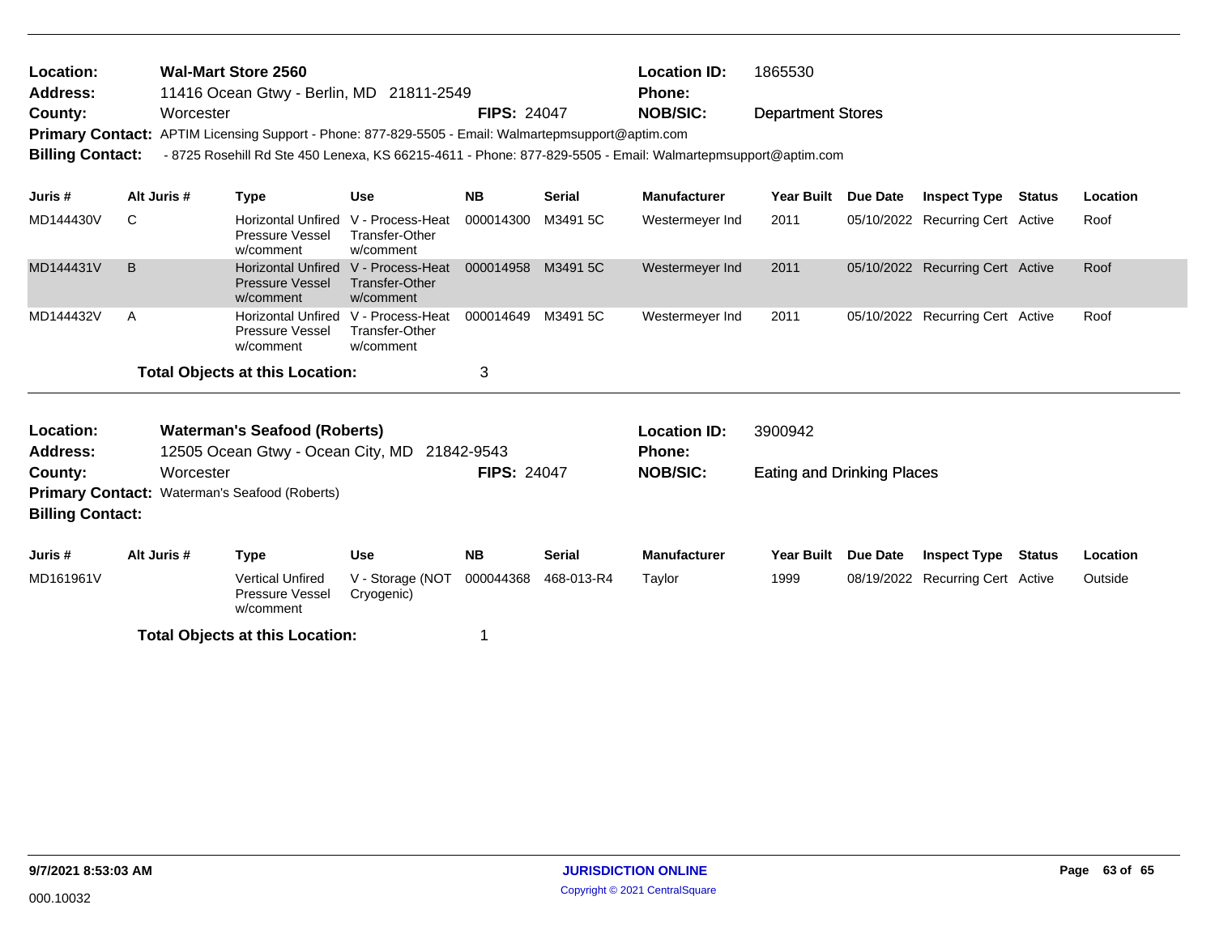**Location:** **Wal-Mart Store 2560** **Location ID:** 1865530
**Address:** 11416 Ocean Gtwy - Berlin, MD 21811-2549 **Phone:**
**County:** Worcester **FIPS:** 24047 **NOB/SIC:** Department Stores
**Primary Contact:** APTIM Licensing Support - Phone: 877-829-5505 - Email: Walmartepmsupport@aptim.com
**Billing Contact:** - 8725 Rosehill Rd Ste 450 Lenexa, KS 66215-4611 - Phone: 877-829-5505 - Email: Walmartepmsupport@aptim.com

| Juris # | Alt Juris # | Type | Use | NB | Serial | Manufacturer | Year Built | Due Date | Inspect Type | Status | Location |
|---|---|---|---|---|---|---|---|---|---|---|---|
| MD144430V | C | Horizontal Unfired Pressure Vessel w/comment | V - Process-Heat Transfer-Other w/comment | 000014300 | M3491 5C | Westermeyer Ind | 2011 | 05/10/2022 | Recurring Cert | Active | Roof |
| MD144431V | B | Horizontal Unfired Pressure Vessel w/comment | V - Process-Heat Transfer-Other w/comment | 000014958 | M3491 5C | Westermeyer Ind | 2011 | 05/10/2022 | Recurring Cert | Active | Roof |
| MD144432V | A | Horizontal Unfired Pressure Vessel w/comment | V - Process-Heat Transfer-Other w/comment | 000014649 | M3491 5C | Westermeyer Ind | 2011 | 05/10/2022 | Recurring Cert | Active | Roof |

**Total Objects at this Location:** 3

---

**Location:** **Waterman's Seafood (Roberts)** **Location ID:** 3900942
**Address:** 12505 Ocean Gtwy - Ocean City, MD 21842-9543 **Phone:**
**County:** Worcester **FIPS:** 24047 **NOB/SIC:** Eating and Drinking Places
**Primary Contact:** Waterman's Seafood (Roberts)
**Billing Contact:**

| Juris # | Alt Juris # | Type | Use | NB | Serial | Manufacturer | Year Built | Due Date | Inspect Type | Status | Location |
|---|---|---|---|---|---|---|---|---|---|---|---|
| MD161961V | | Vertical Unfired Pressure Vessel w/comment | V - Storage (NOT Cryogenic) | 000044368 | 468-013-R4 | Taylor | 1999 | 08/19/2022 | Recurring Cert | Active | Outside |

**Total Objects at this Location:** 1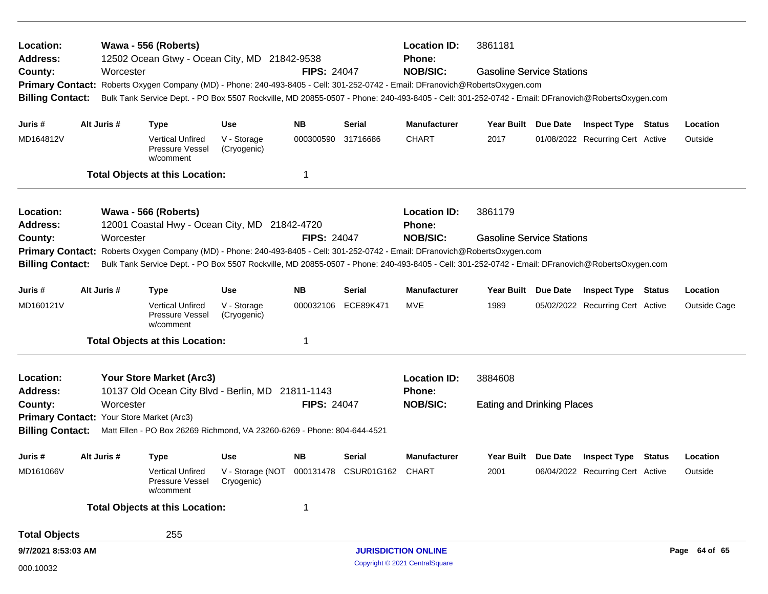**Location:** Wawa - 556 (Roberts) **Location ID:** 3861181
**Address:** 12502 Ocean Gtwy - Ocean City, MD 21842-9538 **Phone:**
**County:** Worcester **FIPS:** 24047 **NOB/SIC:** Gasoline Service Stations
**Primary Contact:** Roberts Oxygen Company (MD) - Phone: 240-493-8405 - Cell: 301-252-0742 - Email: DFranovich@RobertsOxygen.com
**Billing Contact:** Bulk Tank Service Dept. - PO Box 5507 Rockville, MD 20855-0507 - Phone: 240-493-8405 - Cell: 301-252-0742 - Email: DFranovich@RobertsOxygen.com

| Juris # | Alt Juris # | Type | Use | NB | Serial | Manufacturer | Year Built | Due Date | Inspect Type | Status | Location |
|---|---|---|---|---|---|---|---|---|---|---|---|
| MD164812V | | Vertical Unfired Pressure Vessel w/comment | V - Storage (Cryogenic) | 000300590 | 31716686 | CHART | 2017 | 01/08/2022 | Recurring Cert | Active | Outside |

**Total Objects at this Location:** 1

---

**Location:** Wawa - 566 (Roberts) **Location ID:** 3861179
**Address:** 12001 Coastal Hwy - Ocean City, MD 21842-4720 **Phone:**
**County:** Worcester **FIPS:** 24047 **NOB/SIC:** Gasoline Service Stations
**Primary Contact:** Roberts Oxygen Company (MD) - Phone: 240-493-8405 - Cell: 301-252-0742 - Email: DFranovich@RobertsOxygen.com
**Billing Contact:** Bulk Tank Service Dept. - PO Box 5507 Rockville, MD 20855-0507 - Phone: 240-493-8405 - Cell: 301-252-0742 - Email: DFranovich@RobertsOxygen.com

| Juris # | Alt Juris # | Type | Use | NB | Serial | Manufacturer | Year Built | Due Date | Inspect Type | Status | Location |
|---|---|---|---|---|---|---|---|---|---|---|---|
| MD160121V | | Vertical Unfired Pressure Vessel w/comment | V - Storage (Cryogenic) | 000032106 | ECE89K471 | MVE | 1989 | 05/02/2022 | Recurring Cert | Active | Outside Cage |

**Total Objects at this Location:** 1

---

**Location:** Your Store Market (Arc3) **Location ID:** 3884608
**Address:** 10137 Old Ocean City Blvd - Berlin, MD 21811-1143 **Phone:**
**County:** Worcester **FIPS:** 24047 **NOB/SIC:** Eating and Drinking Places
**Primary Contact:** Your Store Market (Arc3)
**Billing Contact:** Matt Ellen - PO Box 26269 Richmond, VA 23260-6269 - Phone: 804-644-4521

| Juris # | Alt Juris # | Type | Use | NB | Serial | Manufacturer | Year Built | Due Date | Inspect Type | Status | Location |
|---|---|---|---|---|---|---|---|---|---|---|---|
| MD161066V | | Vertical Unfired Pressure Vessel w/comment | V - Storage (NOT Cryogenic) | 000131478 | CSUR01G162 | CHART | 2001 | 06/04/2022 | Recurring Cert | Active | Outside |

**Total Objects at this Location:** 1

**Total Objects** 255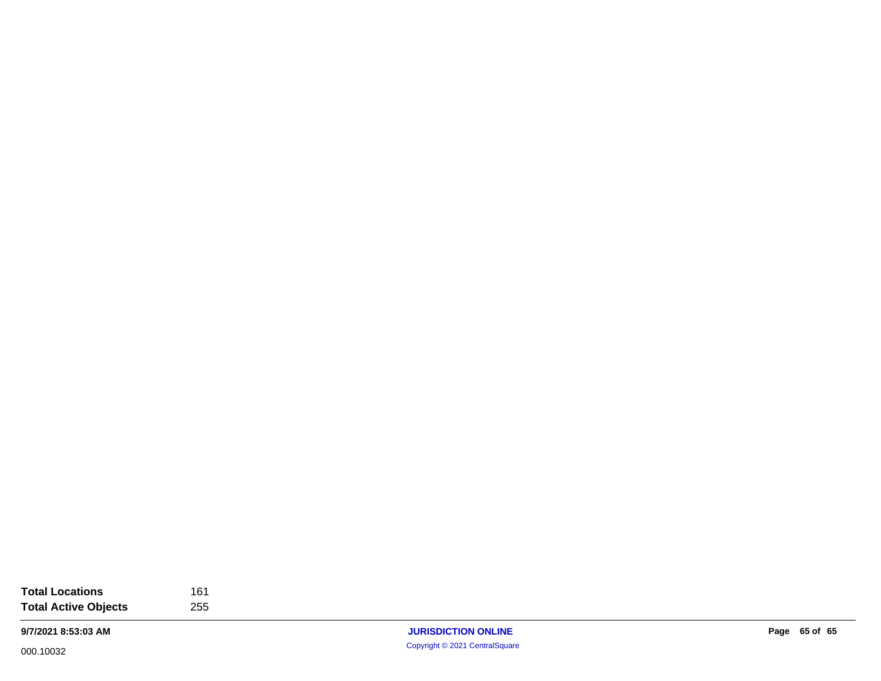| | |
|---|---|
| **Total Locations** | 161 |
| **Total Active Objects** | 255 |